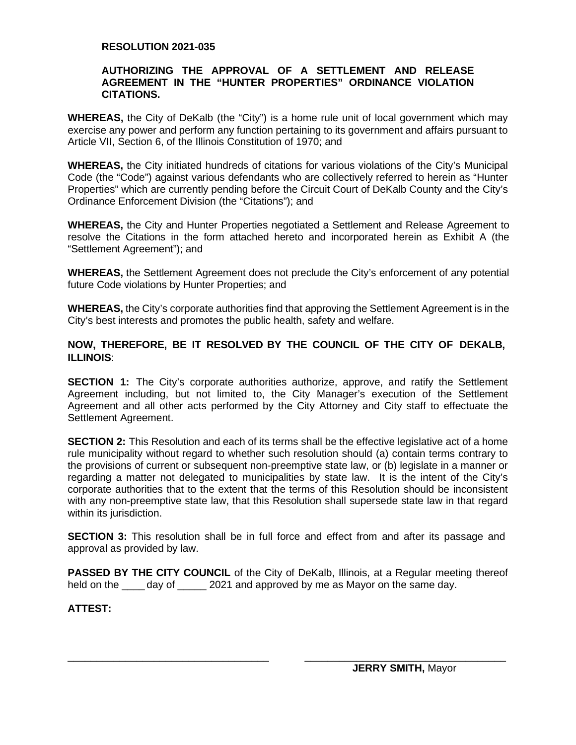**RESOLUTION 2021-035**

**AUTHORIZING THE APPROVAL OF A SETTLEMENT AND RELEASE AGREEMENT IN THE "HUNTER PROPERTIES" ORDINANCE VIOLATION CITATIONS.**

**WHEREAS,** the City of DeKalb (the "City") is a home rule unit of local government which may exercise any power and perform any function pertaining to its government and affairs pursuant to Article VII, Section 6, of the Illinois Constitution of 1970; and

**WHEREAS,** the City initiated hundreds of citations for various violations of the City's Municipal Code (the "Code") against various defendants who are collectively referred to herein as "Hunter Properties" which are currently pending before the Circuit Court of DeKalb County and the City's Ordinance Enforcement Division (the "Citations"); and

**WHEREAS,** the City and Hunter Properties negotiated a Settlement and Release Agreement to resolve the Citations in the form attached hereto and incorporated herein as Exhibit A (the "Settlement Agreement"); and

**WHEREAS,** the Settlement Agreement does not preclude the City's enforcement of any potential future Code violations by Hunter Properties; and

**WHEREAS,** the City's corporate authorities find that approving the Settlement Agreement is in the City's best interests and promotes the public health, safety and welfare.

**NOW, THEREFORE, BE IT RESOLVED BY THE COUNCIL OF THE CITY OF DEKALB, ILLINOIS**:

**SECTION 1:** The City's corporate authorities authorize, approve, and ratify the Settlement Agreement including, but not limited to, the City Manager's execution of the Settlement Agreement and all other acts performed by the City Attorney and City staff to effectuate the Settlement Agreement.

**SECTION 2:** This Resolution and each of its terms shall be the effective legislative act of a home rule municipality without regard to whether such resolution should (a) contain terms contrary to the provisions of current or subsequent non-preemptive state law, or (b) legislate in a manner or regarding a matter not delegated to municipalities by state law. It is the intent of the City's corporate authorities that to the extent that the terms of this Resolution should be inconsistent with any non-preemptive state law, that this Resolution shall supersede state law in that regard within its jurisdiction.

**SECTION 3:** This resolution shall be in full force and effect from and after its passage and approval as provided by law.

**PASSED BY THE CITY COUNCIL** of the City of DeKalb, Illinois, at a Regular meeting thereof held on the ____ day of _____ 2021 and approved by me as Mayor on the same day.

**ATTEST:**

\_\_\_\_\_\_\_\_\_\_\_\_\_\_\_\_\_\_\_\_\_\_\_\_\_\_\_\_\_\_\_\_\_\_\_\_

\_\_\_\_\_\_\_\_\_\_\_\_\_\_\_\_\_\_\_\_\_\_\_\_\_\_\_\_\_\_\_\_\_\_\_\_
**JERRY SMITH,** Mayor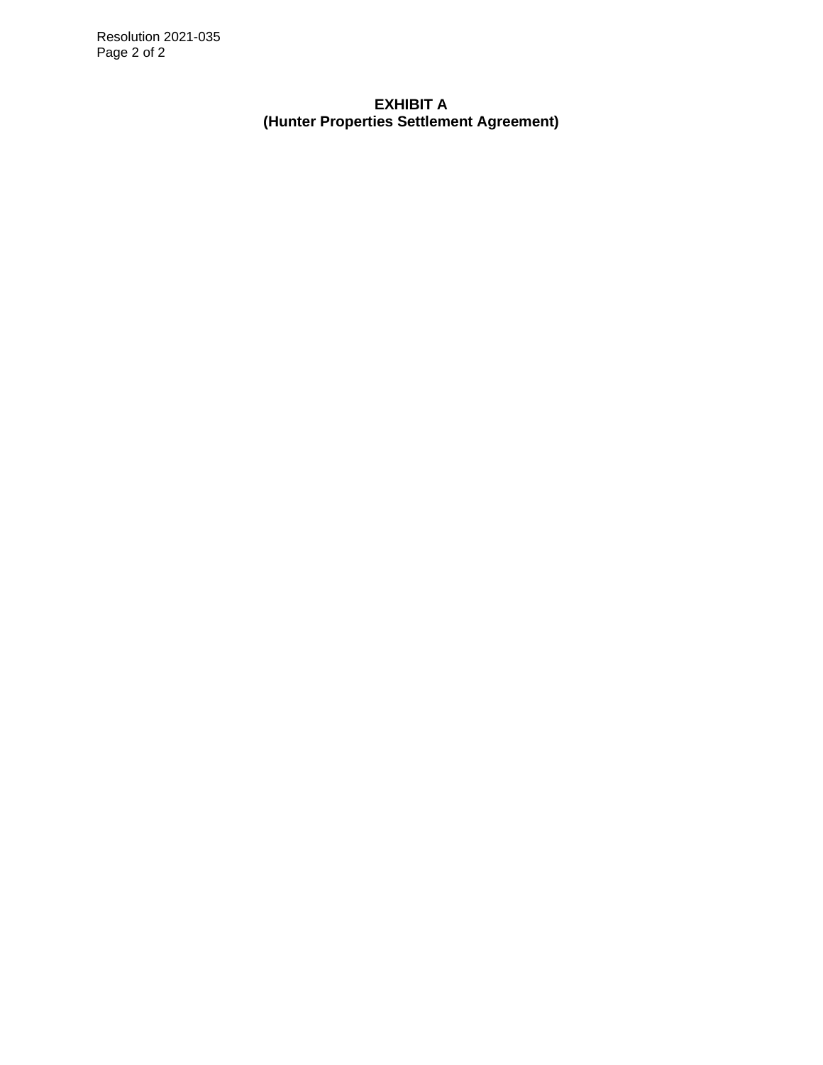**EXHIBIT A**
**(Hunter Properties Settlement Agreement)**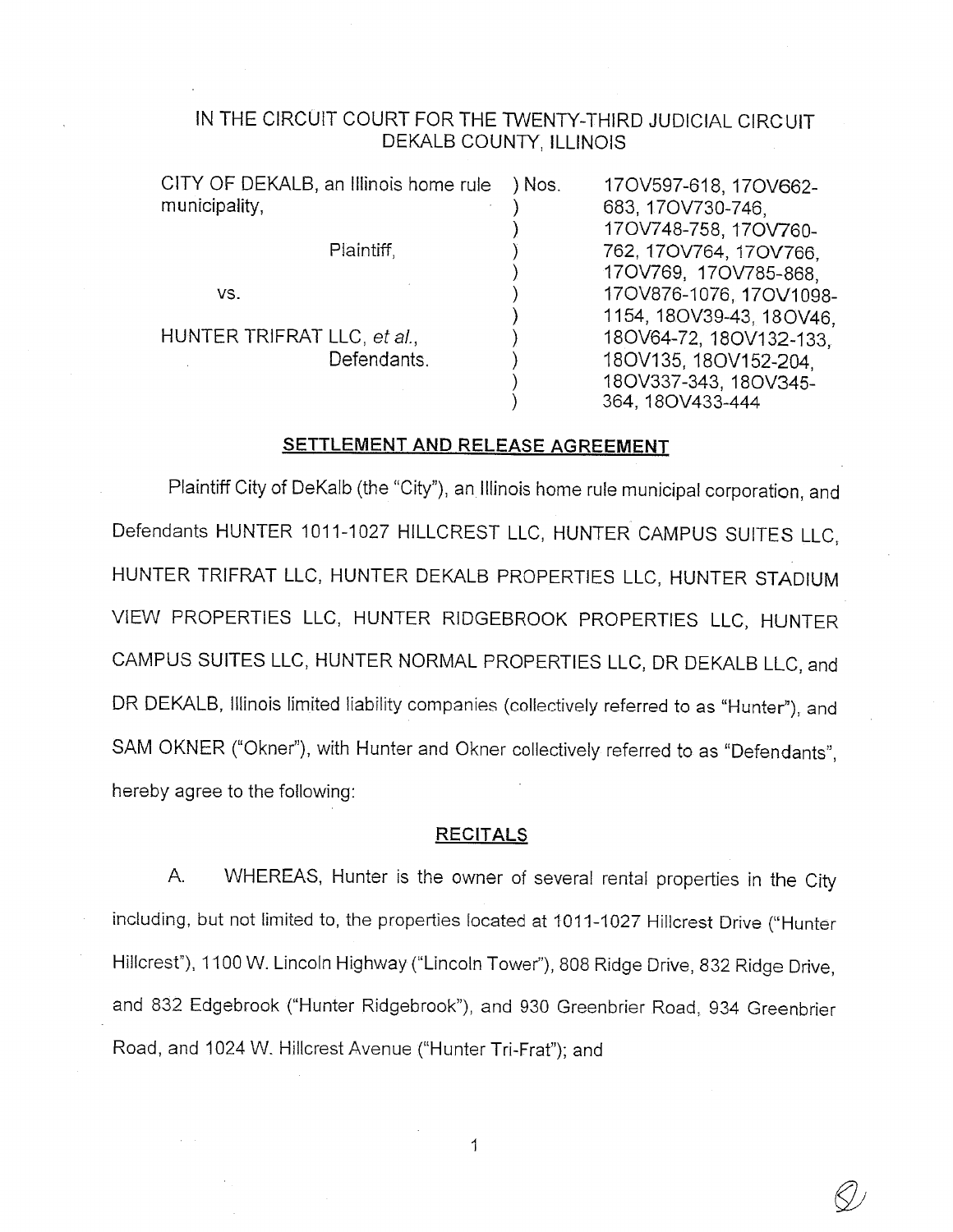IN THE CIRCUIT COURT FOR THE TWENTY-THIRD JUDICIAL CIRCUIT
DEKALB COUNTY, ILLINOIS

| | | |
|---|---|---|
| CITY OF DEKALB, an Illinois home rule municipality, | ) Nos. | 17OV597-618, 17OV662-683, 17OV730-746, 17OV748-758, 17OV760-762, 17OV764, 17OV766, 17OV769, 17OV785-868, 17OV876-1076, 17OV1098-1154, 18OV39-43, 18OV46, 18OV64-72, 18OV132-133, 18OV135, 18OV152-204, 18OV337-343, 18OV345-364, 18OV433-444 |
| Plaintiff, | ) | |
| vs. | ) | |
| HUNTER TRIFRAT LLC, *et al.*, Defendants. | ) | |

## SETTLEMENT AND RELEASE AGREEMENT

Plaintiff City of DeKalb (the "City"), an Illinois home rule municipal corporation, and Defendants HUNTER 1011-1027 HILLCREST LLC, HUNTER CAMPUS SUITES LLC, HUNTER TRIFRAT LLC, HUNTER DEKALB PROPERTIES LLC, HUNTER STADIUM VIEW PROPERTIES LLC, HUNTER RIDGEBROOK PROPERTIES LLC, HUNTER CAMPUS SUITES LLC, HUNTER NORMAL PROPERTIES LLC, DR DEKALB LLC, and DR DEKALB, Illinois limited liability companies (collectively referred to as "Hunter"), and SAM OKNER ("Okner"), with Hunter and Okner collectively referred to as "Defendants", hereby agree to the following:

## RECITALS

A. WHEREAS, Hunter is the owner of several rental properties in the City including, but not limited to, the properties located at 1011-1027 Hillcrest Drive ("Hunter Hillcrest"), 1100 W. Lincoln Highway ("Lincoln Tower"), 808 Ridge Drive, 832 Ridge Drive, and 832 Edgebrook ("Hunter Ridgebrook"), and 930 Greenbrier Road, 934 Greenbrier Road, and 1024 W. Hillcrest Avenue ("Hunter Tri-Frat"); and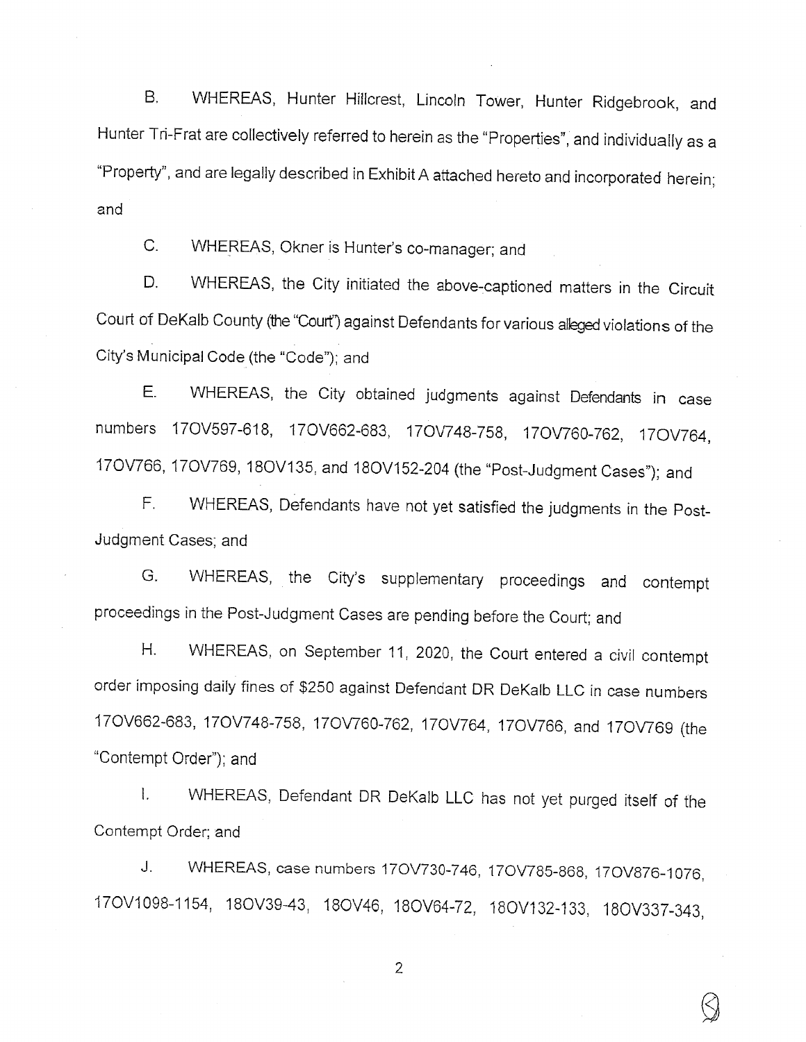B. WHEREAS, Hunter Hillcrest, Lincoln Tower, Hunter Ridgebrook, and Hunter Tri-Frat are collectively referred to herein as the "Properties", and individually as a "Property", and are legally described in Exhibit A attached hereto and incorporated herein; and

C. WHEREAS, Okner is Hunter's co-manager; and

D. WHEREAS, the City initiated the above-captioned matters in the Circuit Court of DeKalb County (the "Court") against Defendants for various alleged violations of the City's Municipal Code (the "Code"); and

E. WHEREAS, the City obtained judgments against Defendants in case numbers 17OV597-618, 17OV662-683, 17OV748-758, 17OV760-762, 17OV764, 17OV766, 17OV769, 18OV135, and 18OV152-204 (the "Post-Judgment Cases"); and

F. WHEREAS, Defendants have not yet satisfied the judgments in the Post-Judgment Cases; and

G. WHEREAS, the City's supplementary proceedings and contempt proceedings in the Post-Judgment Cases are pending before the Court; and

H. WHEREAS, on September 11, 2020, the Court entered a civil contempt order imposing daily fines of $250 against Defendant DR DeKalb LLC in case numbers 17OV662-683, 17OV748-758, 17OV760-762, 17OV764, 17OV766, and 17OV769 (the "Contempt Order"); and

I. WHEREAS, Defendant DR DeKalb LLC has not yet purged itself of the Contempt Order; and

J. WHEREAS, case numbers 17OV730-746, 17OV785-868, 17OV876-1076, 17OV1098-1154, 18OV39-43, 18OV46, 18OV64-72, 18OV132-133, 18OV337-343,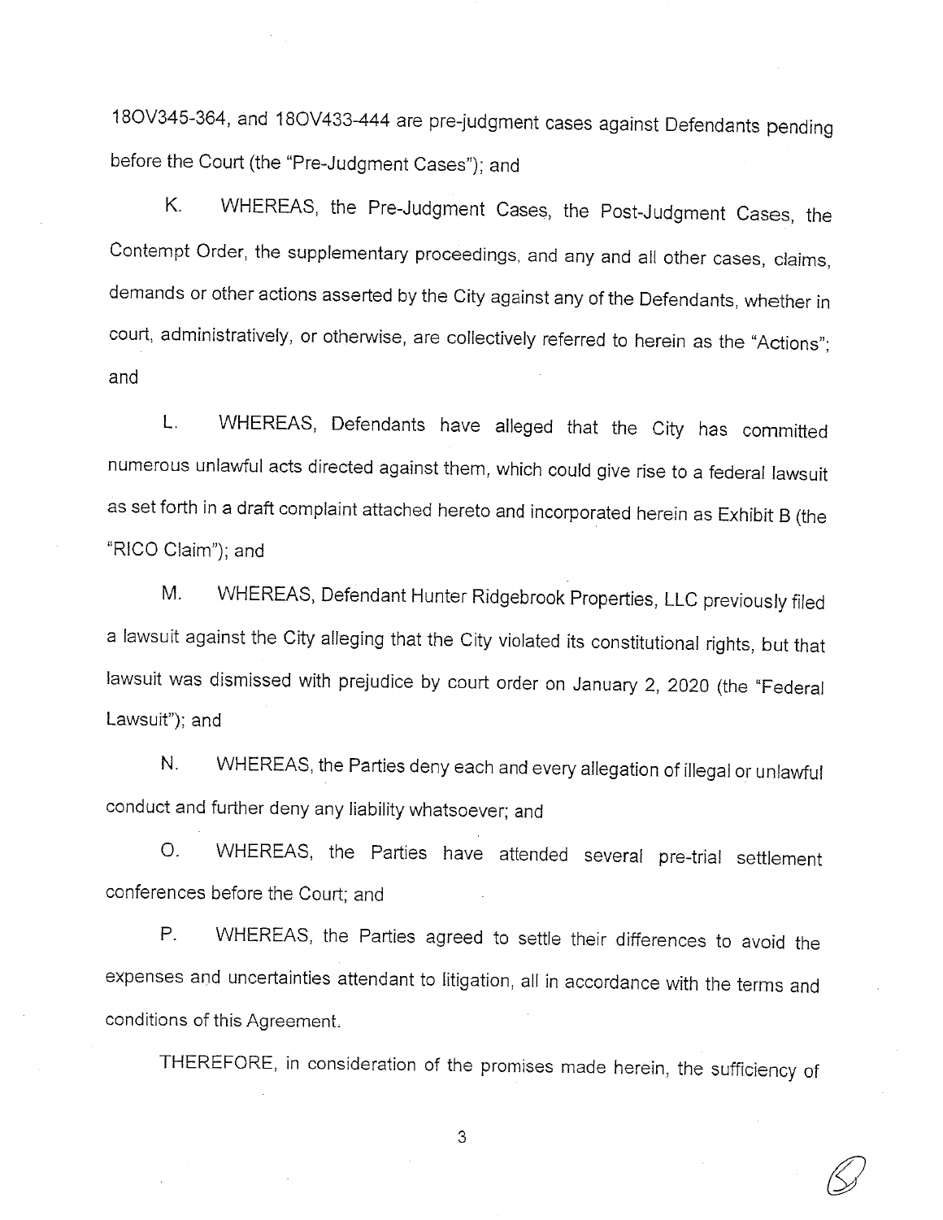18OV345-364, and 18OV433-444 are pre-judgment cases against Defendants pending before the Court (the "Pre-Judgment Cases"); and

K. WHEREAS, the Pre-Judgment Cases, the Post-Judgment Cases, the Contempt Order, the supplementary proceedings, and any and all other cases, claims, demands or other actions asserted by the City against any of the Defendants, whether in court, administratively, or otherwise, are collectively referred to herein as the "Actions"; and

L. WHEREAS, Defendants have alleged that the City has committed numerous unlawful acts directed against them, which could give rise to a federal lawsuit as set forth in a draft complaint attached hereto and incorporated herein as Exhibit B (the "RICO Claim"); and

M. WHEREAS, Defendant Hunter Ridgebrook Properties, LLC previously filed a lawsuit against the City alleging that the City violated its constitutional rights, but that lawsuit was dismissed with prejudice by court order on January 2, 2020 (the "Federal Lawsuit"); and

N. WHEREAS, the Parties deny each and every allegation of illegal or unlawful conduct and further deny any liability whatsoever; and

O. WHEREAS, the Parties have attended several pre-trial settlement conferences before the Court; and

P. WHEREAS, the Parties agreed to settle their differences to avoid the expenses and uncertainties attendant to litigation, all in accordance with the terms and conditions of this Agreement.

THEREFORE, in consideration of the promises made herein, the sufficiency of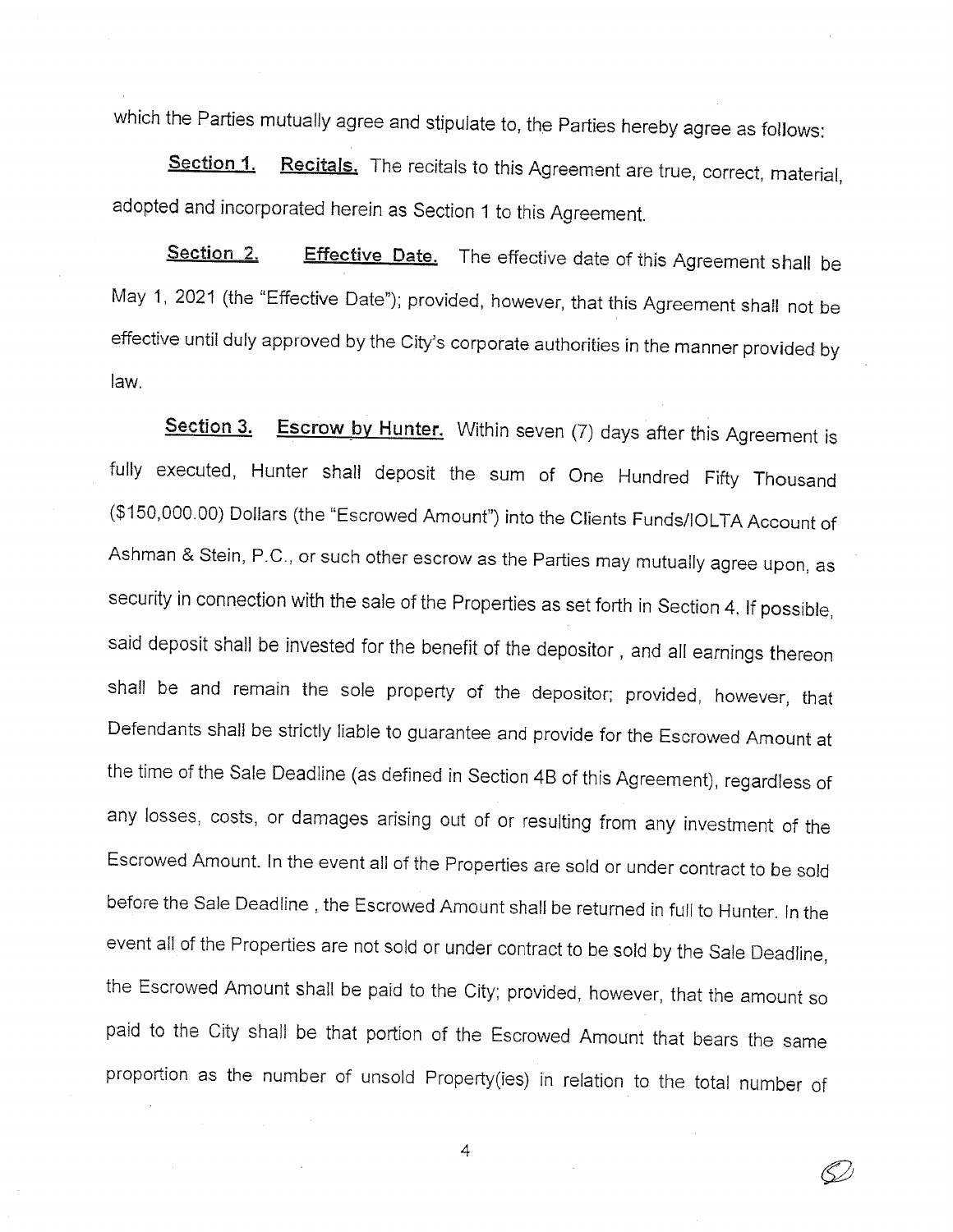which the Parties mutually agree and stipulate to, the Parties hereby agree as follows:

**Section 1.** **Recitals.** The recitals to this Agreement are true, correct, material, adopted and incorporated herein as Section 1 to this Agreement.

**Section 2.** **Effective Date.** The effective date of this Agreement shall be May 1, 2021 (the "Effective Date"); provided, however, that this Agreement shall not be effective until duly approved by the City's corporate authorities in the manner provided by law.

**Section 3.** **Escrow by Hunter.** Within seven (7) days after this Agreement is fully executed, Hunter shall deposit the sum of One Hundred Fifty Thousand ($150,000.00) Dollars (the "Escrowed Amount") into the Clients Funds/IOLTA Account of Ashman & Stein, P.C., or such other escrow as the Parties may mutually agree upon, as security in connection with the sale of the Properties as set forth in Section 4. If possible, said deposit shall be invested for the benefit of the depositor , and all earnings thereon shall be and remain the sole property of the depositor; provided, however, that Defendants shall be strictly liable to guarantee and provide for the Escrowed Amount at the time of the Sale Deadline (as defined in Section 4B of this Agreement), regardless of any losses, costs, or damages arising out of or resulting from any investment of the Escrowed Amount. In the event all of the Properties are sold or under contract to be sold before the Sale Deadline , the Escrowed Amount shall be returned in full to Hunter. In the event all of the Properties are not sold or under contract to be sold by the Sale Deadline, the Escrowed Amount shall be paid to the City; provided, however, that the amount so paid to the City shall be that portion of the Escrowed Amount that bears the same proportion as the number of unsold Property(ies) in relation to the total number of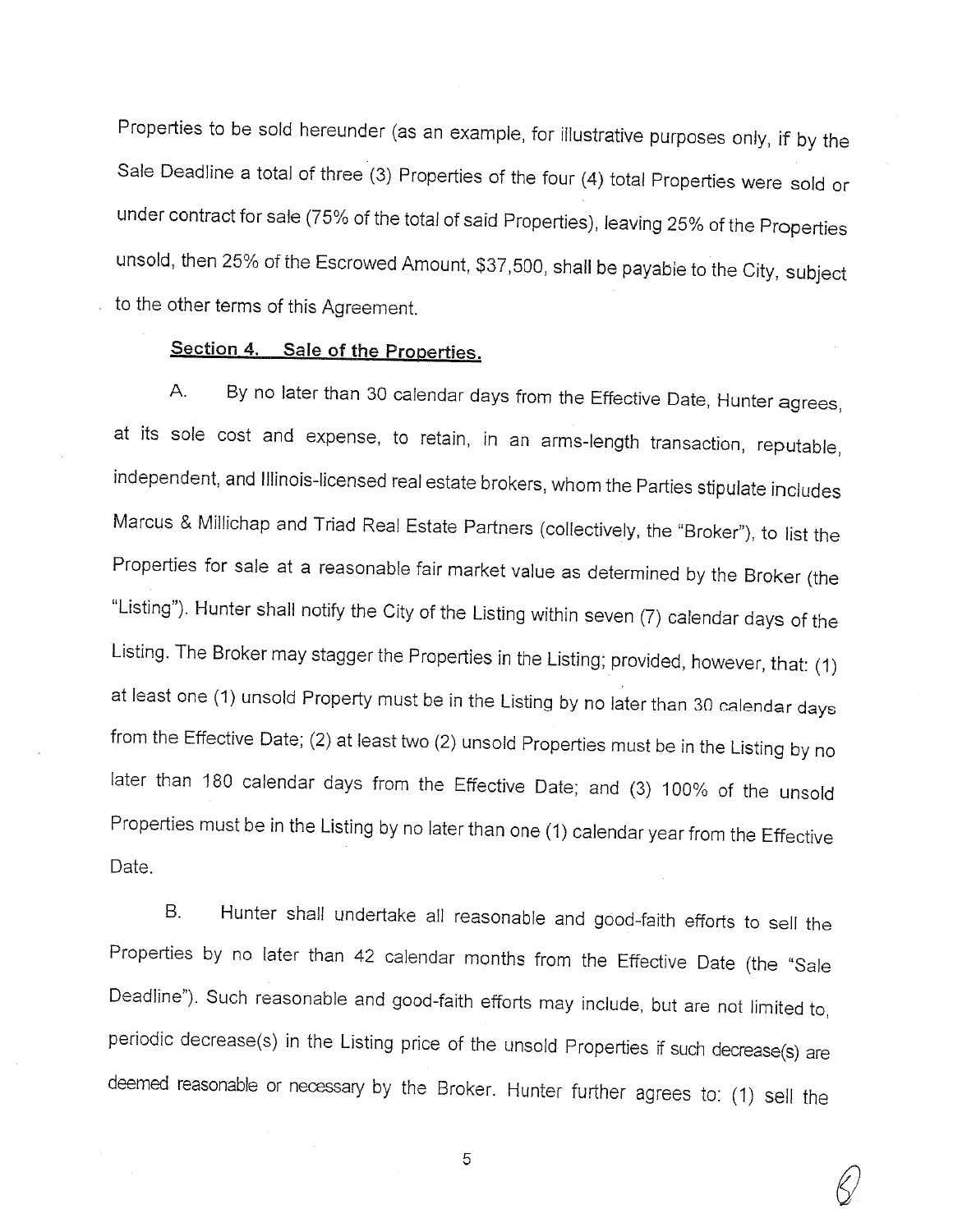Properties to be sold hereunder (as an example, for illustrative purposes only, if by the Sale Deadline a total of three (3) Properties of the four (4) total Properties were sold or under contract for sale (75% of the total of said Properties), leaving 25% of the Properties unsold, then 25% of the Escrowed Amount, $37,500, shall be payable to the City, subject to the other terms of this Agreement.

**Section 4. Sale of the Properties.**

A. By no later than 30 calendar days from the Effective Date, Hunter agrees, at its sole cost and expense, to retain, in an arms-length transaction, reputable, independent, and Illinois-licensed real estate brokers, whom the Parties stipulate includes Marcus & Millichap and Triad Real Estate Partners (collectively, the "Broker"), to list the Properties for sale at a reasonable fair market value as determined by the Broker (the "Listing"). Hunter shall notify the City of the Listing within seven (7) calendar days of the Listing. The Broker may stagger the Properties in the Listing; provided, however, that: (1) at least one (1) unsold Property must be in the Listing by no later than 30 calendar days from the Effective Date; (2) at least two (2) unsold Properties must be in the Listing by no later than 180 calendar days from the Effective Date; and (3) 100% of the unsold Properties must be in the Listing by no later than one (1) calendar year from the Effective Date.

B. Hunter shall undertake all reasonable and good-faith efforts to sell the Properties by no later than 42 calendar months from the Effective Date (the "Sale Deadline"). Such reasonable and good-faith efforts may include, but are not limited to, periodic decrease(s) in the Listing price of the unsold Properties if such decrease(s) are deemed reasonable or necessary by the Broker. Hunter further agrees to: (1) sell the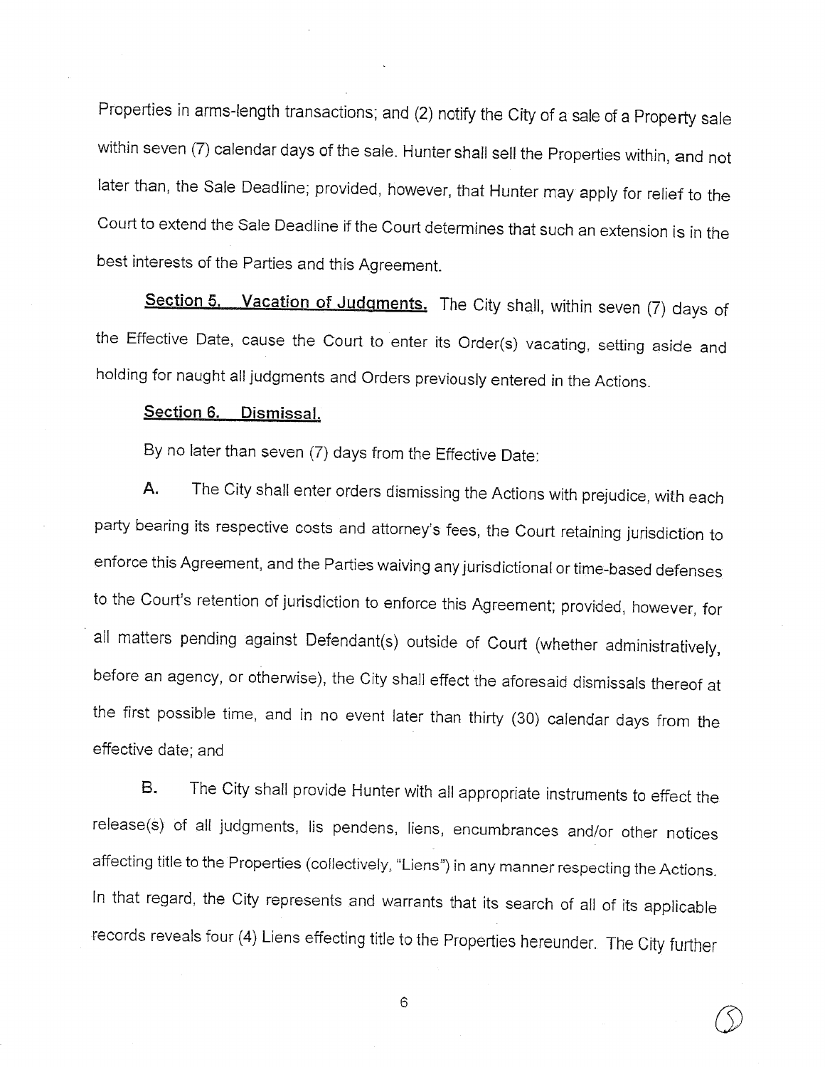Properties in arms-length transactions; and (2) notify the City of a sale of a Property sale within seven (7) calendar days of the sale. Hunter shall sell the Properties within, and not later than, the Sale Deadline; provided, however, that Hunter may apply for relief to the Court to extend the Sale Deadline if the Court determines that such an extension is in the best interests of the Parties and this Agreement.

**Section 5. Vacation of Judgments.** The City shall, within seven (7) days of the Effective Date, cause the Court to enter its Order(s) vacating, setting aside and holding for naught all judgments and Orders previously entered in the Actions.

**Section 6. Dismissal.**

By no later than seven (7) days from the Effective Date:

A. The City shall enter orders dismissing the Actions with prejudice, with each party bearing its respective costs and attorney's fees, the Court retaining jurisdiction to enforce this Agreement, and the Parties waiving any jurisdictional or time-based defenses to the Court's retention of jurisdiction to enforce this Agreement; provided, however, for all matters pending against Defendant(s) outside of Court (whether administratively, before an agency, or otherwise), the City shall effect the aforesaid dismissals thereof at the first possible time, and in no event later than thirty (30) calendar days from the effective date; and

B. The City shall provide Hunter with all appropriate instruments to effect the release(s) of all judgments, lis pendens, liens, encumbrances and/or other notices affecting title to the Properties (collectively, "Liens") in any manner respecting the Actions. In that regard, the City represents and warrants that its search of all of its applicable records reveals four (4) Liens effecting title to the Properties hereunder. The City further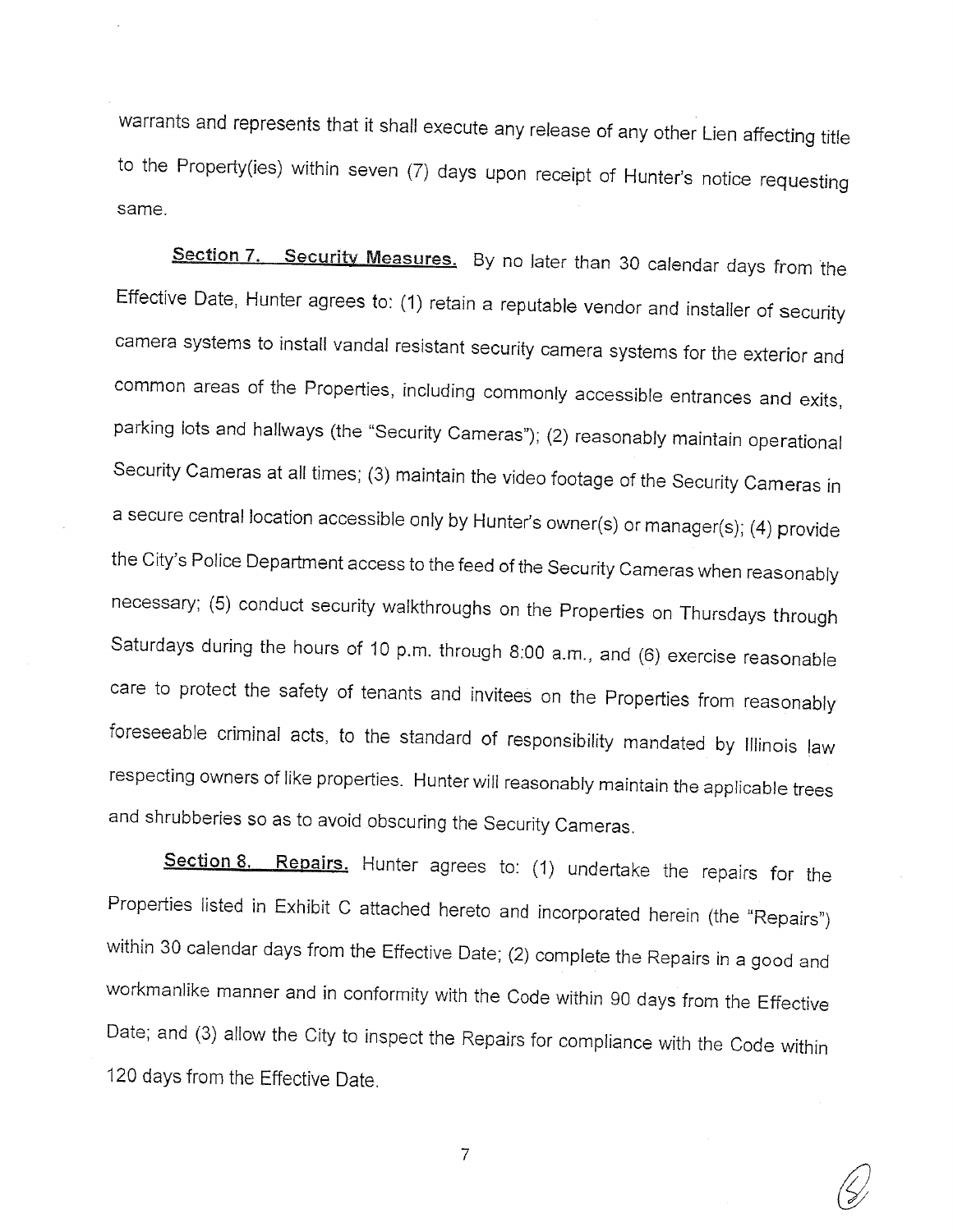warrants and represents that it shall execute any release of any other Lien affecting title to the Property(ies) within seven (7) days upon receipt of Hunter's notice requesting same.

**Section 7. Security Measures.** By no later than 30 calendar days from the Effective Date, Hunter agrees to: (1) retain a reputable vendor and installer of security camera systems to install vandal resistant security camera systems for the exterior and common areas of the Properties, including commonly accessible entrances and exits, parking lots and hallways (the "Security Cameras"); (2) reasonably maintain operational Security Cameras at all times; (3) maintain the video footage of the Security Cameras in a secure central location accessible only by Hunter's owner(s) or manager(s); (4) provide the City's Police Department access to the feed of the Security Cameras when reasonably necessary; (5) conduct security walkthroughs on the Properties on Thursdays through Saturdays during the hours of 10 p.m. through 8:00 a.m., and (6) exercise reasonable care to protect the safety of tenants and invitees on the Properties from reasonably foreseeable criminal acts, to the standard of responsibility mandated by Illinois law respecting owners of like properties. Hunter will reasonably maintain the applicable trees and shrubberies so as to avoid obscuring the Security Cameras.

**Section 8. Repairs.** Hunter agrees to: (1) undertake the repairs for the Properties listed in Exhibit C attached hereto and incorporated herein (the "Repairs") within 30 calendar days from the Effective Date; (2) complete the Repairs in a good and workmanlike manner and in conformity with the Code within 90 days from the Effective Date; and (3) allow the City to inspect the Repairs for compliance with the Code within 120 days from the Effective Date.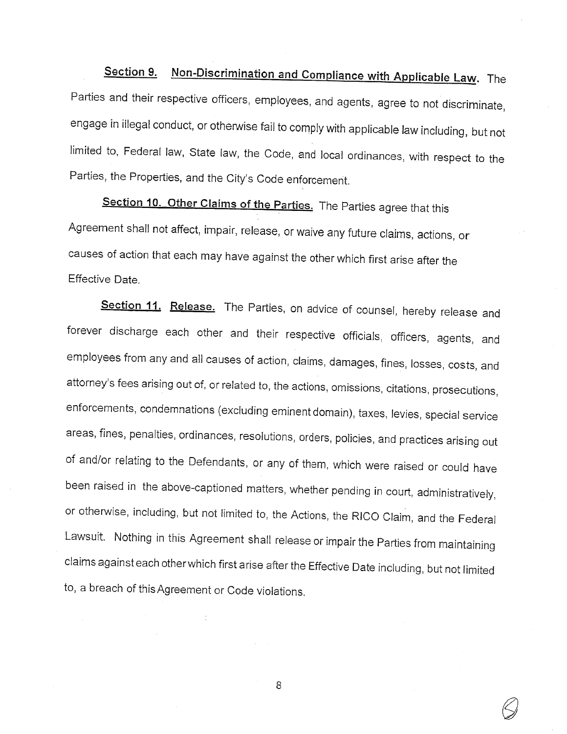**Section 9. Non-Discrimination and Compliance with Applicable Law.** The Parties and their respective officers, employees, and agents, agree to not discriminate, engage in illegal conduct, or otherwise fail to comply with applicable law including, but not limited to, Federal law, State law, the Code, and local ordinances, with respect to the Parties, the Properties, and the City's Code enforcement.

**Section 10. Other Claims of the Parties.** The Parties agree that this Agreement shall not affect, impair, release, or waive any future claims, actions, or causes of action that each may have against the other which first arise after the Effective Date.

**Section 11. Release.** The Parties, on advice of counsel, hereby release and forever discharge each other and their respective officials, officers, agents, and employees from any and all causes of action, claims, damages, fines, losses, costs, and attorney's fees arising out of, or related to, the actions, omissions, citations, prosecutions, enforcements, condemnations (excluding eminent domain), taxes, levies, special service areas, fines, penalties, ordinances, resolutions, orders, policies, and practices arising out of and/or relating to the Defendants, or any of them, which were raised or could have been raised in the above-captioned matters, whether pending in court, administratively, or otherwise, including, but not limited to, the Actions, the RICO Claim, and the Federal Lawsuit. Nothing in this Agreement shall release or impair the Parties from maintaining claims against each other which first arise after the Effective Date including, but not limited to, a breach of this Agreement or Code violations.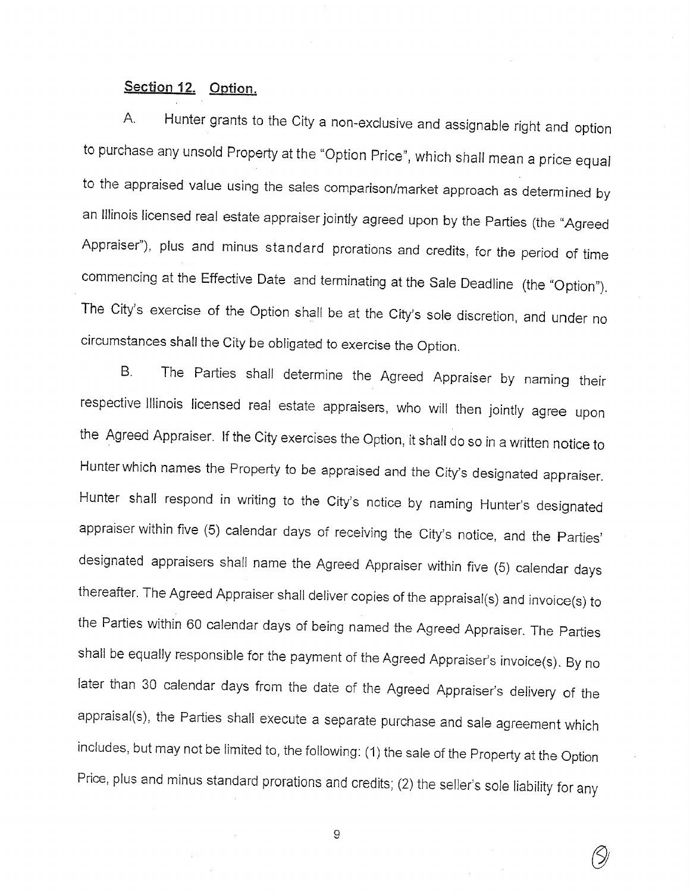**Section 12. Option.**

A. Hunter grants to the City a non-exclusive and assignable right and option to purchase any unsold Property at the "Option Price", which shall mean a price equal to the appraised value using the sales comparison/market approach as determined by an Illinois licensed real estate appraiser jointly agreed upon by the Parties (the "Agreed Appraiser"), plus and minus standard prorations and credits, for the period of time commencing at the Effective Date and terminating at the Sale Deadline (the "Option"). The City's exercise of the Option shall be at the City's sole discretion, and under no circumstances shall the City be obligated to exercise the Option.

B. The Parties shall determine the Agreed Appraiser by naming their respective Illinois licensed real estate appraisers, who will then jointly agree upon the Agreed Appraiser. If the City exercises the Option, it shall do so in a written notice to Hunter which names the Property to be appraised and the City's designated appraiser. Hunter shall respond in writing to the City's notice by naming Hunter's designated appraiser within five (5) calendar days of receiving the City's notice, and the Parties' designated appraisers shall name the Agreed Appraiser within five (5) calendar days thereafter. The Agreed Appraiser shall deliver copies of the appraisal(s) and invoice(s) to the Parties within 60 calendar days of being named the Agreed Appraiser. The Parties shall be equally responsible for the payment of the Agreed Appraiser's invoice(s). By no later than 30 calendar days from the date of the Agreed Appraiser's delivery of the appraisal(s), the Parties shall execute a separate purchase and sale agreement which includes, but may not be limited to, the following: (1) the sale of the Property at the Option Price, plus and minus standard prorations and credits; (2) the seller's sole liability for any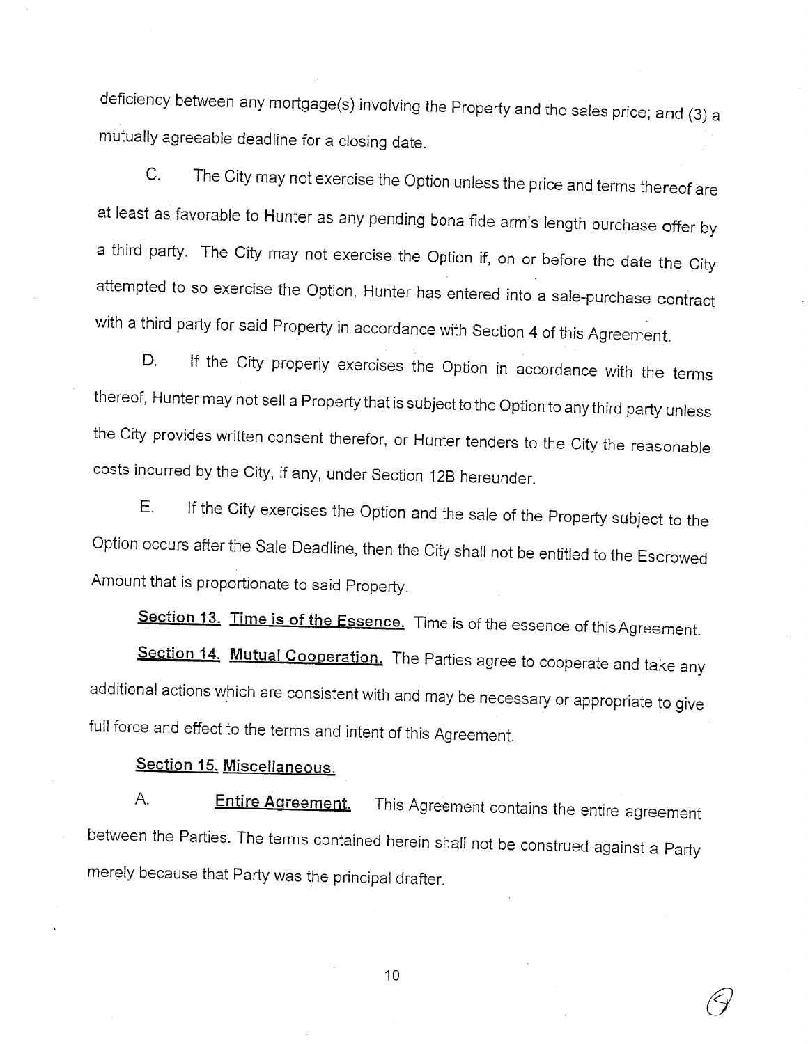deficiency between any mortgage(s) involving the Property and the sales price; and (3) a mutually agreeable deadline for a closing date.

C. The City may not exercise the Option unless the price and terms thereof are at least as favorable to Hunter as any pending bona fide arm's length purchase offer by a third party. The City may not exercise the Option if, on or before the date the City attempted to so exercise the Option, Hunter has entered into a sale-purchase contract with a third party for said Property in accordance with Section 4 of this Agreement.

D. If the City properly exercises the Option in accordance with the terms thereof, Hunter may not sell a Property that is subject to the Option to any third party unless the City provides written consent therefor, or Hunter tenders to the City the reasonable costs incurred by the City, if any, under Section 12B hereunder.

E. If the City exercises the Option and the sale of the Property subject to the Option occurs after the Sale Deadline, then the City shall not be entitled to the Escrowed Amount that is proportionate to said Property.

**Section 13. Time is of the Essence.** Time is of the essence of this Agreement.

**Section 14. Mutual Cooperation.** The Parties agree to cooperate and take any additional actions which are consistent with and may be necessary or appropriate to give full force and effect to the terms and intent of this Agreement.

**Section 15. Miscellaneous.**

A. **Entire Agreement.** This Agreement contains the entire agreement between the Parties. The terms contained herein shall not be construed against a Party merely because that Party was the principal drafter.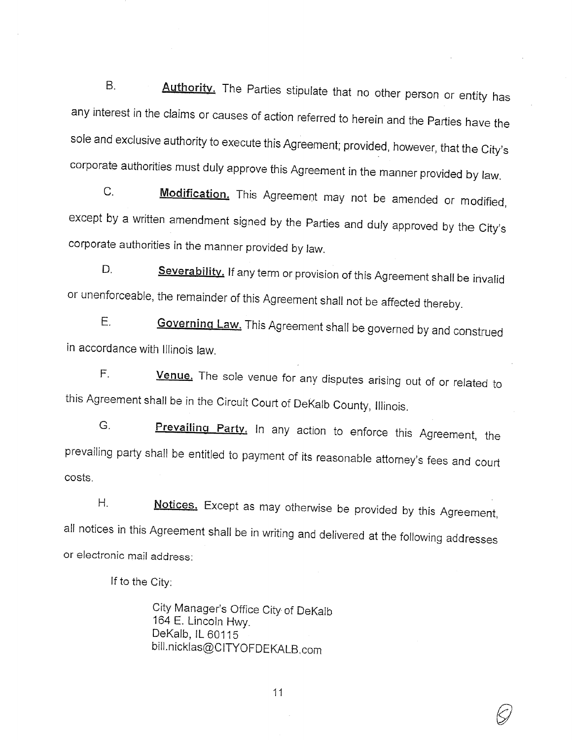B. **Authority.** The Parties stipulate that no other person or entity has any interest in the claims or causes of action referred to herein and the Parties have the sole and exclusive authority to execute this Agreement; provided, however, that the City's corporate authorities must duly approve this Agreement in the manner provided by law.

C. **Modification.** This Agreement may not be amended or modified, except by a written amendment signed by the Parties and duly approved by the City's corporate authorities in the manner provided by law.

D. **Severability.** If any term or provision of this Agreement shall be invalid or unenforceable, the remainder of this Agreement shall not be affected thereby.

E. **Governing Law.** This Agreement shall be governed by and construed in accordance with Illinois law.

F. **Venue.** The sole venue for any disputes arising out of or related to this Agreement shall be in the Circuit Court of DeKalb County, Illinois.

G. **Prevailing Party.** In any action to enforce this Agreement, the prevailing party shall be entitled to payment of its reasonable attorney's fees and court costs.

H. **Notices.** Except as may otherwise be provided by this Agreement, all notices in this Agreement shall be in writing and delivered at the following addresses or electronic mail address:

If to the City:

City Manager's Office City of DeKalb
164 E. Lincoln Hwy.
DeKalb, IL 60115
bill.nicklas@CITYOFDEKALB.com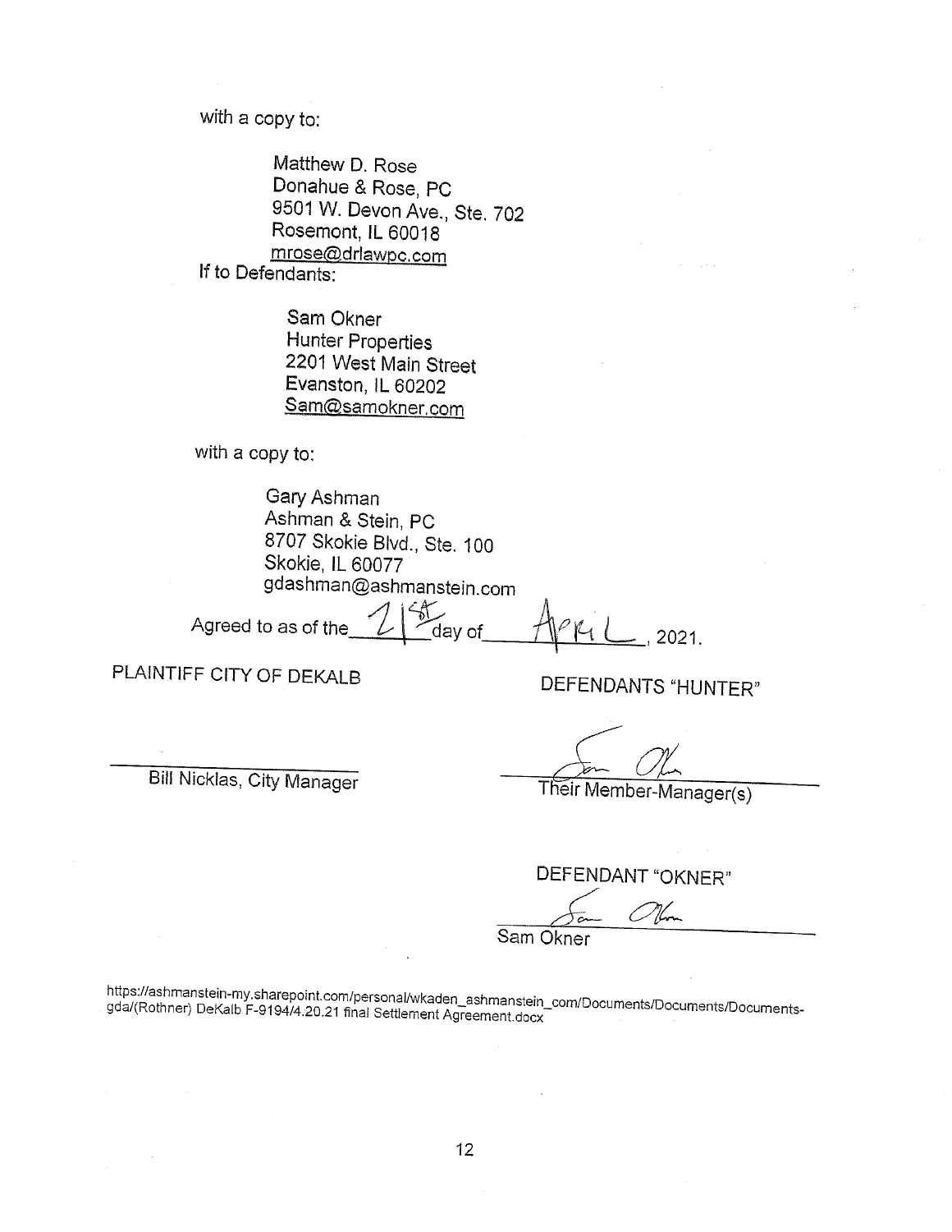with a copy to:

> Matthew D. Rose
> Donahue & Rose, PC
> 9501 W. Devon Ave., Ste. 702
> Rosemont, IL 60018
> mrose@drlawpc.com

If to Defendants:

> Sam Okner
> Hunter Properties
> 2201 West Main Street
> Evanston, IL 60202
> Sam@samokner.com

with a copy to:

> Gary Ashman
> Ashman & Stein, PC
> 8707 Skokie Blvd., Ste. 100
> Skokie, IL 60077
> gdashman@ashmanstein.com

Agreed to as of the 21st day of April, 2021.

| PLAINTIFF CITY OF DEKALB | DEFENDANTS "HUNTER" |
|---|---|
| ______________________ | [signature] |
| Bill Nicklas, City Manager | Their Member-Manager(s) |
| | DEFENDANT "OKNER" |
| | [signature] |
| | Sam Okner |

https://ashmanstein-my.sharepoint.com/personal/wkaden_ashmanstein_com/Documents/Documents/Documents-gda/(Rothner) DeKalb F-9194/4.20.21 final Settlement Agreement.docx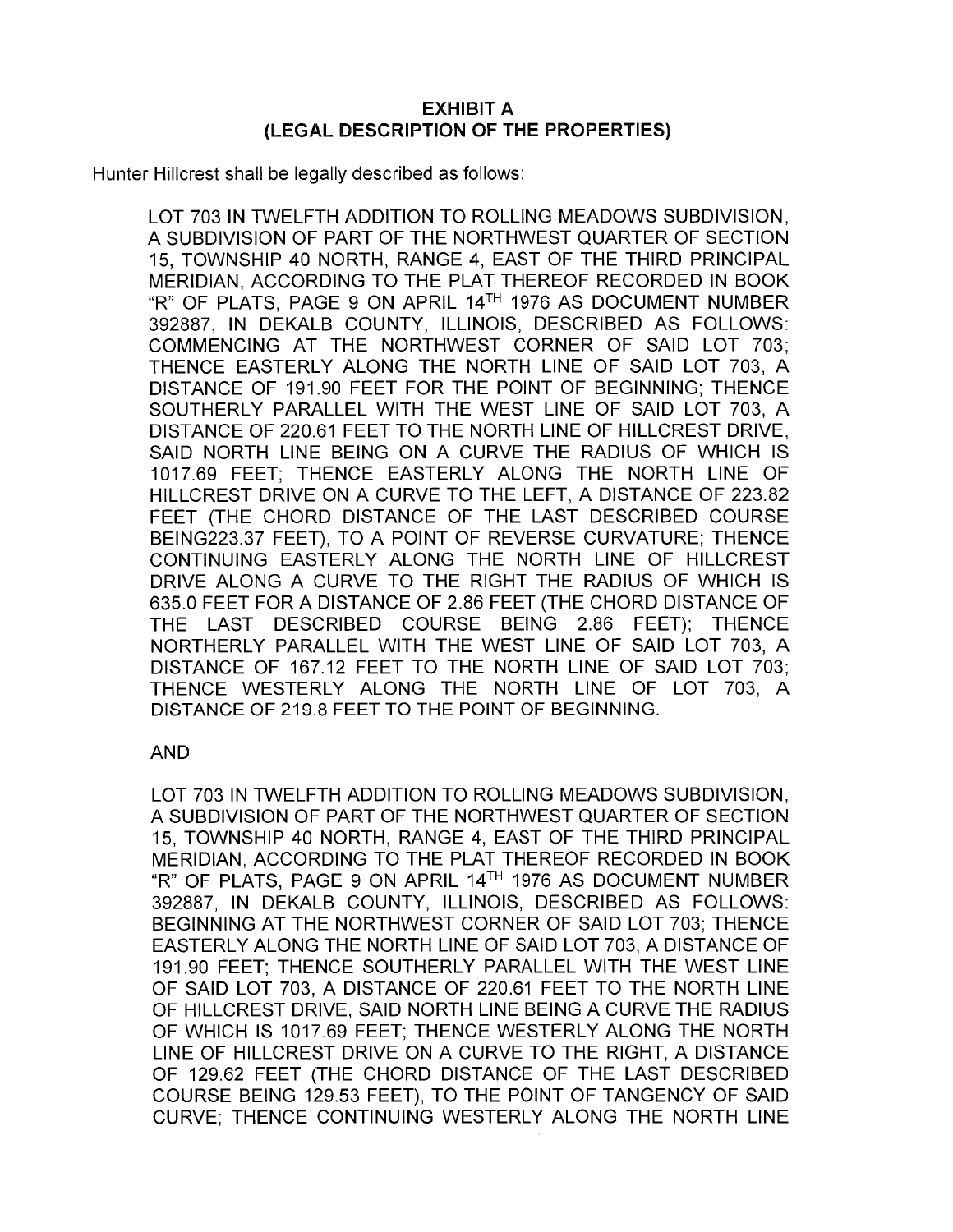## EXHIBIT A
## (LEGAL DESCRIPTION OF THE PROPERTIES)

Hunter Hillcrest shall be legally described as follows:

> LOT 703 IN TWELFTH ADDITION TO ROLLING MEADOWS SUBDIVISION, A SUBDIVISION OF PART OF THE NORTHWEST QUARTER OF SECTION 15, TOWNSHIP 40 NORTH, RANGE 4, EAST OF THE THIRD PRINCIPAL MERIDIAN, ACCORDING TO THE PLAT THEREOF RECORDED IN BOOK "R" OF PLATS, PAGE 9 ON APRIL 14TH 1976 AS DOCUMENT NUMBER 392887, IN DEKALB COUNTY, ILLINOIS, DESCRIBED AS FOLLOWS: COMMENCING AT THE NORTHWEST CORNER OF SAID LOT 703; THENCE EASTERLY ALONG THE NORTH LINE OF SAID LOT 703, A DISTANCE OF 191.90 FEET FOR THE POINT OF BEGINNING; THENCE SOUTHERLY PARALLEL WITH THE WEST LINE OF SAID LOT 703, A DISTANCE OF 220.61 FEET TO THE NORTH LINE OF HILLCREST DRIVE, SAID NORTH LINE BEING ON A CURVE THE RADIUS OF WHICH IS 1017.69 FEET; THENCE EASTERLY ALONG THE NORTH LINE OF HILLCREST DRIVE ON A CURVE TO THE LEFT, A DISTANCE OF 223.82 FEET (THE CHORD DISTANCE OF THE LAST DESCRIBED COURSE BEING223.37 FEET), TO A POINT OF REVERSE CURVATURE; THENCE CONTINUING EASTERLY ALONG THE NORTH LINE OF HILLCREST DRIVE ALONG A CURVE TO THE RIGHT THE RADIUS OF WHICH IS 635.0 FEET FOR A DISTANCE OF 2.86 FEET (THE CHORD DISTANCE OF THE LAST DESCRIBED COURSE BEING 2.86 FEET); THENCE NORTHERLY PARALLEL WITH THE WEST LINE OF SAID LOT 703, A DISTANCE OF 167.12 FEET TO THE NORTH LINE OF SAID LOT 703; THENCE WESTERLY ALONG THE NORTH LINE OF LOT 703, A DISTANCE OF 219.8 FEET TO THE POINT OF BEGINNING.

AND

> LOT 703 IN TWELFTH ADDITION TO ROLLING MEADOWS SUBDIVISION, A SUBDIVISION OF PART OF THE NORTHWEST QUARTER OF SECTION 15, TOWNSHIP 40 NORTH, RANGE 4, EAST OF THE THIRD PRINCIPAL MERIDIAN, ACCORDING TO THE PLAT THEREOF RECORDED IN BOOK "R" OF PLATS, PAGE 9 ON APRIL 14TH 1976 AS DOCUMENT NUMBER 392887, IN DEKALB COUNTY, ILLINOIS, DESCRIBED AS FOLLOWS: BEGINNING AT THE NORTHWEST CORNER OF SAID LOT 703; THENCE EASTERLY ALONG THE NORTH LINE OF SAID LOT 703, A DISTANCE OF 191.90 FEET; THENCE SOUTHERLY PARALLEL WITH THE WEST LINE OF SAID LOT 703, A DISTANCE OF 220.61 FEET TO THE NORTH LINE OF HILLCREST DRIVE, SAID NORTH LINE BEING A CURVE THE RADIUS OF WHICH IS 1017.69 FEET; THENCE WESTERLY ALONG THE NORTH LINE OF HILLCREST DRIVE ON A CURVE TO THE RIGHT, A DISTANCE OF 129.62 FEET (THE CHORD DISTANCE OF THE LAST DESCRIBED COURSE BEING 129.53 FEET), TO THE POINT OF TANGENCY OF SAID CURVE; THENCE CONTINUING WESTERLY ALONG THE NORTH LINE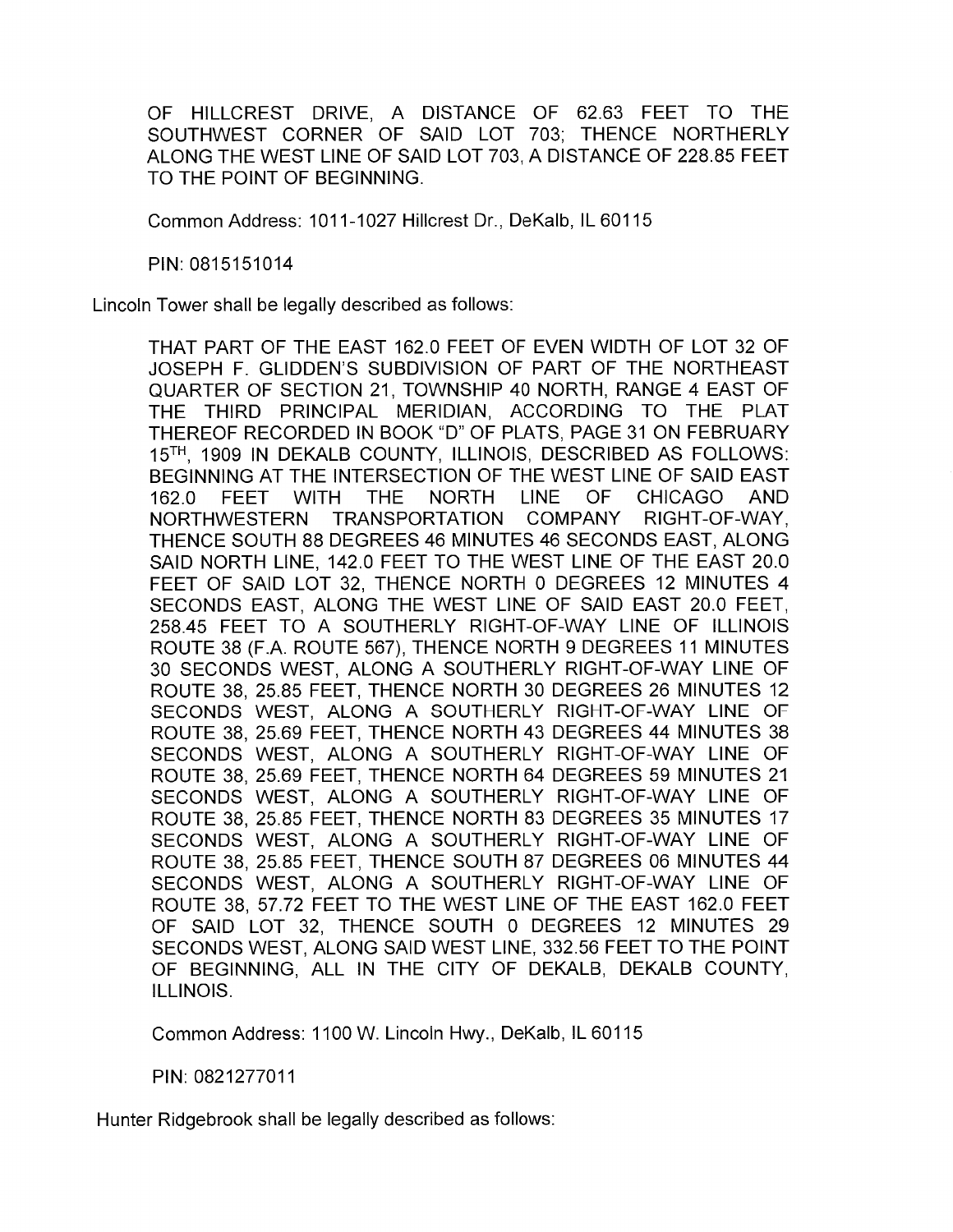OF HILLCREST DRIVE, A DISTANCE OF 62.63 FEET TO THE SOUTHWEST CORNER OF SAID LOT 703; THENCE NORTHERLY ALONG THE WEST LINE OF SAID LOT 703, A DISTANCE OF 228.85 FEET TO THE POINT OF BEGINNING.

Common Address: 1011-1027 Hillcrest Dr., DeKalb, IL 60115

PIN: 0815151014

Lincoln Tower shall be legally described as follows:

THAT PART OF THE EAST 162.0 FEET OF EVEN WIDTH OF LOT 32 OF JOSEPH F. GLIDDEN'S SUBDIVISION OF PART OF THE NORTHEAST QUARTER OF SECTION 21, TOWNSHIP 40 NORTH, RANGE 4 EAST OF THE THIRD PRINCIPAL MERIDIAN, ACCORDING TO THE PLAT THEREOF RECORDED IN BOOK "D" OF PLATS, PAGE 31 ON FEBRUARY 15TH, 1909 IN DEKALB COUNTY, ILLINOIS, DESCRIBED AS FOLLOWS: BEGINNING AT THE INTERSECTION OF THE WEST LINE OF SAID EAST 162.0 FEET WITH THE NORTH LINE OF CHICAGO AND NORTHWESTERN TRANSPORTATION COMPANY RIGHT-OF-WAY, THENCE SOUTH 88 DEGREES 46 MINUTES 46 SECONDS EAST, ALONG SAID NORTH LINE, 142.0 FEET TO THE WEST LINE OF THE EAST 20.0 FEET OF SAID LOT 32, THENCE NORTH 0 DEGREES 12 MINUTES 4 SECONDS EAST, ALONG THE WEST LINE OF SAID EAST 20.0 FEET, 258.45 FEET TO A SOUTHERLY RIGHT-OF-WAY LINE OF ILLINOIS ROUTE 38 (F.A. ROUTE 567), THENCE NORTH 9 DEGREES 11 MINUTES 30 SECONDS WEST, ALONG A SOUTHERLY RIGHT-OF-WAY LINE OF ROUTE 38, 25.85 FEET, THENCE NORTH 30 DEGREES 26 MINUTES 12 SECONDS WEST, ALONG A SOUTHERLY RIGHT-OF-WAY LINE OF ROUTE 38, 25.69 FEET, THENCE NORTH 43 DEGREES 44 MINUTES 38 SECONDS WEST, ALONG A SOUTHERLY RIGHT-OF-WAY LINE OF ROUTE 38, 25.69 FEET, THENCE NORTH 64 DEGREES 59 MINUTES 21 SECONDS WEST, ALONG A SOUTHERLY RIGHT-OF-WAY LINE OF ROUTE 38, 25.85 FEET, THENCE NORTH 83 DEGREES 35 MINUTES 17 SECONDS WEST, ALONG A SOUTHERLY RIGHT-OF-WAY LINE OF ROUTE 38, 25.85 FEET, THENCE SOUTH 87 DEGREES 06 MINUTES 44 SECONDS WEST, ALONG A SOUTHERLY RIGHT-OF-WAY LINE OF ROUTE 38, 57.72 FEET TO THE WEST LINE OF THE EAST 162.0 FEET OF SAID LOT 32, THENCE SOUTH 0 DEGREES 12 MINUTES 29 SECONDS WEST, ALONG SAID WEST LINE, 332.56 FEET TO THE POINT OF BEGINNING, ALL IN THE CITY OF DEKALB, DEKALB COUNTY, ILLINOIS.

Common Address: 1100 W. Lincoln Hwy., DeKalb, IL 60115

PIN: 0821277011

Hunter Ridgebrook shall be legally described as follows: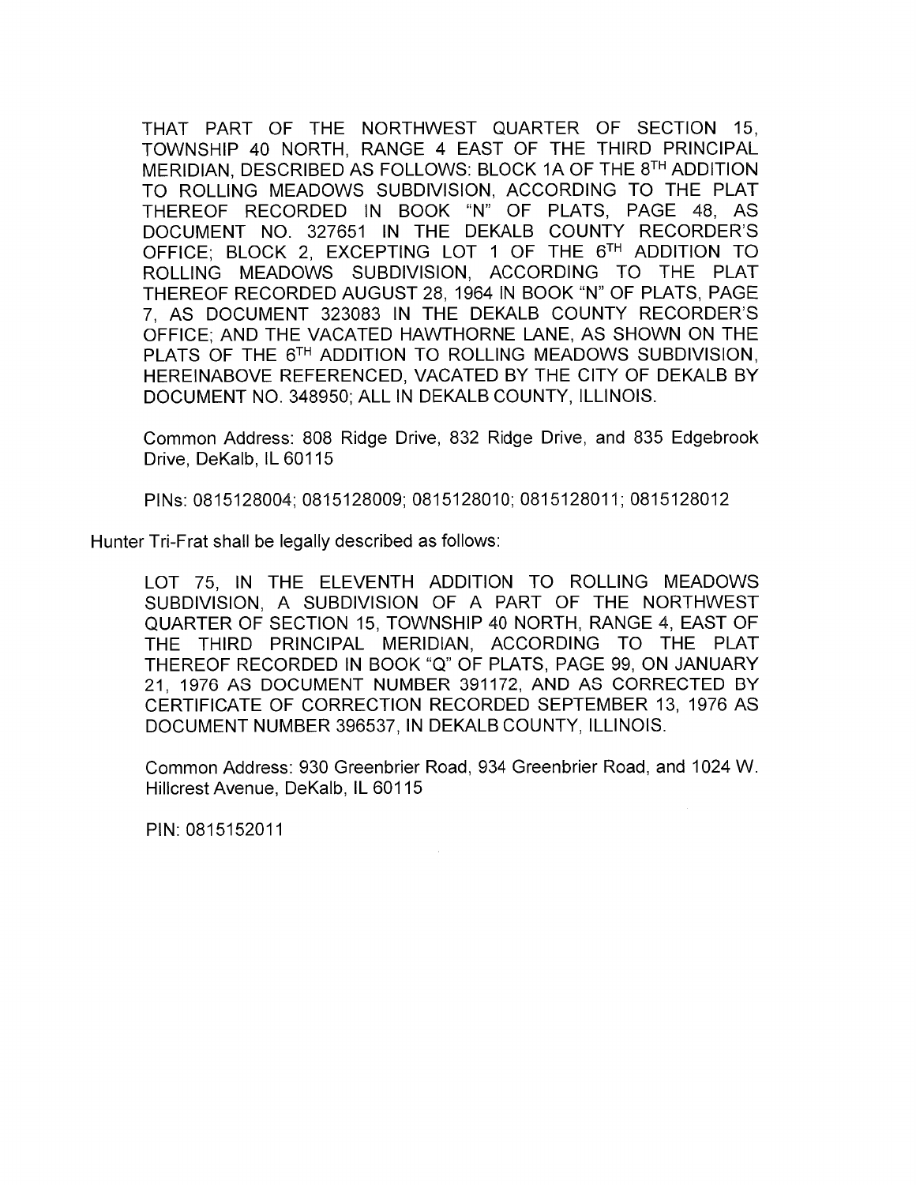THAT PART OF THE NORTHWEST QUARTER OF SECTION 15, TOWNSHIP 40 NORTH, RANGE 4 EAST OF THE THIRD PRINCIPAL MERIDIAN, DESCRIBED AS FOLLOWS: BLOCK 1A OF THE 8TH ADDITION TO ROLLING MEADOWS SUBDIVISION, ACCORDING TO THE PLAT THEREOF RECORDED IN BOOK "N" OF PLATS, PAGE 48, AS DOCUMENT NO. 327651 IN THE DEKALB COUNTY RECORDER'S OFFICE; BLOCK 2, EXCEPTING LOT 1 OF THE 6TH ADDITION TO ROLLING MEADOWS SUBDIVISION, ACCORDING TO THE PLAT THEREOF RECORDED AUGUST 28, 1964 IN BOOK "N" OF PLATS, PAGE 7, AS DOCUMENT 323083 IN THE DEKALB COUNTY RECORDER'S OFFICE; AND THE VACATED HAWTHORNE LANE, AS SHOWN ON THE PLATS OF THE 6TH ADDITION TO ROLLING MEADOWS SUBDIVISION, HEREINABOVE REFERENCED, VACATED BY THE CITY OF DEKALB BY DOCUMENT NO. 348950; ALL IN DEKALB COUNTY, ILLINOIS.

Common Address: 808 Ridge Drive, 832 Ridge Drive, and 835 Edgebrook Drive, DeKalb, IL 60115

PINs: 0815128004; 0815128009; 0815128010; 0815128011; 0815128012

Hunter Tri-Frat shall be legally described as follows:

LOT 75, IN THE ELEVENTH ADDITION TO ROLLING MEADOWS SUBDIVISION, A SUBDIVISION OF A PART OF THE NORTHWEST QUARTER OF SECTION 15, TOWNSHIP 40 NORTH, RANGE 4, EAST OF THE THIRD PRINCIPAL MERIDIAN, ACCORDING TO THE PLAT THEREOF RECORDED IN BOOK "Q" OF PLATS, PAGE 99, ON JANUARY 21, 1976 AS DOCUMENT NUMBER 391172, AND AS CORRECTED BY CERTIFICATE OF CORRECTION RECORDED SEPTEMBER 13, 1976 AS DOCUMENT NUMBER 396537, IN DEKALB COUNTY, ILLINOIS.

Common Address: 930 Greenbrier Road, 934 Greenbrier Road, and 1024 W. Hillcrest Avenue, DeKalb, IL 60115

PIN: 0815152011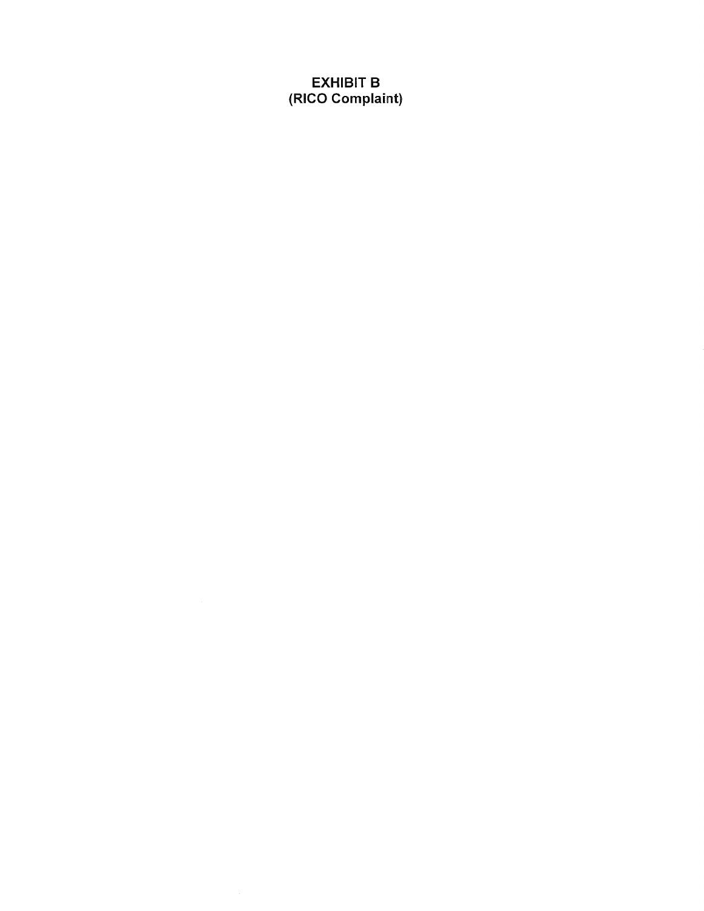# EXHIBIT B
## (RICO Complaint)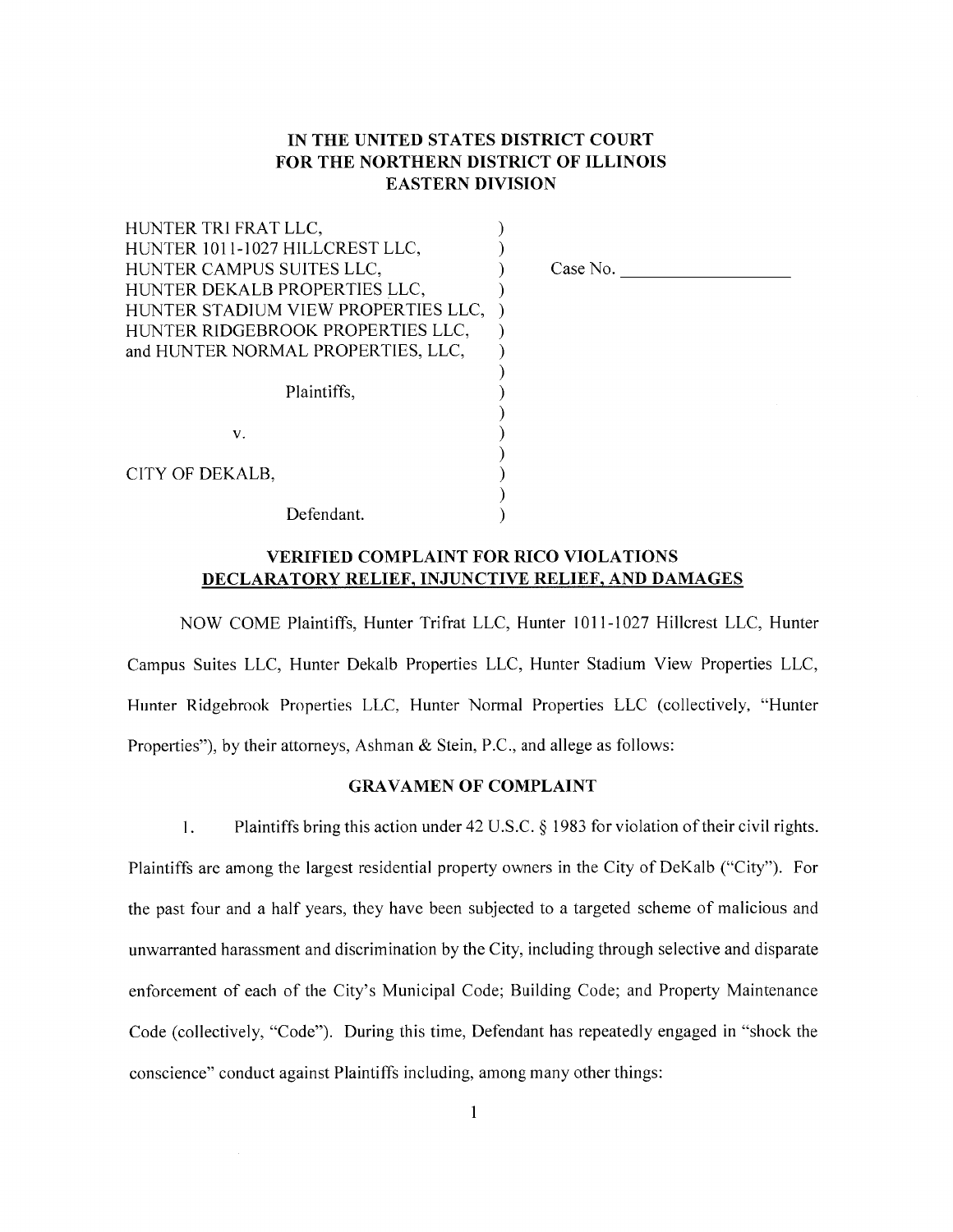**IN THE UNITED STATES DISTRICT COURT**
**FOR THE NORTHERN DISTRICT OF ILLINOIS**
**EASTERN DIVISION**

| | | |
|---|---|---|
| HUNTER TRI FRAT LLC,<br>HUNTER 1011-1027 HILLCREST LLC,<br>HUNTER CAMPUS SUITES LLC,<br>HUNTER DEKALB PROPERTIES LLC,<br>HUNTER STADIUM VIEW PROPERTIES LLC,<br>HUNTER RIDGEBROOK PROPERTIES LLC,<br>and HUNTER NORMAL PROPERTIES, LLC,<br><br>Plaintiffs,<br><br>v.<br><br>CITY OF DEKALB,<br><br>Defendant. | ) | Case No. ________________ |

**VERIFIED COMPLAINT FOR RICO VIOLATIONS**
**DECLARATORY RELIEF, INJUNCTIVE RELIEF, AND DAMAGES**

NOW COME Plaintiffs, Hunter Trifrat LLC, Hunter 1011-1027 Hillcrest LLC, Hunter Campus Suites LLC, Hunter Dekalb Properties LLC, Hunter Stadium View Properties LLC, Hunter Ridgebrook Properties LLC, Hunter Normal Properties LLC (collectively, "Hunter Properties"), by their attorneys, Ashman & Stein, P.C., and allege as follows:

**GRAVAMEN OF COMPLAINT**

1. Plaintiffs bring this action under 42 U.S.C. § 1983 for violation of their civil rights. Plaintiffs are among the largest residential property owners in the City of DeKalb ("City"). For the past four and a half years, they have been subjected to a targeted scheme of malicious and unwarranted harassment and discrimination by the City, including through selective and disparate enforcement of each of the City's Municipal Code; Building Code; and Property Maintenance Code (collectively, "Code"). During this time, Defendant has repeatedly engaged in "shock the conscience" conduct against Plaintiffs including, among many other things: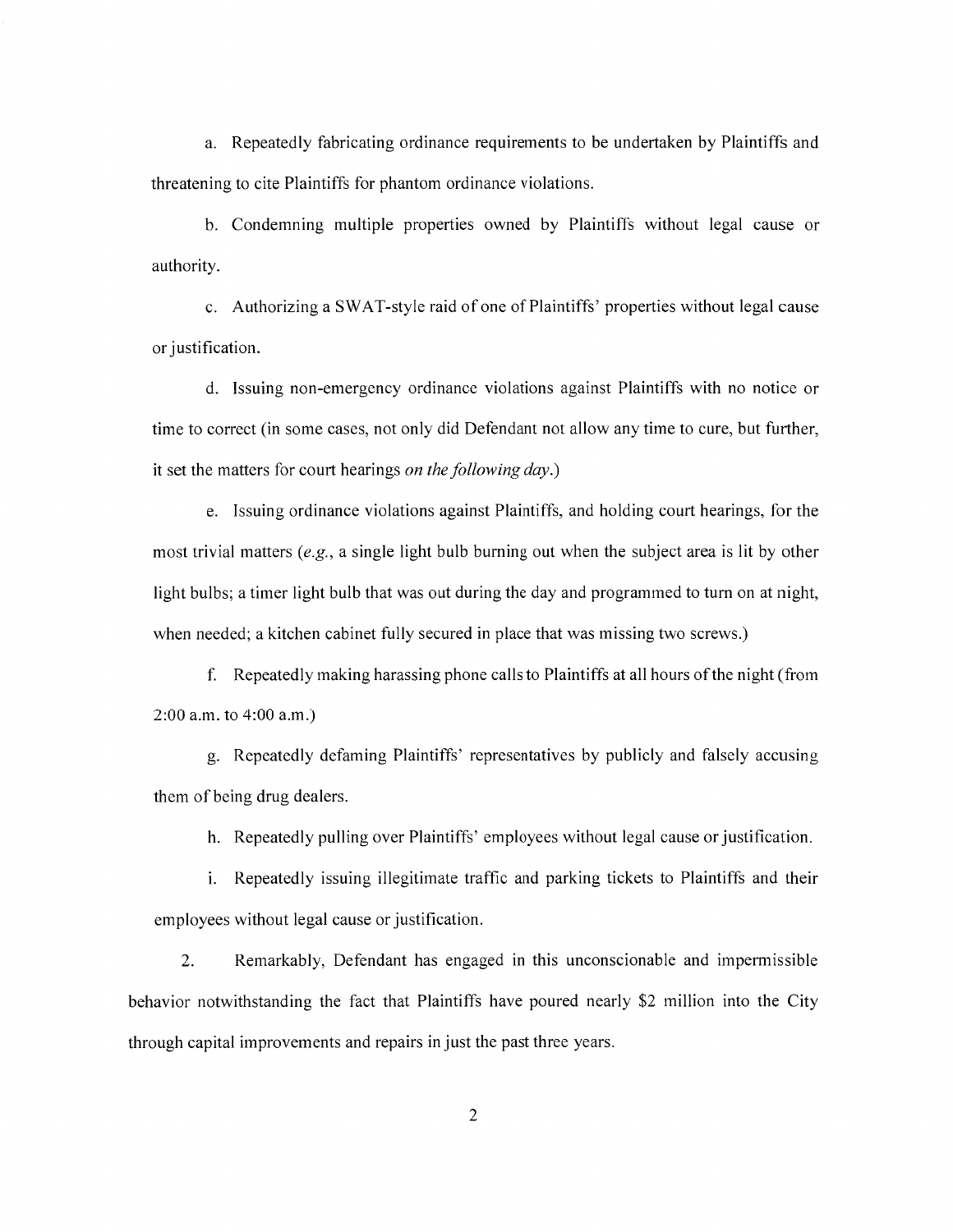a. Repeatedly fabricating ordinance requirements to be undertaken by Plaintiffs and threatening to cite Plaintiffs for phantom ordinance violations.

b. Condemning multiple properties owned by Plaintiffs without legal cause or authority.

c. Authorizing a SWAT-style raid of one of Plaintiffs' properties without legal cause or justification.

d. Issuing non-emergency ordinance violations against Plaintiffs with no notice or time to correct (in some cases, not only did Defendant not allow any time to cure, but further, it set the matters for court hearings *on the following day*.)

e. Issuing ordinance violations against Plaintiffs, and holding court hearings, for the most trivial matters (*e.g.*, a single light bulb burning out when the subject area is lit by other light bulbs; a timer light bulb that was out during the day and programmed to turn on at night, when needed; a kitchen cabinet fully secured in place that was missing two screws.)

f. Repeatedly making harassing phone calls to Plaintiffs at all hours of the night (from 2:00 a.m. to 4:00 a.m.)

g. Repeatedly defaming Plaintiffs' representatives by publicly and falsely accusing them of being drug dealers.

h. Repeatedly pulling over Plaintiffs' employees without legal cause or justification.

i. Repeatedly issuing illegitimate traffic and parking tickets to Plaintiffs and their employees without legal cause or justification.

2. Remarkably, Defendant has engaged in this unconscionable and impermissible behavior notwithstanding the fact that Plaintiffs have poured nearly $2 million into the City through capital improvements and repairs in just the past three years.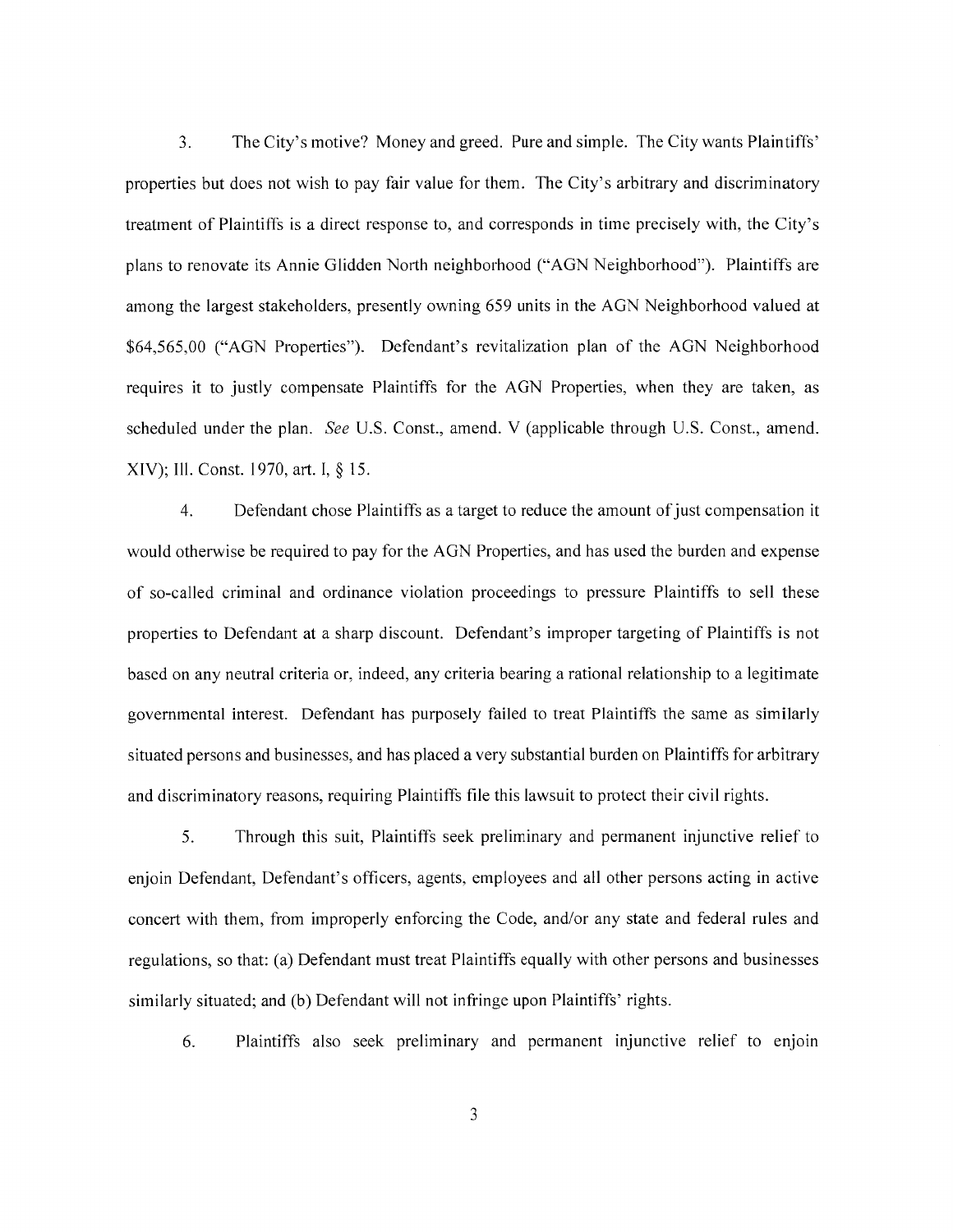3. The City's motive? Money and greed. Pure and simple. The City wants Plaintiffs' properties but does not wish to pay fair value for them. The City's arbitrary and discriminatory treatment of Plaintiffs is a direct response to, and corresponds in time precisely with, the City's plans to renovate its Annie Glidden North neighborhood ("AGN Neighborhood"). Plaintiffs are among the largest stakeholders, presently owning 659 units in the AGN Neighborhood valued at $64,565,00 ("AGN Properties"). Defendant's revitalization plan of the AGN Neighborhood requires it to justly compensate Plaintiffs for the AGN Properties, when they are taken, as scheduled under the plan. *See* U.S. Const., amend. V (applicable through U.S. Const., amend. XIV); Ill. Const. 1970, art. I, § 15.

4. Defendant chose Plaintiffs as a target to reduce the amount of just compensation it would otherwise be required to pay for the AGN Properties, and has used the burden and expense of so-called criminal and ordinance violation proceedings to pressure Plaintiffs to sell these properties to Defendant at a sharp discount. Defendant's improper targeting of Plaintiffs is not based on any neutral criteria or, indeed, any criteria bearing a rational relationship to a legitimate governmental interest. Defendant has purposely failed to treat Plaintiffs the same as similarly situated persons and businesses, and has placed a very substantial burden on Plaintiffs for arbitrary and discriminatory reasons, requiring Plaintiffs file this lawsuit to protect their civil rights.

5. Through this suit, Plaintiffs seek preliminary and permanent injunctive relief to enjoin Defendant, Defendant's officers, agents, employees and all other persons acting in active concert with them, from improperly enforcing the Code, and/or any state and federal rules and regulations, so that: (a) Defendant must treat Plaintiffs equally with other persons and businesses similarly situated; and (b) Defendant will not infringe upon Plaintiffs' rights.

6. Plaintiffs also seek preliminary and permanent injunctive relief to enjoin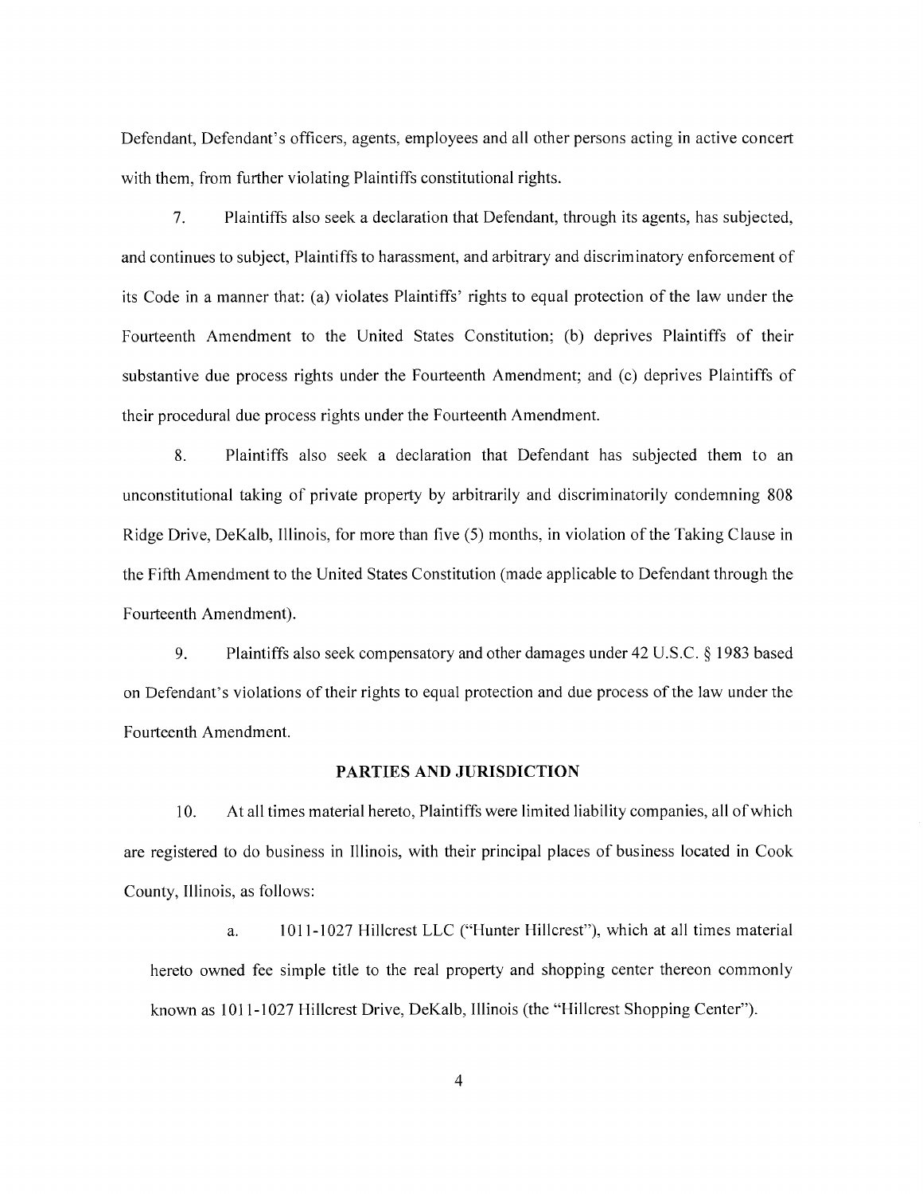Defendant, Defendant's officers, agents, employees and all other persons acting in active concert with them, from further violating Plaintiffs constitutional rights.

7. Plaintiffs also seek a declaration that Defendant, through its agents, has subjected, and continues to subject, Plaintiffs to harassment, and arbitrary and discriminatory enforcement of its Code in a manner that: (a) violates Plaintiffs' rights to equal protection of the law under the Fourteenth Amendment to the United States Constitution; (b) deprives Plaintiffs of their substantive due process rights under the Fourteenth Amendment; and (c) deprives Plaintiffs of their procedural due process rights under the Fourteenth Amendment.

8. Plaintiffs also seek a declaration that Defendant has subjected them to an unconstitutional taking of private property by arbitrarily and discriminatorily condemning 808 Ridge Drive, DeKalb, Illinois, for more than five (5) months, in violation of the Taking Clause in the Fifth Amendment to the United States Constitution (made applicable to Defendant through the Fourteenth Amendment).

9. Plaintiffs also seek compensatory and other damages under 42 U.S.C. § 1983 based on Defendant's violations of their rights to equal protection and due process of the law under the Fourteenth Amendment.

## PARTIES AND JURISDICTION

10. At all times material hereto, Plaintiffs were limited liability companies, all of which are registered to do business in Illinois, with their principal places of business located in Cook County, Illinois, as follows:

a. 1011-1027 Hillcrest LLC ("Hunter Hillcrest"), which at all times material hereto owned fee simple title to the real property and shopping center thereon commonly known as 1011-1027 Hillcrest Drive, DeKalb, Illinois (the "Hillcrest Shopping Center").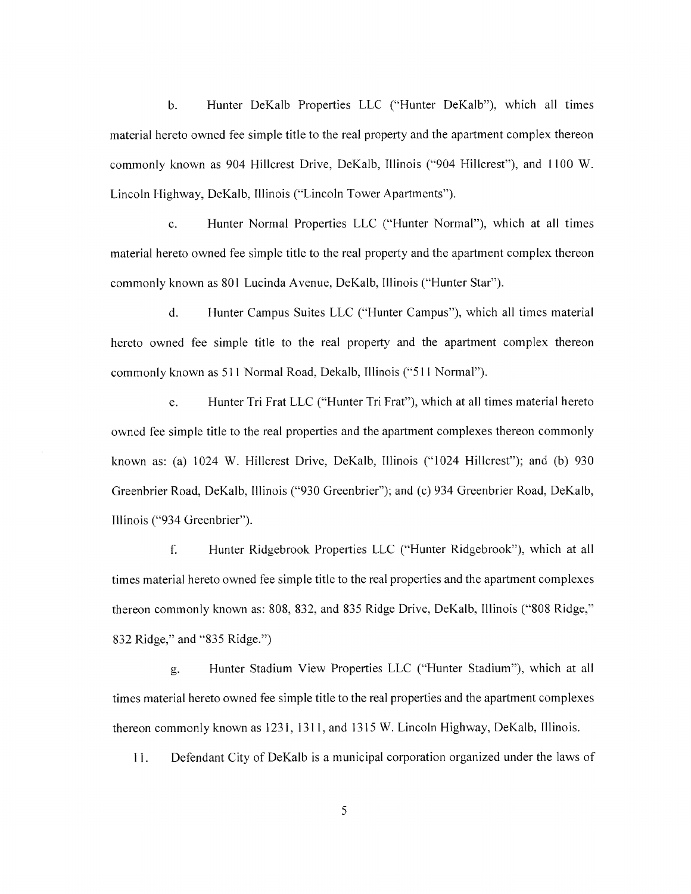b. Hunter DeKalb Properties LLC ("Hunter DeKalb"), which all times material hereto owned fee simple title to the real property and the apartment complex thereon commonly known as 904 Hillcrest Drive, DeKalb, Illinois ("904 Hillcrest"), and 1100 W. Lincoln Highway, DeKalb, Illinois ("Lincoln Tower Apartments").

c. Hunter Normal Properties LLC ("Hunter Normal"), which at all times material hereto owned fee simple title to the real property and the apartment complex thereon commonly known as 801 Lucinda Avenue, DeKalb, Illinois ("Hunter Star").

d. Hunter Campus Suites LLC ("Hunter Campus"), which all times material hereto owned fee simple title to the real property and the apartment complex thereon commonly known as 511 Normal Road, Dekalb, Illinois ("511 Normal").

e. Hunter Tri Frat LLC ("Hunter Tri Frat"), which at all times material hereto owned fee simple title to the real properties and the apartment complexes thereon commonly known as: (a) 1024 W. Hillcrest Drive, DeKalb, Illinois ("1024 Hillcrest"); and (b) 930 Greenbrier Road, DeKalb, Illinois ("930 Greenbrier"); and (c) 934 Greenbrier Road, DeKalb, Illinois ("934 Greenbrier").

f. Hunter Ridgebrook Properties LLC ("Hunter Ridgebrook"), which at all times material hereto owned fee simple title to the real properties and the apartment complexes thereon commonly known as: 808, 832, and 835 Ridge Drive, DeKalb, Illinois ("808 Ridge," 832 Ridge," and "835 Ridge.")

g. Hunter Stadium View Properties LLC ("Hunter Stadium"), which at all times material hereto owned fee simple title to the real properties and the apartment complexes thereon commonly known as 1231, 1311, and 1315 W. Lincoln Highway, DeKalb, Illinois.

11. Defendant City of DeKalb is a municipal corporation organized under the laws of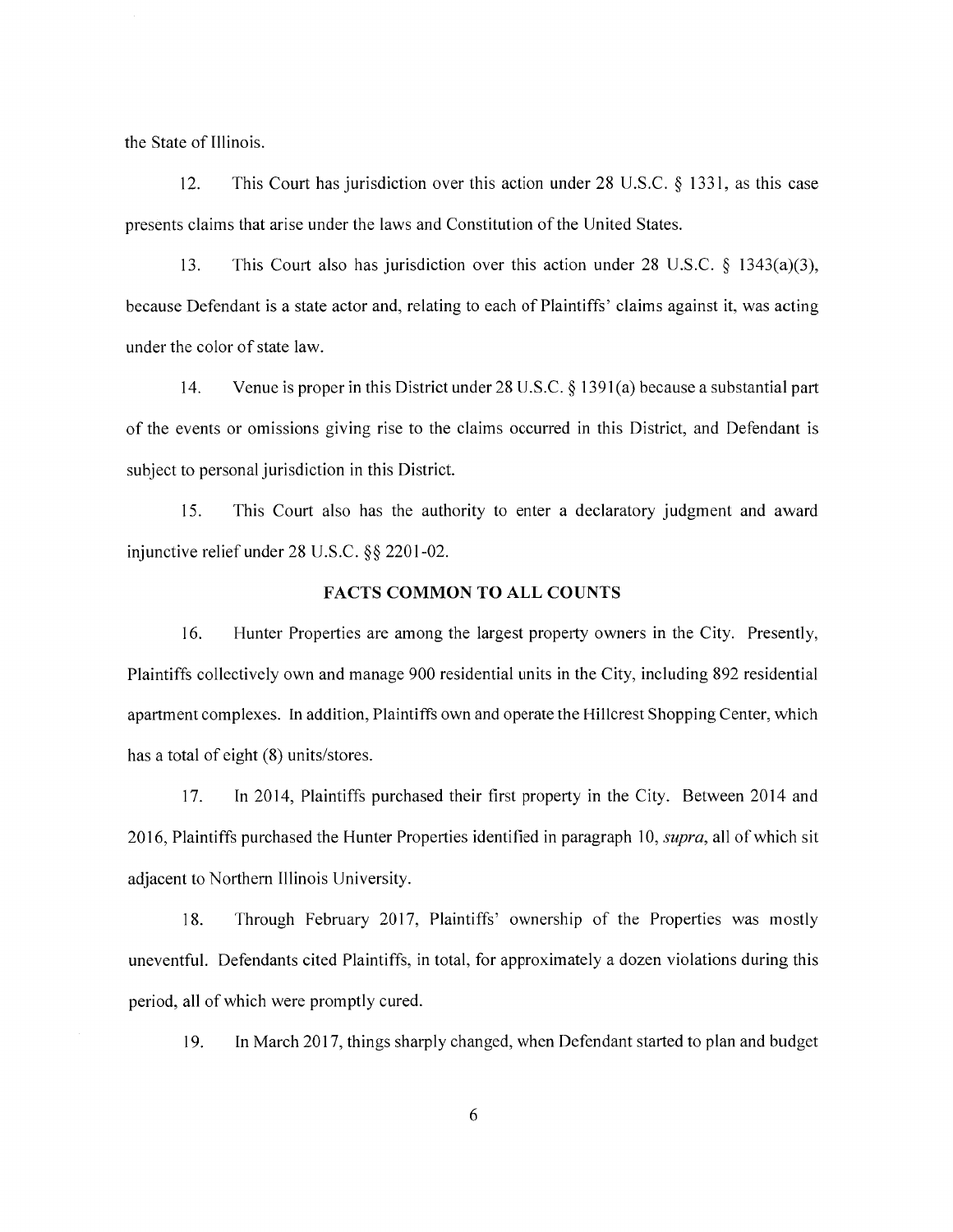the State of Illinois.

12. This Court has jurisdiction over this action under 28 U.S.C. § 1331, as this case presents claims that arise under the laws and Constitution of the United States.

13. This Court also has jurisdiction over this action under 28 U.S.C. § 1343(a)(3), because Defendant is a state actor and, relating to each of Plaintiffs' claims against it, was acting under the color of state law.

14. Venue is proper in this District under 28 U.S.C. § 1391(a) because a substantial part of the events or omissions giving rise to the claims occurred in this District, and Defendant is subject to personal jurisdiction in this District.

15. This Court also has the authority to enter a declaratory judgment and award injunctive relief under 28 U.S.C. §§ 2201-02.

## FACTS COMMON TO ALL COUNTS

16. Hunter Properties are among the largest property owners in the City. Presently, Plaintiffs collectively own and manage 900 residential units in the City, including 892 residential apartment complexes. In addition, Plaintiffs own and operate the Hillcrest Shopping Center, which has a total of eight (8) units/stores.

17. In 2014, Plaintiffs purchased their first property in the City. Between 2014 and 2016, Plaintiffs purchased the Hunter Properties identified in paragraph 10, *supra*, all of which sit adjacent to Northern Illinois University.

18. Through February 2017, Plaintiffs' ownership of the Properties was mostly uneventful. Defendants cited Plaintiffs, in total, for approximately a dozen violations during this period, all of which were promptly cured.

19. In March 2017, things sharply changed, when Defendant started to plan and budget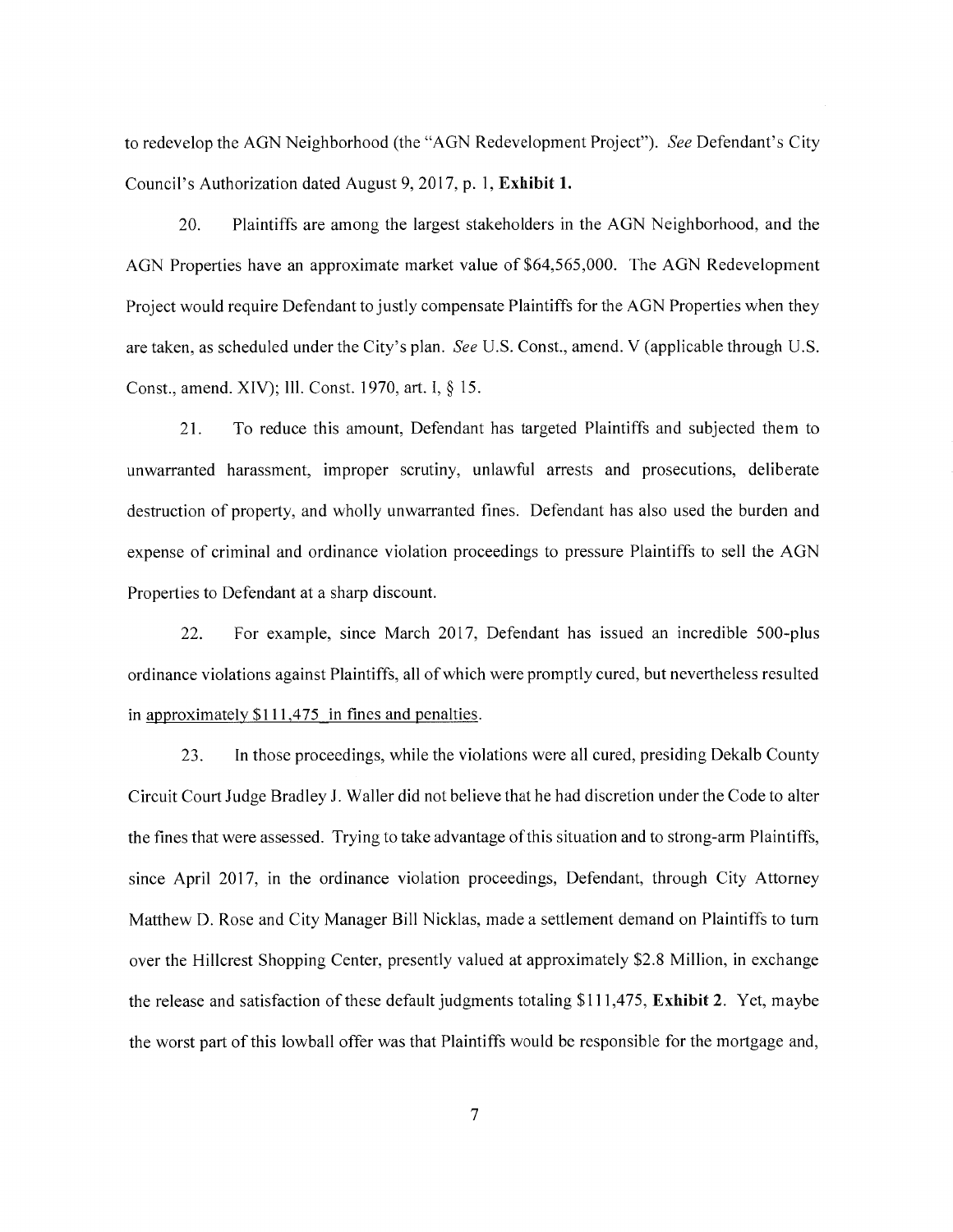to redevelop the AGN Neighborhood (the "AGN Redevelopment Project"). *See* Defendant's City Council's Authorization dated August 9, 2017, p. 1, **Exhibit 1.**

20. Plaintiffs are among the largest stakeholders in the AGN Neighborhood, and the AGN Properties have an approximate market value of $64,565,000. The AGN Redevelopment Project would require Defendant to justly compensate Plaintiffs for the AGN Properties when they are taken, as scheduled under the City's plan. *See* U.S. Const., amend. V (applicable through U.S. Const., amend. XIV); Ill. Const. 1970, art. I, § 15.

21. To reduce this amount, Defendant has targeted Plaintiffs and subjected them to unwarranted harassment, improper scrutiny, unlawful arrests and prosecutions, deliberate destruction of property, and wholly unwarranted fines. Defendant has also used the burden and expense of criminal and ordinance violation proceedings to pressure Plaintiffs to sell the AGN Properties to Defendant at a sharp discount.

22. For example, since March 2017, Defendant has issued an incredible 500-plus ordinance violations against Plaintiffs, all of which were promptly cured, but nevertheless resulted in approximately $111,475 in fines and penalties.

23. In those proceedings, while the violations were all cured, presiding Dekalb County Circuit Court Judge Bradley J. Waller did not believe that he had discretion under the Code to alter the fines that were assessed. Trying to take advantage of this situation and to strong-arm Plaintiffs, since April 2017, in the ordinance violation proceedings, Defendant, through City Attorney Matthew D. Rose and City Manager Bill Nicklas, made a settlement demand on Plaintiffs to turn over the Hillcrest Shopping Center, presently valued at approximately $2.8 Million, in exchange the release and satisfaction of these default judgments totaling $111,475, **Exhibit 2.** Yet, maybe the worst part of this lowball offer was that Plaintiffs would be responsible for the mortgage and,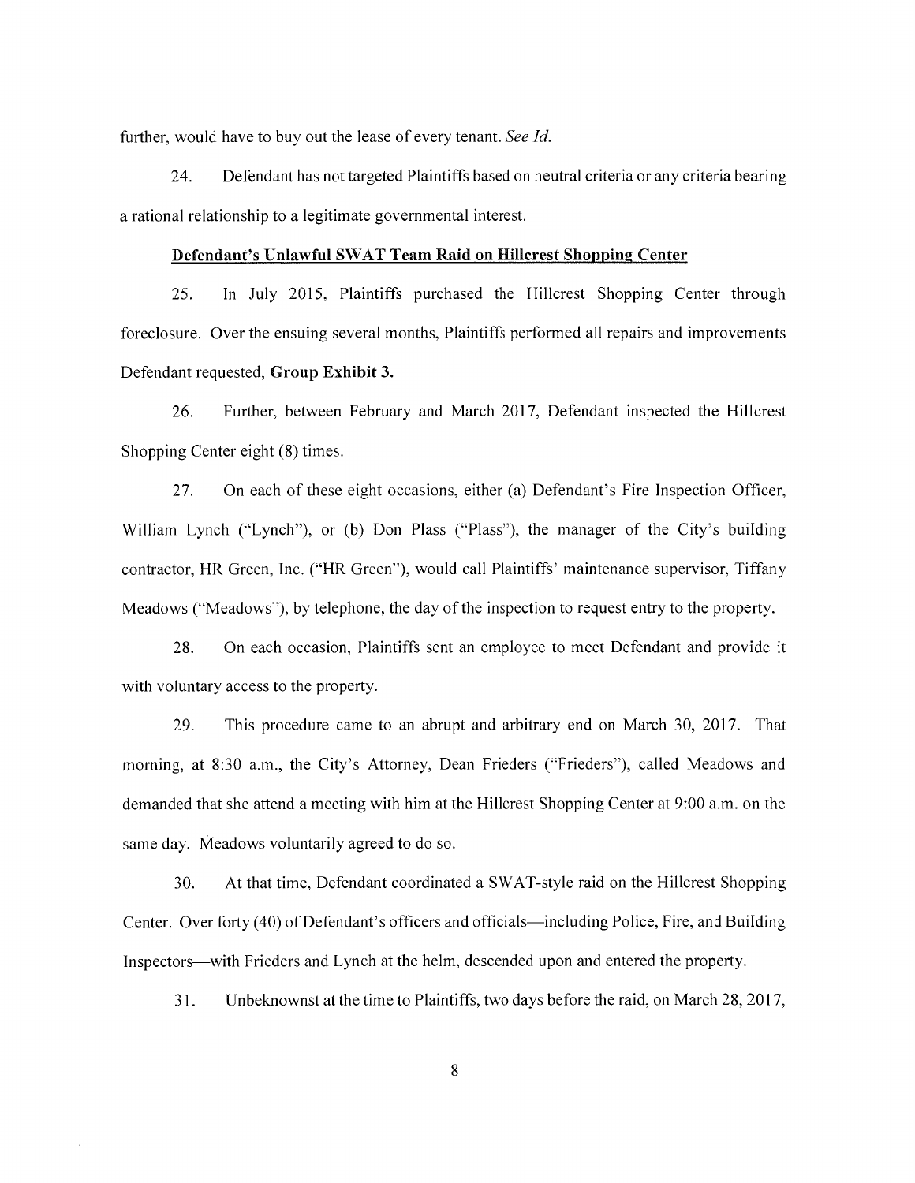further, would have to buy out the lease of every tenant. *See Id.*

24. Defendant has not targeted Plaintiffs based on neutral criteria or any criteria bearing a rational relationship to a legitimate governmental interest.

**Defendant's Unlawful SWAT Team Raid on Hillcrest Shopping Center**

25. In July 2015, Plaintiffs purchased the Hillcrest Shopping Center through foreclosure. Over the ensuing several months, Plaintiffs performed all repairs and improvements Defendant requested, **Group Exhibit 3.**

26. Further, between February and March 2017, Defendant inspected the Hillcrest Shopping Center eight (8) times.

27. On each of these eight occasions, either (a) Defendant's Fire Inspection Officer, William Lynch ("Lynch"), or (b) Don Plass ("Plass"), the manager of the City's building contractor, HR Green, Inc. ("HR Green"), would call Plaintiffs' maintenance supervisor, Tiffany Meadows ("Meadows"), by telephone, the day of the inspection to request entry to the property.

28. On each occasion, Plaintiffs sent an employee to meet Defendant and provide it with voluntary access to the property.

29. This procedure came to an abrupt and arbitrary end on March 30, 2017. That morning, at 8:30 a.m., the City's Attorney, Dean Frieders ("Frieders"), called Meadows and demanded that she attend a meeting with him at the Hillcrest Shopping Center at 9:00 a.m. on the same day. Meadows voluntarily agreed to do so.

30. At that time, Defendant coordinated a SWAT-style raid on the Hillcrest Shopping Center. Over forty (40) of Defendant's officers and officials—including Police, Fire, and Building Inspectors—with Frieders and Lynch at the helm, descended upon and entered the property.

31. Unbeknownst at the time to Plaintiffs, two days before the raid, on March 28, 2017,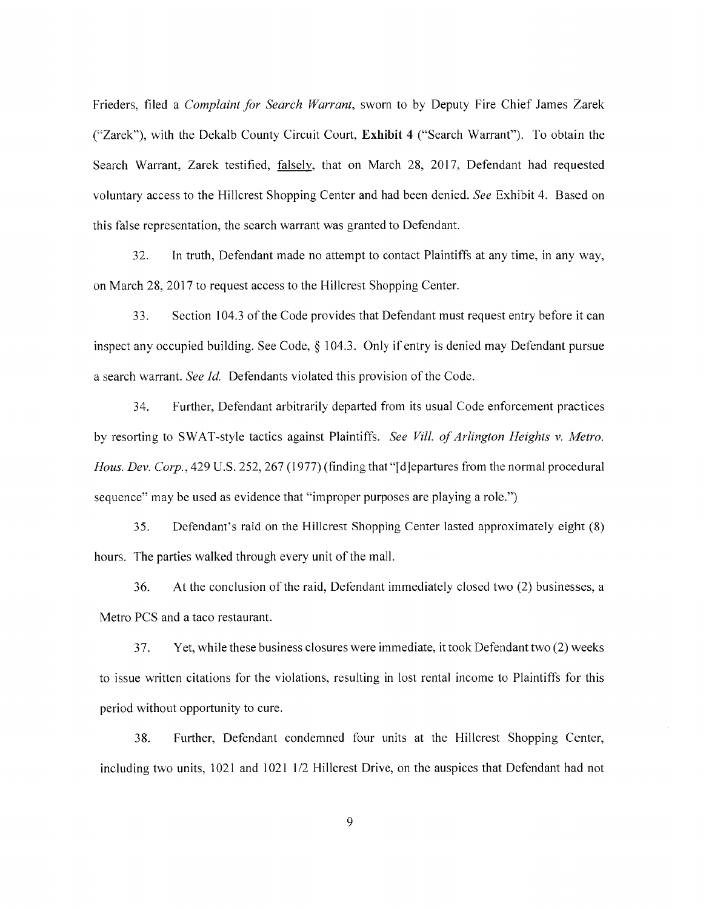Frieders, filed a *Complaint for Search Warrant*, sworn to by Deputy Fire Chief James Zarek ("Zarek"), with the Dekalb County Circuit Court, **Exhibit 4** ("Search Warrant"). To obtain the Search Warrant, Zarek testified, falsely, that on March 28, 2017, Defendant had requested voluntary access to the Hillcrest Shopping Center and had been denied. *See* Exhibit 4. Based on this false representation, the search warrant was granted to Defendant.

32. In truth, Defendant made no attempt to contact Plaintiffs at any time, in any way, on March 28, 2017 to request access to the Hillcrest Shopping Center.

33. Section 104.3 of the Code provides that Defendant must request entry before it can inspect any occupied building. See Code, § 104.3. Only if entry is denied may Defendant pursue a search warrant. *See Id.* Defendants violated this provision of the Code.

34. Further, Defendant arbitrarily departed from its usual Code enforcement practices by resorting to SWAT-style tactics against Plaintiffs. *See Vill. of Arlington Heights v. Metro. Hous. Dev. Corp.*, 429 U.S. 252, 267 (1977) (finding that "[d]epartures from the normal procedural sequence" may be used as evidence that "improper purposes are playing a role.")

35. Defendant's raid on the Hillcrest Shopping Center lasted approximately eight (8) hours. The parties walked through every unit of the mall.

36. At the conclusion of the raid, Defendant immediately closed two (2) businesses, a Metro PCS and a taco restaurant.

37. Yet, while these business closures were immediate, it took Defendant two (2) weeks to issue written citations for the violations, resulting in lost rental income to Plaintiffs for this period without opportunity to cure.

38. Further, Defendant condemned four units at the Hillcrest Shopping Center, including two units, 1021 and 1021 1/2 Hillcrest Drive, on the auspices that Defendant had not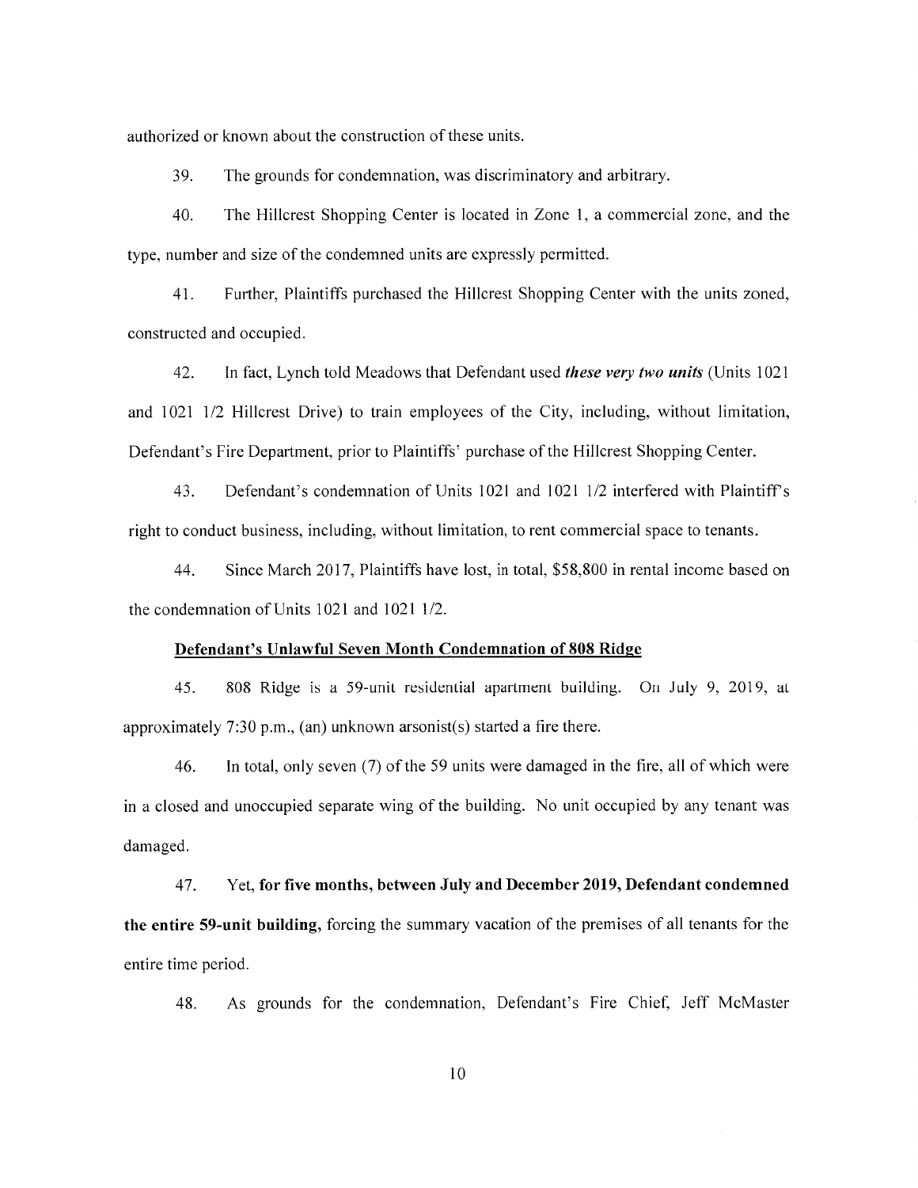authorized or known about the construction of these units.

39. The grounds for condemnation, was discriminatory and arbitrary.

40. The Hillcrest Shopping Center is located in Zone 1, a commercial zone, and the type, number and size of the condemned units are expressly permitted.

41. Further, Plaintiffs purchased the Hillcrest Shopping Center with the units zoned, constructed and occupied.

42. In fact, Lynch told Meadows that Defendant used ***these very two units*** (Units 1021 and 1021 1/2 Hillcrest Drive) to train employees of the City, including, without limitation, Defendant's Fire Department, prior to Plaintiffs' purchase of the Hillcrest Shopping Center.

43. Defendant's condemnation of Units 1021 and 1021 1/2 interfered with Plaintiff's right to conduct business, including, without limitation, to rent commercial space to tenants.

44. Since March 2017, Plaintiffs have lost, in total, $58,800 in rental income based on the condemnation of Units 1021 and 1021 1/2.

**Defendant's Unlawful Seven Month Condemnation of 808 Ridge**

45. 808 Ridge is a 59-unit residential apartment building. On July 9, 2019, at approximately 7:30 p.m., (an) unknown arsonist(s) started a fire there.

46. In total, only seven (7) of the 59 units were damaged in the fire, all of which were in a closed and unoccupied separate wing of the building. No unit occupied by any tenant was damaged.

47. Yet, **for five months, between July and December 2019, Defendant condemned the entire 59-unit building,** forcing the summary vacation of the premises of all tenants for the entire time period.

48. As grounds for the condemnation, Defendant's Fire Chief, Jeff McMaster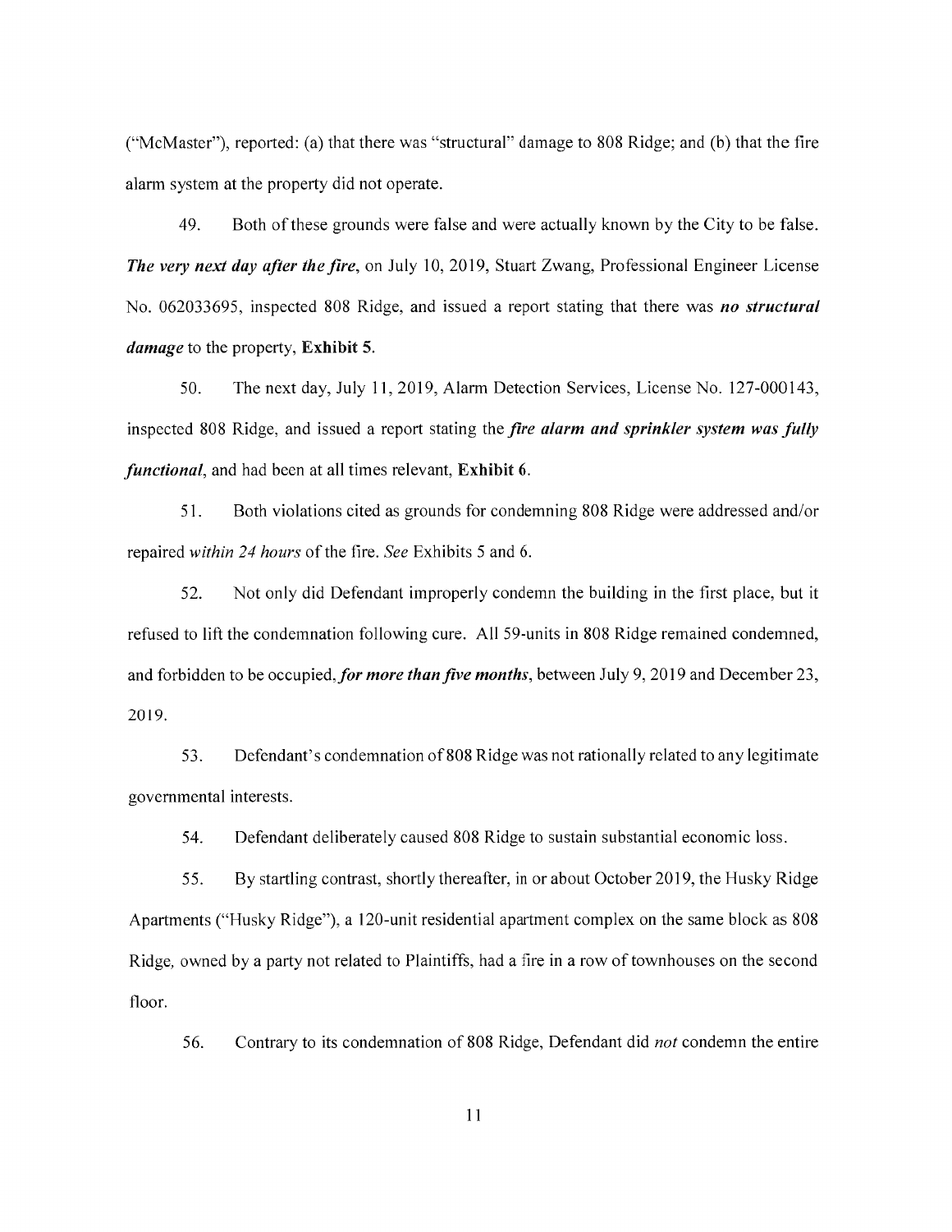("McMaster"), reported: (a) that there was "structural" damage to 808 Ridge; and (b) that the fire alarm system at the property did not operate.

49. Both of these grounds were false and were actually known by the City to be false. ***The very next day after the fire***, on July 10, 2019, Stuart Zwang, Professional Engineer License No. 062033695, inspected 808 Ridge, and issued a report stating that there was ***no structural damage*** to the property, **Exhibit 5**.

50. The next day, July 11, 2019, Alarm Detection Services, License No. 127-000143, inspected 808 Ridge, and issued a report stating the ***fire alarm and sprinkler system was fully functional***, and had been at all times relevant, **Exhibit 6**.

51. Both violations cited as grounds for condemning 808 Ridge were addressed and/or repaired *within 24 hours* of the fire. *See* Exhibits 5 and 6.

52. Not only did Defendant improperly condemn the building in the first place, but it refused to lift the condemnation following cure. All 59-units in 808 Ridge remained condemned, and forbidden to be occupied, ***for more than five months***, between July 9, 2019 and December 23, 2019.

53. Defendant's condemnation of 808 Ridge was not rationally related to any legitimate governmental interests.

54. Defendant deliberately caused 808 Ridge to sustain substantial economic loss.

55. By startling contrast, shortly thereafter, in or about October 2019, the Husky Ridge Apartments ("Husky Ridge"), a 120-unit residential apartment complex on the same block as 808 Ridge, owned by a party not related to Plaintiffs, had a fire in a row of townhouses on the second floor.

56. Contrary to its condemnation of 808 Ridge, Defendant did *not* condemn the entire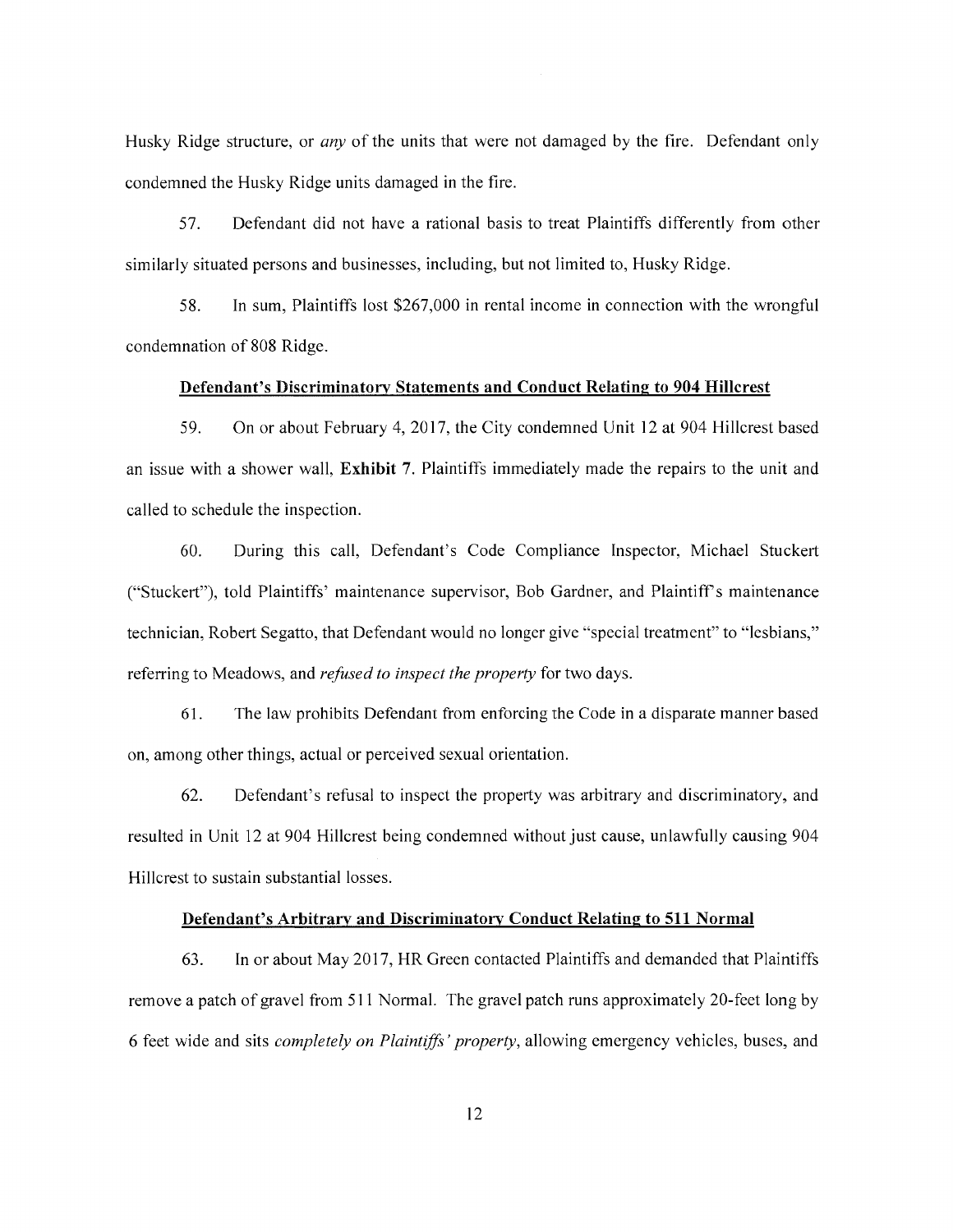Husky Ridge structure, or *any* of the units that were not damaged by the fire. Defendant only condemned the Husky Ridge units damaged in the fire.

57. Defendant did not have a rational basis to treat Plaintiffs differently from other similarly situated persons and businesses, including, but not limited to, Husky Ridge.

58. In sum, Plaintiffs lost $267,000 in rental income in connection with the wrongful condemnation of 808 Ridge.

**<u>Defendant's Discriminatory Statements and Conduct Relating to 904 Hillcrest</u>**

59. On or about February 4, 2017, the City condemned Unit 12 at 904 Hillcrest based an issue with a shower wall, **Exhibit 7**. Plaintiffs immediately made the repairs to the unit and called to schedule the inspection.

60. During this call, Defendant's Code Compliance Inspector, Michael Stuckert ("Stuckert"), told Plaintiffs' maintenance supervisor, Bob Gardner, and Plaintiff's maintenance technician, Robert Segatto, that Defendant would no longer give "special treatment" to "lesbians," referring to Meadows, and *refused to inspect the property* for two days.

61. The law prohibits Defendant from enforcing the Code in a disparate manner based on, among other things, actual or perceived sexual orientation.

62. Defendant's refusal to inspect the property was arbitrary and discriminatory, and resulted in Unit 12 at 904 Hillcrest being condemned without just cause, unlawfully causing 904 Hillcrest to sustain substantial losses.

**<u>Defendant's Arbitrary and Discriminatory Conduct Relating to 511 Normal</u>**

63. In or about May 2017, HR Green contacted Plaintiffs and demanded that Plaintiffs remove a patch of gravel from 511 Normal. The gravel patch runs approximately 20-feet long by 6 feet wide and sits *completely on Plaintiffs' property*, allowing emergency vehicles, buses, and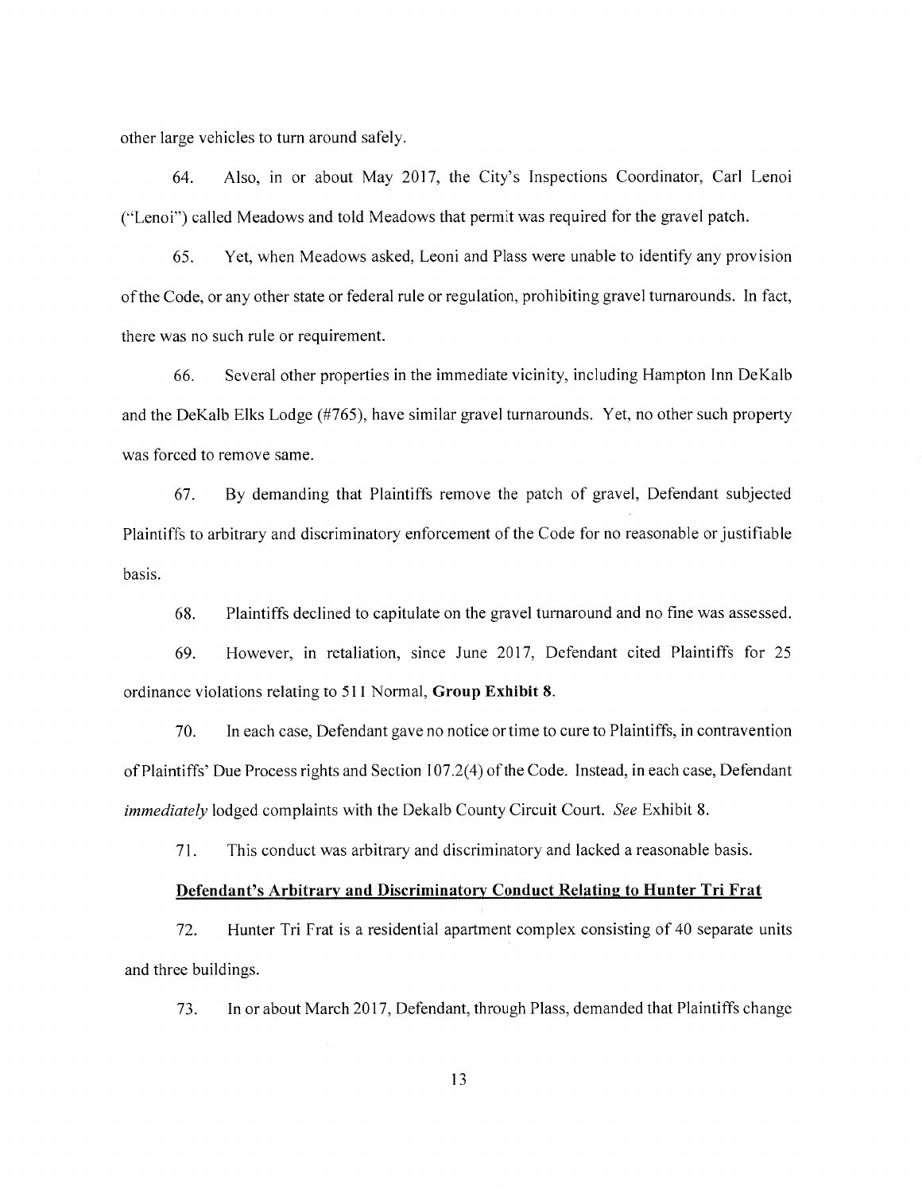other large vehicles to turn around safely.

64. Also, in or about May 2017, the City's Inspections Coordinator, Carl Lenoi ("Lenoi") called Meadows and told Meadows that permit was required for the gravel patch.

65. Yet, when Meadows asked, Leoni and Plass were unable to identify any provision of the Code, or any other state or federal rule or regulation, prohibiting gravel turnarounds. In fact, there was no such rule or requirement.

66. Several other properties in the immediate vicinity, including Hampton Inn DeKalb and the DeKalb Elks Lodge (#765), have similar gravel turnarounds. Yet, no other such property was forced to remove same.

67. By demanding that Plaintiffs remove the patch of gravel, Defendant subjected Plaintiffs to arbitrary and discriminatory enforcement of the Code for no reasonable or justifiable basis.

68. Plaintiffs declined to capitulate on the gravel turnaround and no fine was assessed.

69. However, in retaliation, since June 2017, Defendant cited Plaintiffs for 25 ordinance violations relating to 511 Normal, **Group Exhibit 8**.

70. In each case, Defendant gave no notice or time to cure to Plaintiffs, in contravention of Plaintiffs' Due Process rights and Section 107.2(4) of the Code. Instead, in each case, Defendant *immediately* lodged complaints with the Dekalb County Circuit Court. *See* Exhibit 8.

71. This conduct was arbitrary and discriminatory and lacked a reasonable basis.

**Defendant's Arbitrary and Discriminatory Conduct Relating to Hunter Tri Frat**

72. Hunter Tri Frat is a residential apartment complex consisting of 40 separate units and three buildings.

73. In or about March 2017, Defendant, through Plass, demanded that Plaintiffs change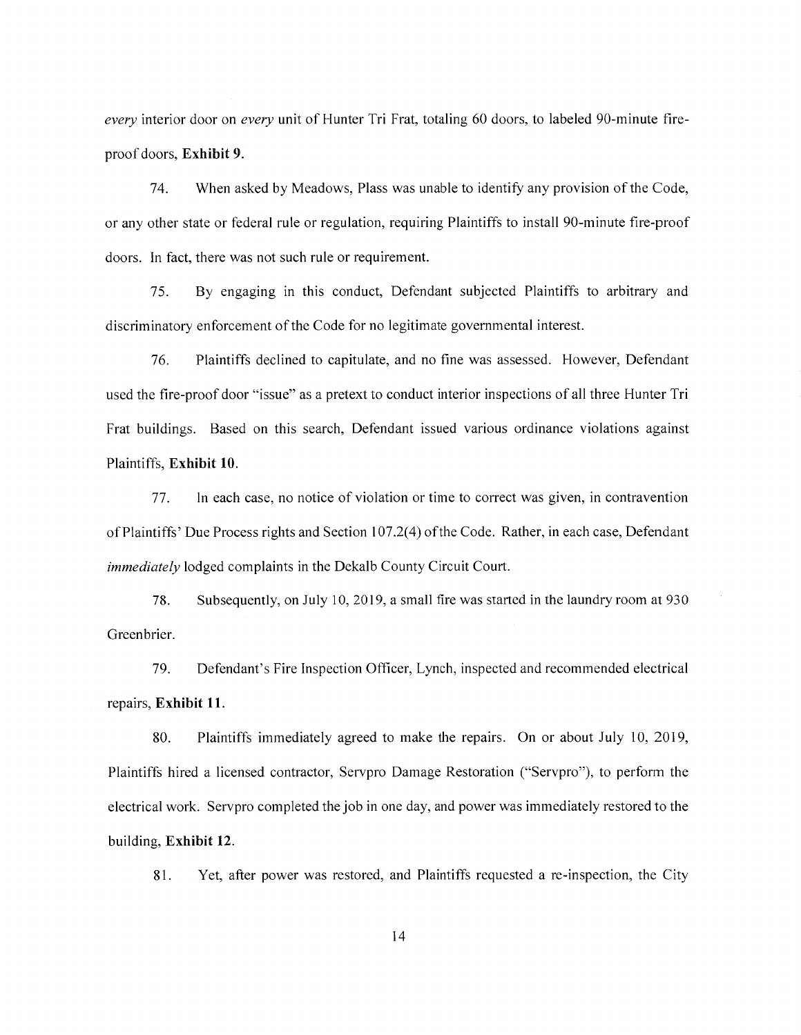*every* interior door on *every* unit of Hunter Tri Frat, totaling 60 doors, to labeled 90-minute fire-proof doors, **Exhibit 9.**

74. When asked by Meadows, Plass was unable to identify any provision of the Code, or any other state or federal rule or regulation, requiring Plaintiffs to install 90-minute fire-proof doors. In fact, there was not such rule or requirement.

75. By engaging in this conduct, Defendant subjected Plaintiffs to arbitrary and discriminatory enforcement of the Code for no legitimate governmental interest.

76. Plaintiffs declined to capitulate, and no fine was assessed. However, Defendant used the fire-proof door "issue" as a pretext to conduct interior inspections of all three Hunter Tri Frat buildings. Based on this search, Defendant issued various ordinance violations against Plaintiffs, **Exhibit 10.**

77. In each case, no notice of violation or time to correct was given, in contravention of Plaintiffs' Due Process rights and Section 107.2(4) of the Code. Rather, in each case, Defendant *immediately* lodged complaints in the Dekalb County Circuit Court.

78. Subsequently, on July 10, 2019, a small fire was started in the laundry room at 930 Greenbrier.

79. Defendant's Fire Inspection Officer, Lynch, inspected and recommended electrical repairs, **Exhibit 11.**

80. Plaintiffs immediately agreed to make the repairs. On or about July 10, 2019, Plaintiffs hired a licensed contractor, Servpro Damage Restoration ("Servpro"), to perform the electrical work. Servpro completed the job in one day, and power was immediately restored to the building, **Exhibit 12.**

81. Yet, after power was restored, and Plaintiffs requested a re-inspection, the City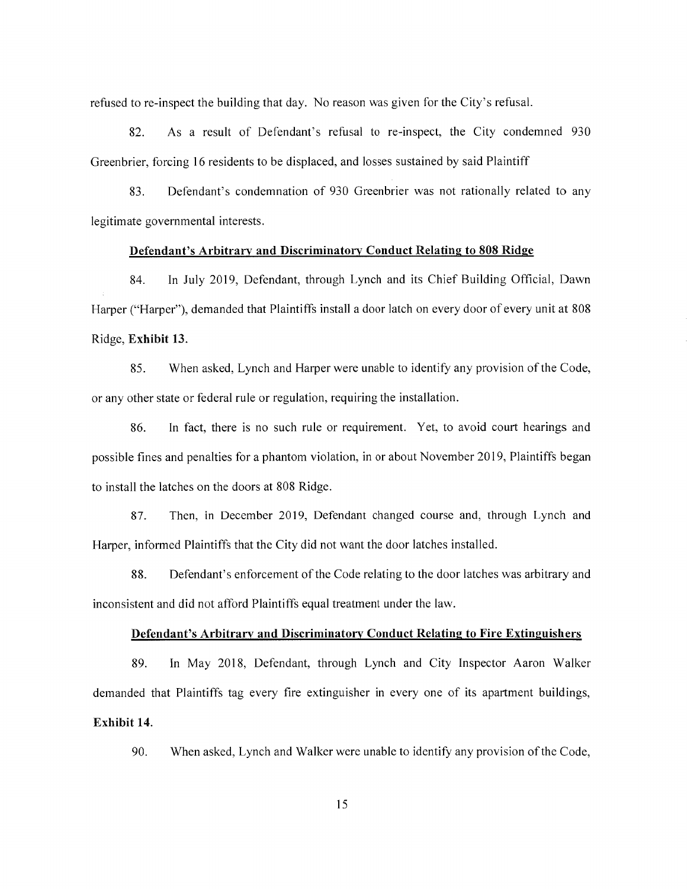refused to re-inspect the building that day. No reason was given for the City's refusal.

82. As a result of Defendant's refusal to re-inspect, the City condemned 930 Greenbrier, forcing 16 residents to be displaced, and losses sustained by said Plaintiff

83. Defendant's condemnation of 930 Greenbrier was not rationally related to any legitimate governmental interests.

**Defendant's Arbitrary and Discriminatory Conduct Relating to 808 Ridge**

84. In July 2019, Defendant, through Lynch and its Chief Building Official, Dawn Harper ("Harper"), demanded that Plaintiffs install a door latch on every door of every unit at 808 Ridge, **Exhibit 13.**

85. When asked, Lynch and Harper were unable to identify any provision of the Code, or any other state or federal rule or regulation, requiring the installation.

86. In fact, there is no such rule or requirement. Yet, to avoid court hearings and possible fines and penalties for a phantom violation, in or about November 2019, Plaintiffs began to install the latches on the doors at 808 Ridge.

87. Then, in December 2019, Defendant changed course and, through Lynch and Harper, informed Plaintiffs that the City did not want the door latches installed.

88. Defendant's enforcement of the Code relating to the door latches was arbitrary and inconsistent and did not afford Plaintiffs equal treatment under the law.

**Defendant's Arbitrary and Discriminatory Conduct Relating to Fire Extinguishers**

89. In May 2018, Defendant, through Lynch and City Inspector Aaron Walker demanded that Plaintiffs tag every fire extinguisher in every one of its apartment buildings, **Exhibit 14.**

90. When asked, Lynch and Walker were unable to identify any provision of the Code,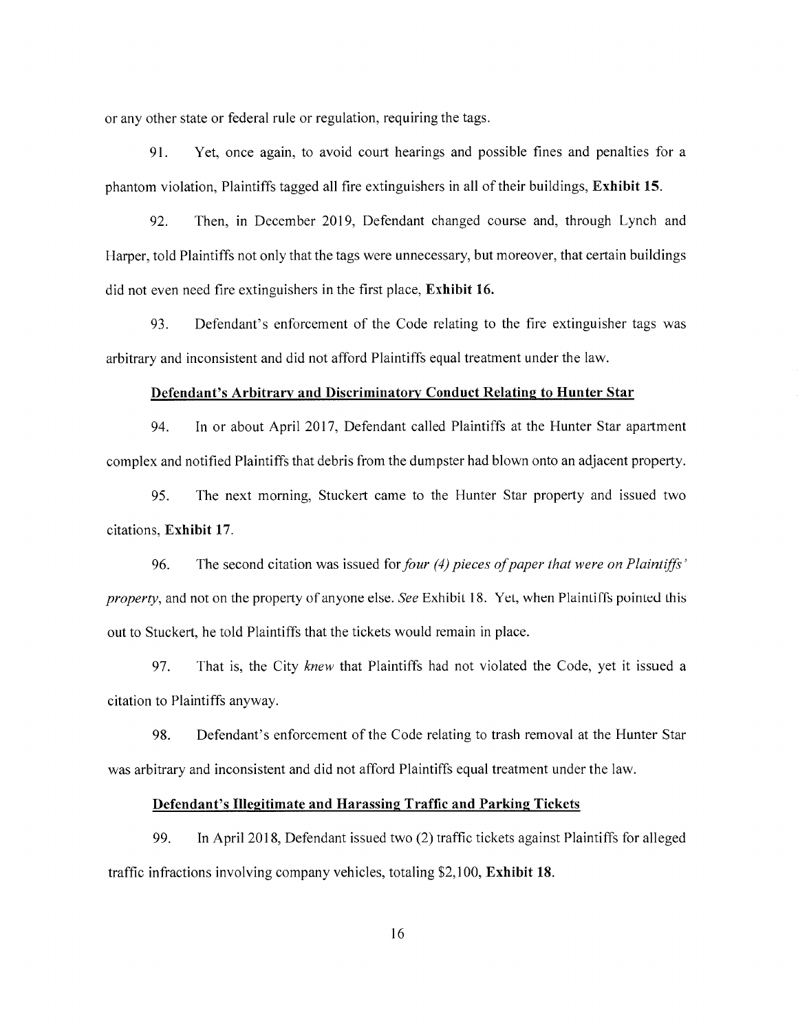or any other state or federal rule or regulation, requiring the tags.

91. Yet, once again, to avoid court hearings and possible fines and penalties for a phantom violation, Plaintiffs tagged all fire extinguishers in all of their buildings, **Exhibit 15**.

92. Then, in December 2019, Defendant changed course and, through Lynch and Harper, told Plaintiffs not only that the tags were unnecessary, but moreover, that certain buildings did not even need fire extinguishers in the first place, **Exhibit 16.**

93. Defendant's enforcement of the Code relating to the fire extinguisher tags was arbitrary and inconsistent and did not afford Plaintiffs equal treatment under the law.

**<u>Defendant's Arbitrary and Discriminatory Conduct Relating to Hunter Star</u>**

94. In or about April 2017, Defendant called Plaintiffs at the Hunter Star apartment complex and notified Plaintiffs that debris from the dumpster had blown onto an adjacent property.

95. The next morning, Stuckert came to the Hunter Star property and issued two citations, **Exhibit 17**.

96. The second citation was issued for *four (4) pieces of paper that were on Plaintiffs' property*, and not on the property of anyone else. *See* Exhibit 18. Yet, when Plaintiffs pointed this out to Stuckert, he told Plaintiffs that the tickets would remain in place.

97. That is, the City *knew* that Plaintiffs had not violated the Code, yet it issued a citation to Plaintiffs anyway.

98. Defendant's enforcement of the Code relating to trash removal at the Hunter Star was arbitrary and inconsistent and did not afford Plaintiffs equal treatment under the law.

**<u>Defendant's Illegitimate and Harassing Traffic and Parking Tickets</u>**

99. In April 2018, Defendant issued two (2) traffic tickets against Plaintiffs for alleged traffic infractions involving company vehicles, totaling $2,100, **Exhibit 18**.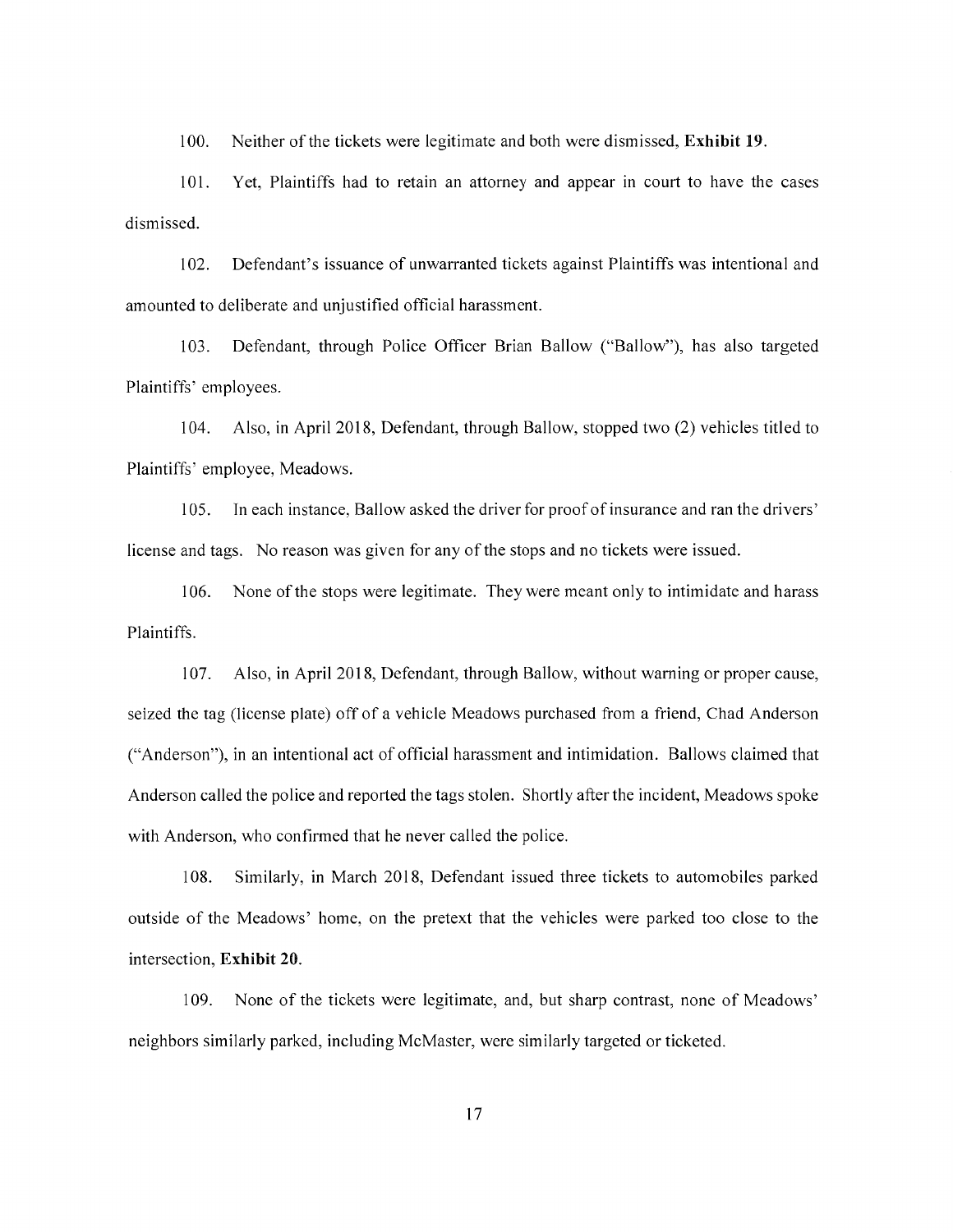100. Neither of the tickets were legitimate and both were dismissed, **Exhibit 19**.

101. Yet, Plaintiffs had to retain an attorney and appear in court to have the cases dismissed.

102. Defendant's issuance of unwarranted tickets against Plaintiffs was intentional and amounted to deliberate and unjustified official harassment.

103. Defendant, through Police Officer Brian Ballow ("Ballow"), has also targeted Plaintiffs' employees.

104. Also, in April 2018, Defendant, through Ballow, stopped two (2) vehicles titled to Plaintiffs' employee, Meadows.

105. In each instance, Ballow asked the driver for proof of insurance and ran the drivers' license and tags. No reason was given for any of the stops and no tickets were issued.

106. None of the stops were legitimate. They were meant only to intimidate and harass Plaintiffs.

107. Also, in April 2018, Defendant, through Ballow, without warning or proper cause, seized the tag (license plate) off of a vehicle Meadows purchased from a friend, Chad Anderson ("Anderson"), in an intentional act of official harassment and intimidation. Ballows claimed that Anderson called the police and reported the tags stolen. Shortly after the incident, Meadows spoke with Anderson, who confirmed that he never called the police.

108. Similarly, in March 2018, Defendant issued three tickets to automobiles parked outside of the Meadows' home, on the pretext that the vehicles were parked too close to the intersection, **Exhibit 20**.

109. None of the tickets were legitimate, and, but sharp contrast, none of Meadows' neighbors similarly parked, including McMaster, were similarly targeted or ticketed.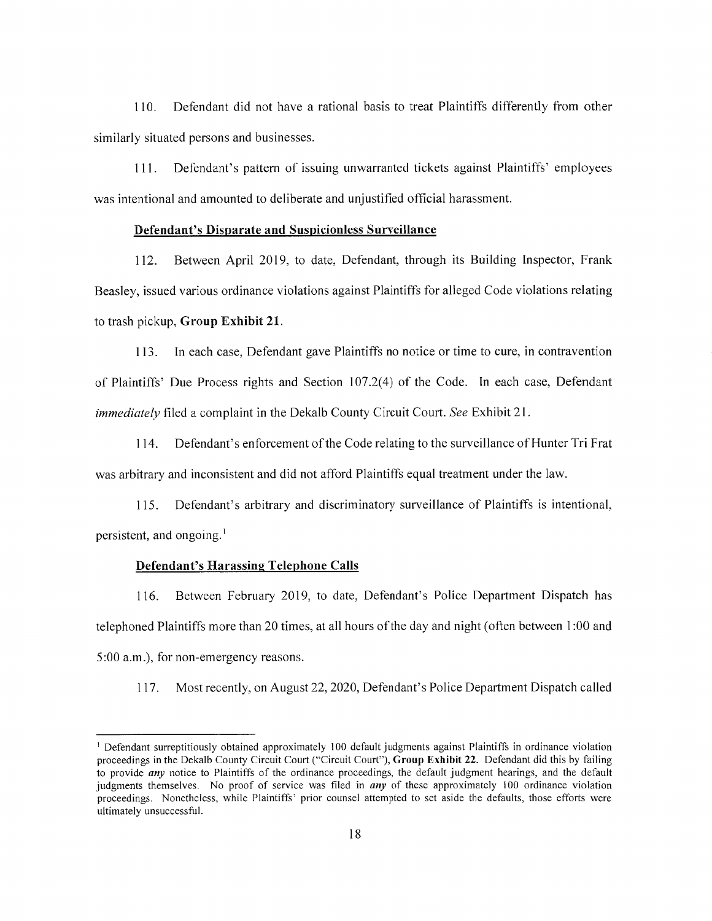110. Defendant did not have a rational basis to treat Plaintiffs differently from other similarly situated persons and businesses.

111. Defendant's pattern of issuing unwarranted tickets against Plaintiffs' employees was intentional and amounted to deliberate and unjustified official harassment.

**Defendant's Disparate and Suspicionless Surveillance**

112. Between April 2019, to date, Defendant, through its Building Inspector, Frank Beasley, issued various ordinance violations against Plaintiffs for alleged Code violations relating to trash pickup, **Group Exhibit 21**.

113. In each case, Defendant gave Plaintiffs no notice or time to cure, in contravention of Plaintiffs' Due Process rights and Section 107.2(4) of the Code. In each case, Defendant *immediately* filed a complaint in the Dekalb County Circuit Court. *See* Exhibit 21.

114. Defendant's enforcement of the Code relating to the surveillance of Hunter Tri Frat was arbitrary and inconsistent and did not afford Plaintiffs equal treatment under the law.

115. Defendant's arbitrary and discriminatory surveillance of Plaintiffs is intentional, persistent, and ongoing.[1]

**Defendant's Harassing Telephone Calls**

116. Between February 2019, to date, Defendant's Police Department Dispatch has telephoned Plaintiffs more than 20 times, at all hours of the day and night (often between 1:00 and 5:00 a.m.), for non-emergency reasons.

117. Most recently, on August 22, 2020, Defendant's Police Department Dispatch called

---

[1] Defendant surreptitiously obtained approximately 100 default judgments against Plaintiffs in ordinance violation proceedings in the Dekalb County Circuit Court ("Circuit Court"), **Group Exhibit 22**. Defendant did this by failing to provide ***any*** notice to Plaintiffs of the ordinance proceedings, the default judgment hearings, and the default judgments themselves. No proof of service was filed in ***any*** of these approximately 100 ordinance violation proceedings. Nonetheless, while Plaintiffs' prior counsel attempted to set aside the defaults, those efforts were ultimately unsuccessful.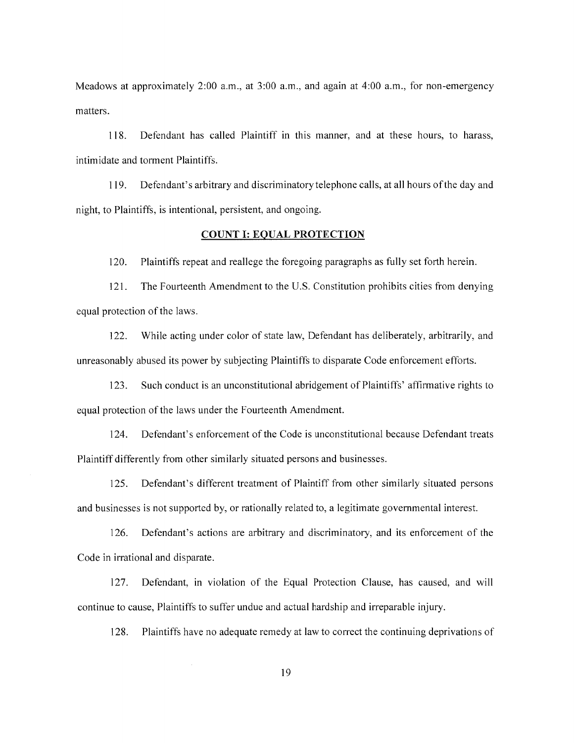Meadows at approximately 2:00 a.m., at 3:00 a.m., and again at 4:00 a.m., for non-emergency matters.

118. Defendant has called Plaintiff in this manner, and at these hours, to harass, intimidate and torment Plaintiffs.

119. Defendant's arbitrary and discriminatory telephone calls, at all hours of the day and night, to Plaintiffs, is intentional, persistent, and ongoing.

## COUNT I: EQUAL PROTECTION

120. Plaintiffs repeat and reallege the foregoing paragraphs as fully set forth herein.

121. The Fourteenth Amendment to the U.S. Constitution prohibits cities from denying equal protection of the laws.

122. While acting under color of state law, Defendant has deliberately, arbitrarily, and unreasonably abused its power by subjecting Plaintiffs to disparate Code enforcement efforts.

123. Such conduct is an unconstitutional abridgement of Plaintiffs' affirmative rights to equal protection of the laws under the Fourteenth Amendment.

124. Defendant's enforcement of the Code is unconstitutional because Defendant treats Plaintiff differently from other similarly situated persons and businesses.

125. Defendant's different treatment of Plaintiff from other similarly situated persons and businesses is not supported by, or rationally related to, a legitimate governmental interest.

126. Defendant's actions are arbitrary and discriminatory, and its enforcement of the Code in irrational and disparate.

127. Defendant, in violation of the Equal Protection Clause, has caused, and will continue to cause, Plaintiffs to suffer undue and actual hardship and irreparable injury.

128. Plaintiffs have no adequate remedy at law to correct the continuing deprivations of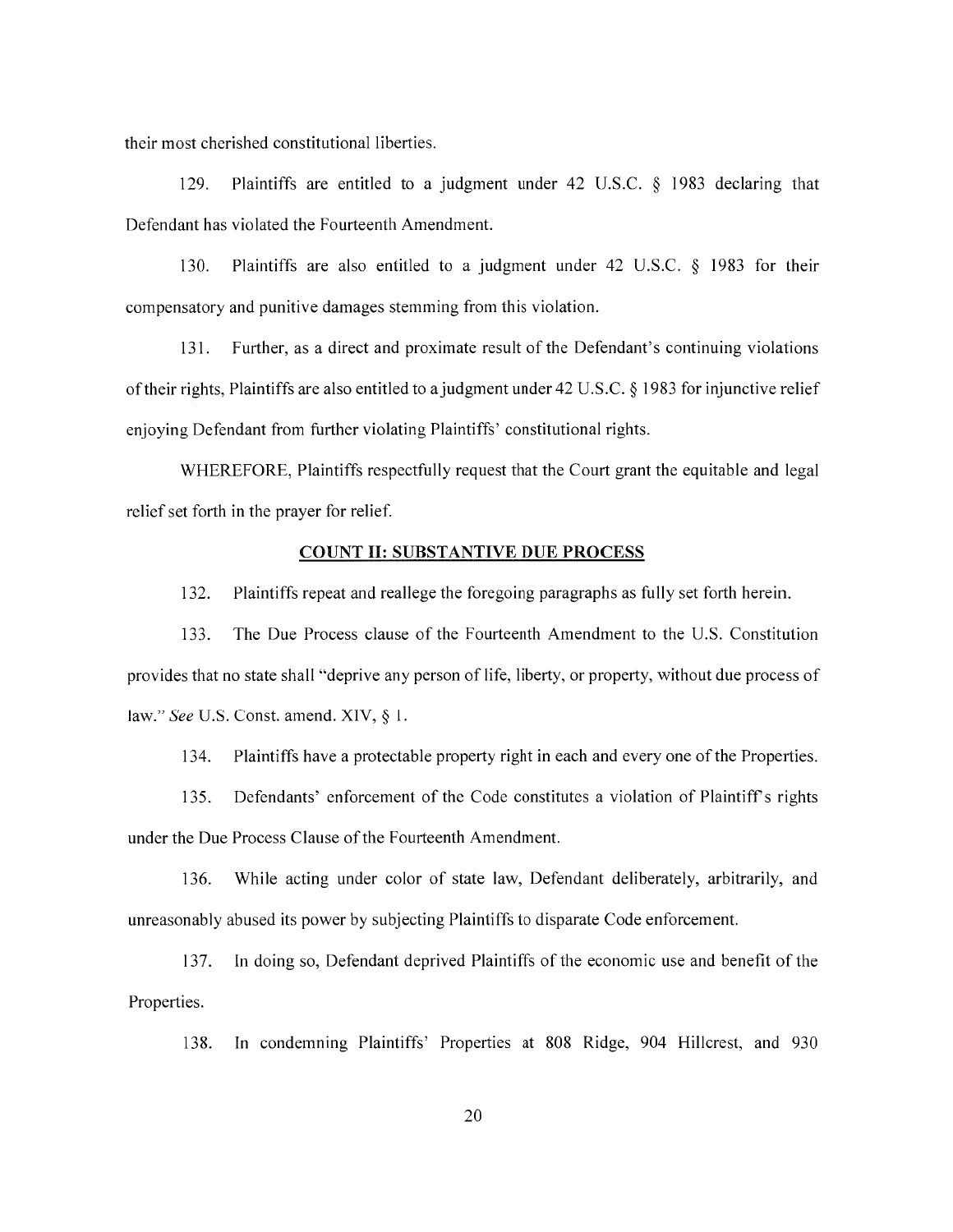their most cherished constitutional liberties.

129. Plaintiffs are entitled to a judgment under 42 U.S.C. § 1983 declaring that Defendant has violated the Fourteenth Amendment.

130. Plaintiffs are also entitled to a judgment under 42 U.S.C. § 1983 for their compensatory and punitive damages stemming from this violation.

131. Further, as a direct and proximate result of the Defendant's continuing violations of their rights, Plaintiffs are also entitled to a judgment under 42 U.S.C. § 1983 for injunctive relief enjoying Defendant from further violating Plaintiffs' constitutional rights.

WHEREFORE, Plaintiffs respectfully request that the Court grant the equitable and legal relief set forth in the prayer for relief.

**COUNT II: SUBSTANTIVE DUE PROCESS**

132. Plaintiffs repeat and reallege the foregoing paragraphs as fully set forth herein.

133. The Due Process clause of the Fourteenth Amendment to the U.S. Constitution provides that no state shall "deprive any person of life, liberty, or property, without due process of law." *See* U.S. Const. amend. XIV, § 1.

134. Plaintiffs have a protectable property right in each and every one of the Properties.

135. Defendants' enforcement of the Code constitutes a violation of Plaintiff's rights under the Due Process Clause of the Fourteenth Amendment.

136. While acting under color of state law, Defendant deliberately, arbitrarily, and unreasonably abused its power by subjecting Plaintiffs to disparate Code enforcement.

137. In doing so, Defendant deprived Plaintiffs of the economic use and benefit of the Properties.

138. In condemning Plaintiffs' Properties at 808 Ridge, 904 Hillcrest, and 930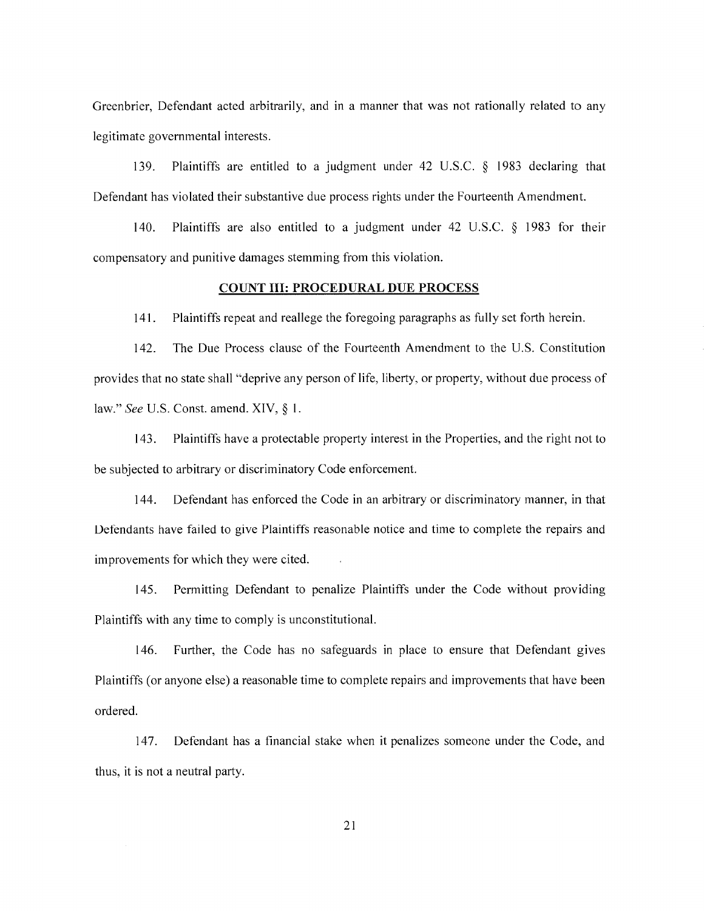Greenbrier, Defendant acted arbitrarily, and in a manner that was not rationally related to any legitimate governmental interests.

139. Plaintiffs are entitled to a judgment under 42 U.S.C. § 1983 declaring that Defendant has violated their substantive due process rights under the Fourteenth Amendment.

140. Plaintiffs are also entitled to a judgment under 42 U.S.C. § 1983 for their compensatory and punitive damages stemming from this violation.

## COUNT III: PROCEDURAL DUE PROCESS

141. Plaintiffs repeat and reallege the foregoing paragraphs as fully set forth herein.

142. The Due Process clause of the Fourteenth Amendment to the U.S. Constitution provides that no state shall "deprive any person of life, liberty, or property, without due process of law." *See* U.S. Const. amend. XIV, § 1.

143. Plaintiffs have a protectable property interest in the Properties, and the right not to be subjected to arbitrary or discriminatory Code enforcement.

144. Defendant has enforced the Code in an arbitrary or discriminatory manner, in that Defendants have failed to give Plaintiffs reasonable notice and time to complete the repairs and improvements for which they were cited.

145. Permitting Defendant to penalize Plaintiffs under the Code without providing Plaintiffs with any time to comply is unconstitutional.

146. Further, the Code has no safeguards in place to ensure that Defendant gives Plaintiffs (or anyone else) a reasonable time to complete repairs and improvements that have been ordered.

147. Defendant has a financial stake when it penalizes someone under the Code, and thus, it is not a neutral party.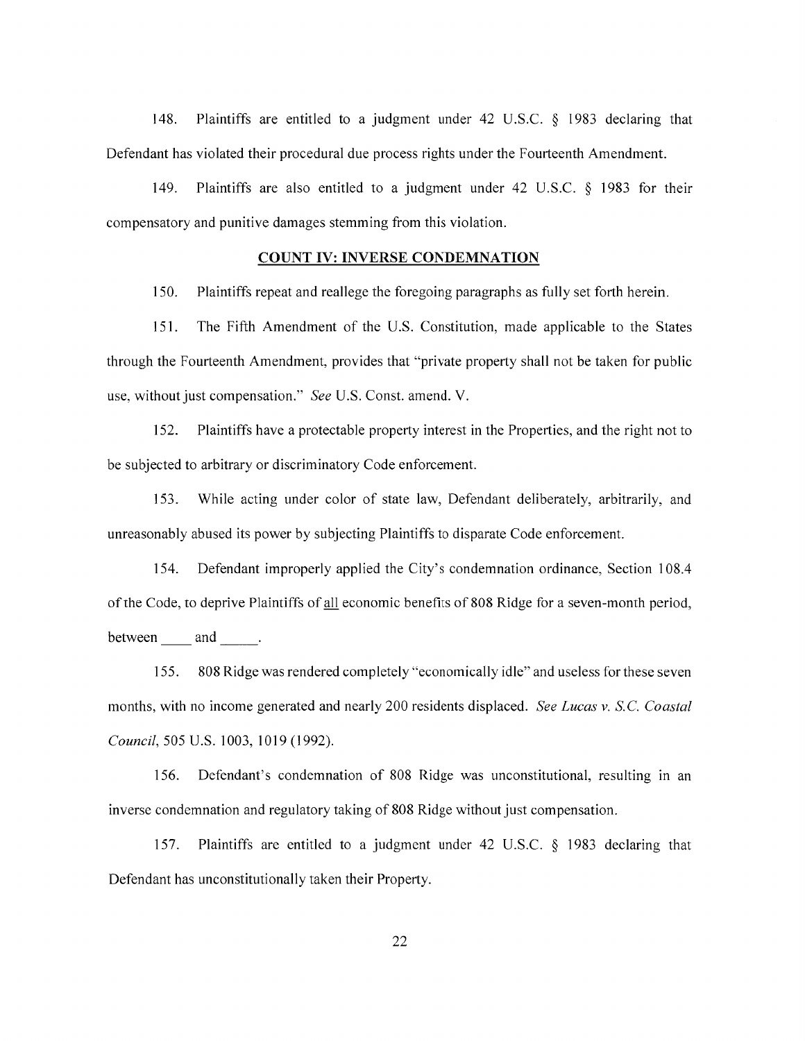148. Plaintiffs are entitled to a judgment under 42 U.S.C. § 1983 declaring that Defendant has violated their procedural due process rights under the Fourteenth Amendment.

149. Plaintiffs are also entitled to a judgment under 42 U.S.C. § 1983 for their compensatory and punitive damages stemming from this violation.

## COUNT IV: INVERSE CONDEMNATION

150. Plaintiffs repeat and reallege the foregoing paragraphs as fully set forth herein.

151. The Fifth Amendment of the U.S. Constitution, made applicable to the States through the Fourteenth Amendment, provides that "private property shall not be taken for public use, without just compensation." *See* U.S. Const. amend. V.

152. Plaintiffs have a protectable property interest in the Properties, and the right not to be subjected to arbitrary or discriminatory Code enforcement.

153. While acting under color of state law, Defendant deliberately, arbitrarily, and unreasonably abused its power by subjecting Plaintiffs to disparate Code enforcement.

154. Defendant improperly applied the City's condemnation ordinance, Section 108.4 of the Code, to deprive Plaintiffs of <u>all</u> economic benefits of 808 Ridge for a seven-month period, between ____ and _____.

155. 808 Ridge was rendered completely "economically idle" and useless for these seven months, with no income generated and nearly 200 residents displaced. *See Lucas v. S.C. Coastal Council*, 505 U.S. 1003, 1019 (1992).

156. Defendant's condemnation of 808 Ridge was unconstitutional, resulting in an inverse condemnation and regulatory taking of 808 Ridge without just compensation.

157. Plaintiffs are entitled to a judgment under 42 U.S.C. § 1983 declaring that Defendant has unconstitutionally taken their Property.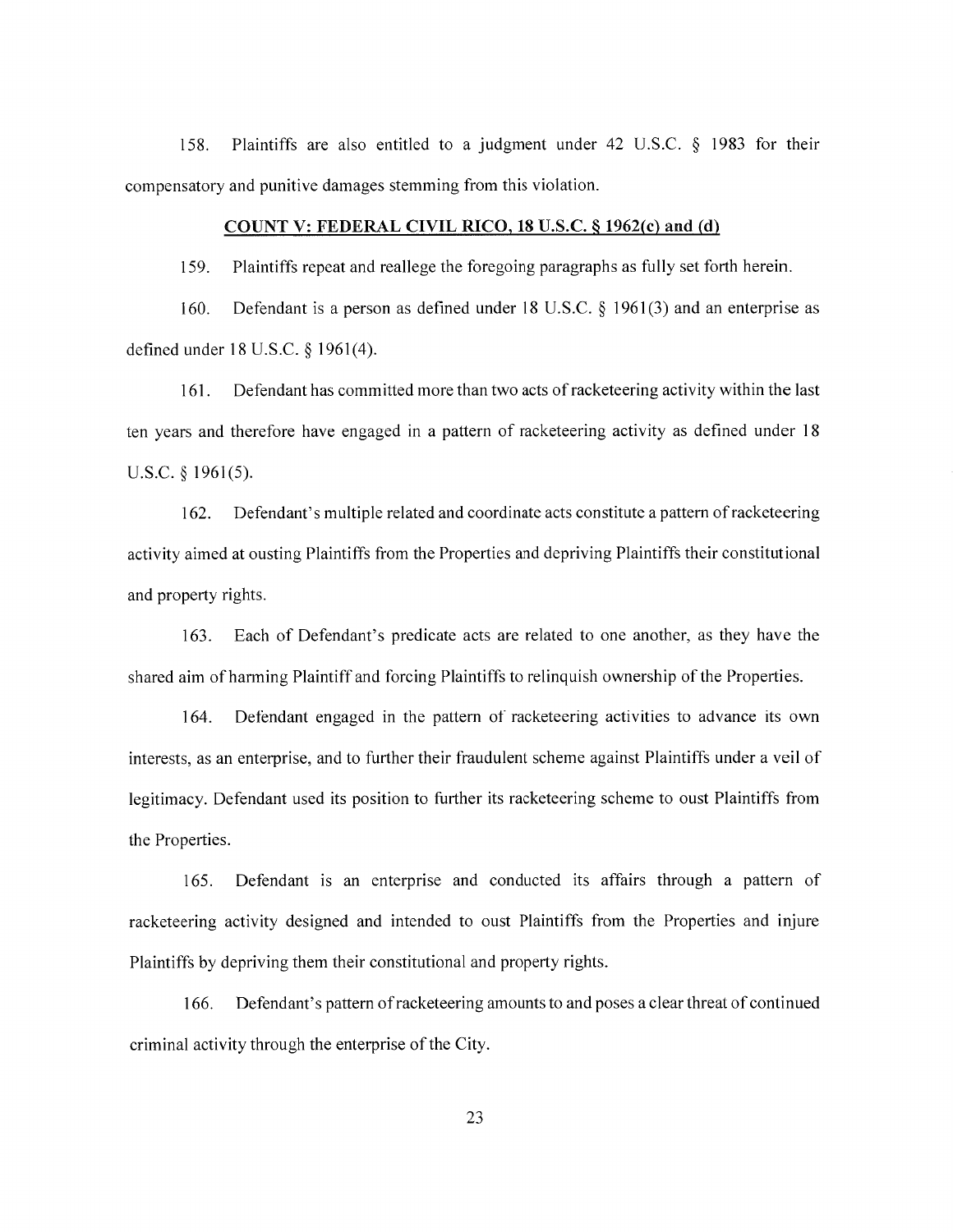158. Plaintiffs are also entitled to a judgment under 42 U.S.C. § 1983 for their compensatory and punitive damages stemming from this violation.

**COUNT V: FEDERAL CIVIL RICO, 18 U.S.C. § 1962(c) and (d)**

159. Plaintiffs repeat and reallege the foregoing paragraphs as fully set forth herein.

160. Defendant is a person as defined under 18 U.S.C. § 1961(3) and an enterprise as defined under 18 U.S.C. § 1961(4).

161. Defendant has committed more than two acts of racketeering activity within the last ten years and therefore have engaged in a pattern of racketeering activity as defined under 18 U.S.C. § 1961(5).

162. Defendant's multiple related and coordinate acts constitute a pattern of racketeering activity aimed at ousting Plaintiffs from the Properties and depriving Plaintiffs their constitutional and property rights.

163. Each of Defendant's predicate acts are related to one another, as they have the shared aim of harming Plaintiff and forcing Plaintiffs to relinquish ownership of the Properties.

164. Defendant engaged in the pattern of racketeering activities to advance its own interests, as an enterprise, and to further their fraudulent scheme against Plaintiffs under a veil of legitimacy. Defendant used its position to further its racketeering scheme to oust Plaintiffs from the Properties.

165. Defendant is an enterprise and conducted its affairs through a pattern of racketeering activity designed and intended to oust Plaintiffs from the Properties and injure Plaintiffs by depriving them their constitutional and property rights.

166. Defendant's pattern of racketeering amounts to and poses a clear threat of continued criminal activity through the enterprise of the City.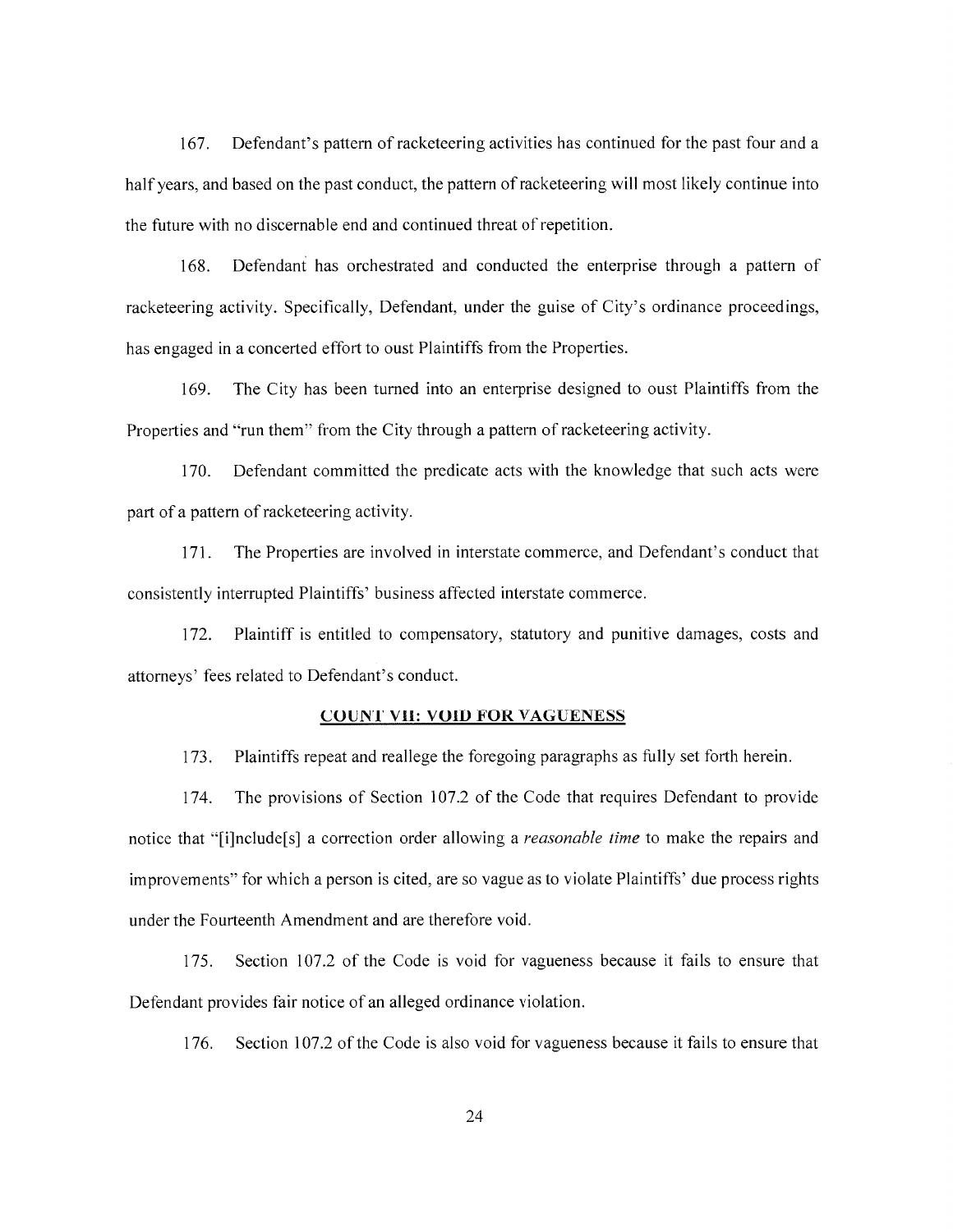167. Defendant's pattern of racketeering activities has continued for the past four and a half years, and based on the past conduct, the pattern of racketeering will most likely continue into the future with no discernable end and continued threat of repetition.

168. Defendant has orchestrated and conducted the enterprise through a pattern of racketeering activity. Specifically, Defendant, under the guise of City's ordinance proceedings, has engaged in a concerted effort to oust Plaintiffs from the Properties.

169. The City has been turned into an enterprise designed to oust Plaintiffs from the Properties and "run them" from the City through a pattern of racketeering activity.

170. Defendant committed the predicate acts with the knowledge that such acts were part of a pattern of racketeering activity.

171. The Properties are involved in interstate commerce, and Defendant's conduct that consistently interrupted Plaintiffs' business affected interstate commerce.

172. Plaintiff is entitled to compensatory, statutory and punitive damages, costs and attorneys' fees related to Defendant's conduct.

## COUNT VII: VOID FOR VAGUENESS

173. Plaintiffs repeat and reallege the foregoing paragraphs as fully set forth herein.

174. The provisions of Section 107.2 of the Code that requires Defendant to provide notice that "[i]nclude[s] a correction order allowing a *reasonable time* to make the repairs and improvements" for which a person is cited, are so vague as to violate Plaintiffs' due process rights under the Fourteenth Amendment and are therefore void.

175. Section 107.2 of the Code is void for vagueness because it fails to ensure that Defendant provides fair notice of an alleged ordinance violation.

176. Section 107.2 of the Code is also void for vagueness because it fails to ensure that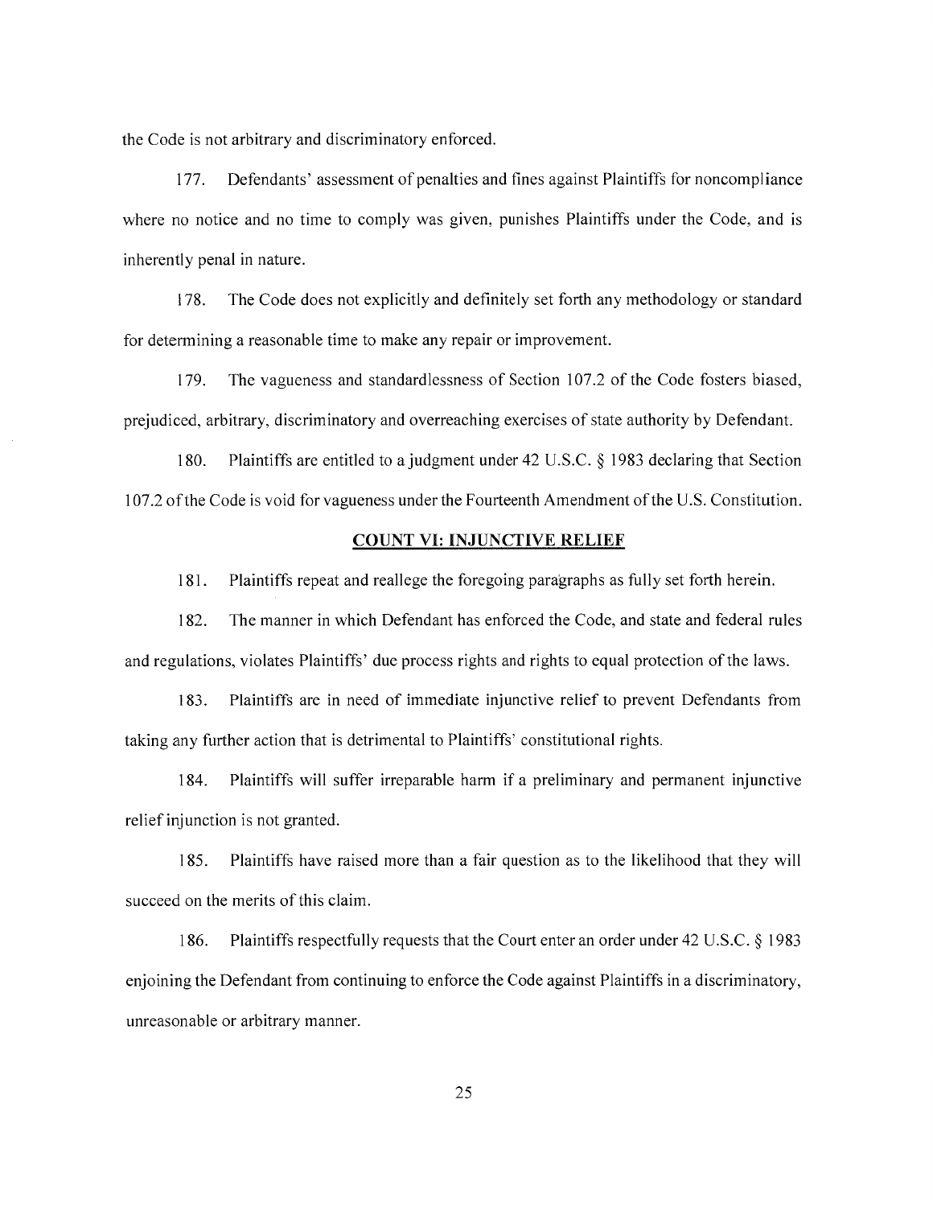the Code is not arbitrary and discriminatory enforced.

177. Defendants' assessment of penalties and fines against Plaintiffs for noncompliance where no notice and no time to comply was given, punishes Plaintiffs under the Code, and is inherently penal in nature.

178. The Code does not explicitly and definitely set forth any methodology or standard for determining a reasonable time to make any repair or improvement.

179. The vagueness and standardlessness of Section 107.2 of the Code fosters biased, prejudiced, arbitrary, discriminatory and overreaching exercises of state authority by Defendant.

180. Plaintiffs are entitled to a judgment under 42 U.S.C. § 1983 declaring that Section 107.2 of the Code is void for vagueness under the Fourteenth Amendment of the U.S. Constitution.

## COUNT VI: INJUNCTIVE RELIEF

181. Plaintiffs repeat and reallege the foregoing paragraphs as fully set forth herein.

182. The manner in which Defendant has enforced the Code, and state and federal rules and regulations, violates Plaintiffs' due process rights and rights to equal protection of the laws.

183. Plaintiffs are in need of immediate injunctive relief to prevent Defendants from taking any further action that is detrimental to Plaintiffs' constitutional rights.

184. Plaintiffs will suffer irreparable harm if a preliminary and permanent injunctive relief injunction is not granted.

185. Plaintiffs have raised more than a fair question as to the likelihood that they will succeed on the merits of this claim.

186. Plaintiffs respectfully requests that the Court enter an order under 42 U.S.C. § 1983 enjoining the Defendant from continuing to enforce the Code against Plaintiffs in a discriminatory, unreasonable or arbitrary manner.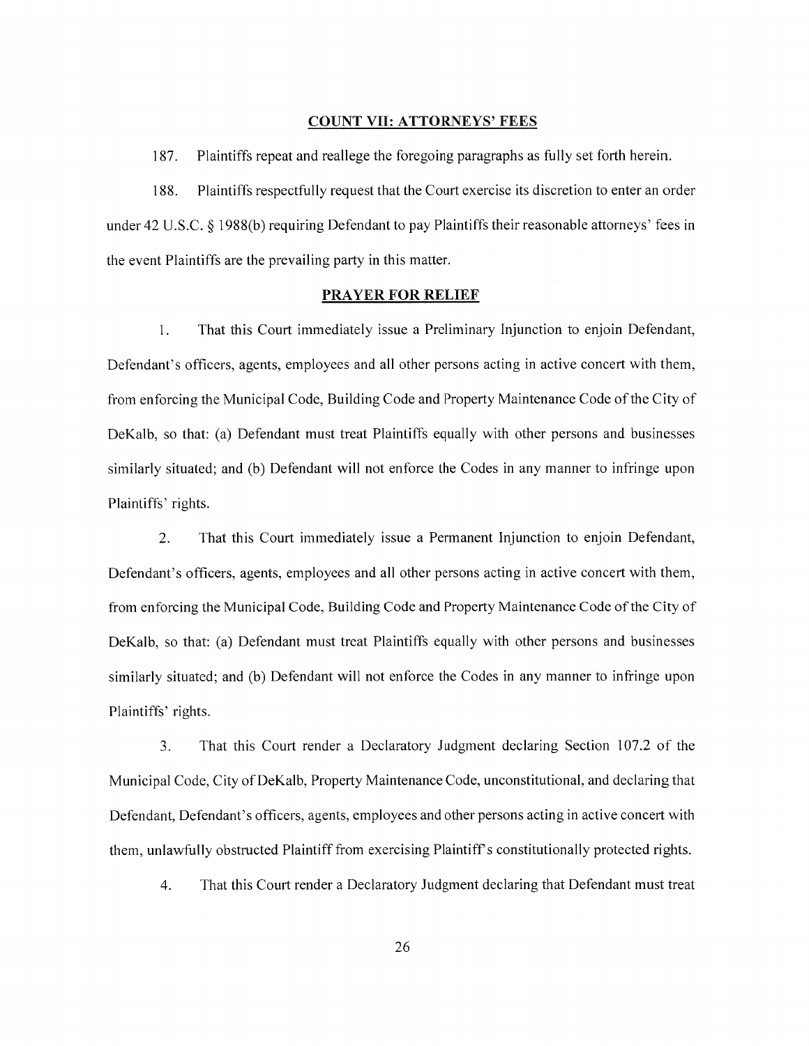## COUNT VII: ATTORNEYS' FEES

187. Plaintiffs repeat and reallege the foregoing paragraphs as fully set forth herein.

188. Plaintiffs respectfully request that the Court exercise its discretion to enter an order under 42 U.S.C. § 1988(b) requiring Defendant to pay Plaintiffs their reasonable attorneys' fees in the event Plaintiffs are the prevailing party in this matter.

## PRAYER FOR RELIEF

1. That this Court immediately issue a Preliminary Injunction to enjoin Defendant, Defendant's officers, agents, employees and all other persons acting in active concert with them, from enforcing the Municipal Code, Building Code and Property Maintenance Code of the City of DeKalb, so that: (a) Defendant must treat Plaintiffs equally with other persons and businesses similarly situated; and (b) Defendant will not enforce the Codes in any manner to infringe upon Plaintiffs' rights.

2. That this Court immediately issue a Permanent Injunction to enjoin Defendant, Defendant's officers, agents, employees and all other persons acting in active concert with them, from enforcing the Municipal Code, Building Code and Property Maintenance Code of the City of DeKalb, so that: (a) Defendant must treat Plaintiffs equally with other persons and businesses similarly situated; and (b) Defendant will not enforce the Codes in any manner to infringe upon Plaintiffs' rights.

3. That this Court render a Declaratory Judgment declaring Section 107.2 of the Municipal Code, City of DeKalb, Property Maintenance Code, unconstitutional, and declaring that Defendant, Defendant's officers, agents, employees and other persons acting in active concert with them, unlawfully obstructed Plaintiff from exercising Plaintiff's constitutionally protected rights.

4. That this Court render a Declaratory Judgment declaring that Defendant must treat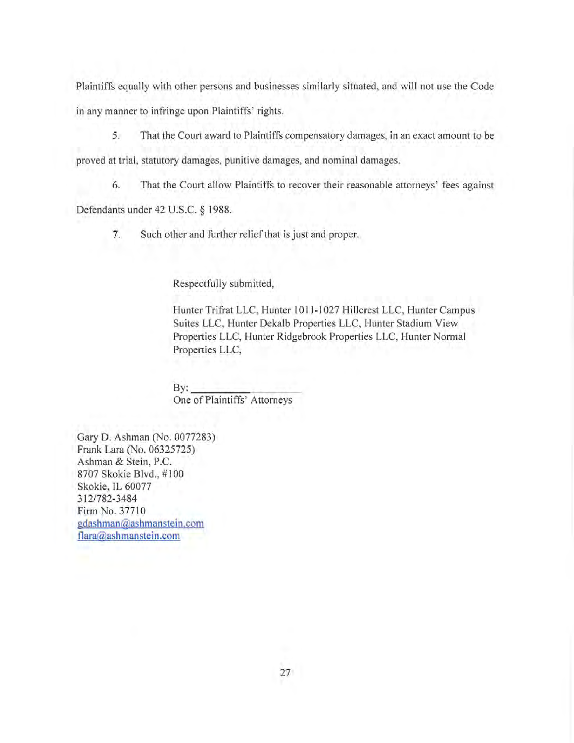Plaintiffs equally with other persons and businesses similarly situated, and will not use the Code in any manner to infringe upon Plaintiffs' rights.

5. That the Court award to Plaintiffs compensatory damages, in an exact amount to be proved at trial, statutory damages, punitive damages, and nominal damages.

6. That the Court allow Plaintiffs to recover their reasonable attorneys' fees against Defendants under 42 U.S.C. § 1988.

7. Such other and further relief that is just and proper.

Respectfully submitted,

Hunter Trifrat LLC, Hunter 1011-1027 Hillcrest LLC, Hunter Campus Suites LLC, Hunter Dekalb Properties LLC, Hunter Stadium View Properties LLC, Hunter Ridgebrook Properties LLC, Hunter Normal Properties LLC,

By: ____________________
One of Plaintiffs' Attorneys

Gary D. Ashman (No. 0077283)
Frank Lara (No. 06325725)
Ashman & Stein, P.C.
8707 Skokie Blvd., #100
Skokie, IL 60077
312/782-3484
Firm No. 37710
gdashman@ashmanstein.com
flara@ashmanstein.com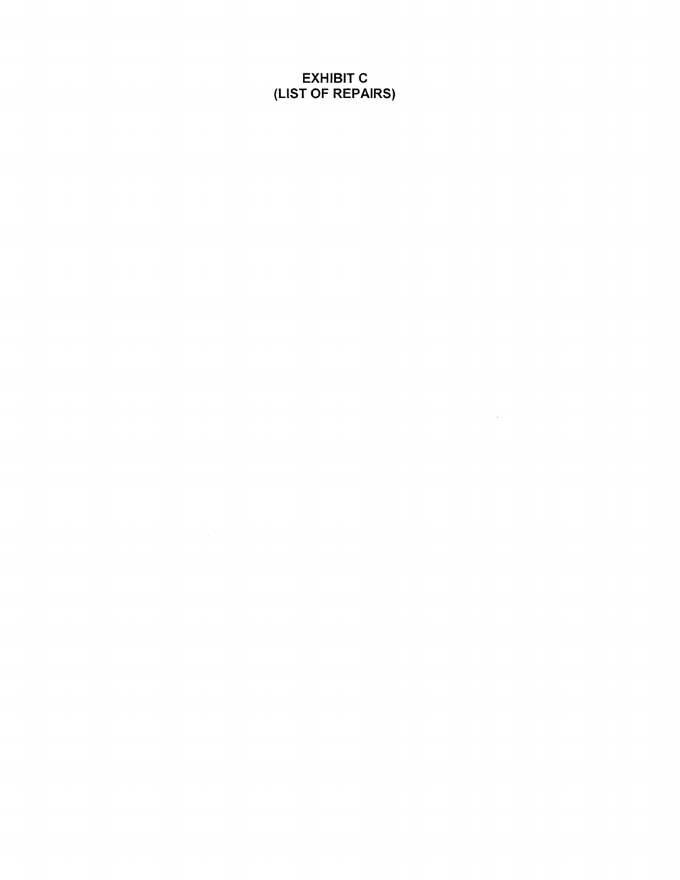# EXHIBIT C
# (LIST OF REPAIRS)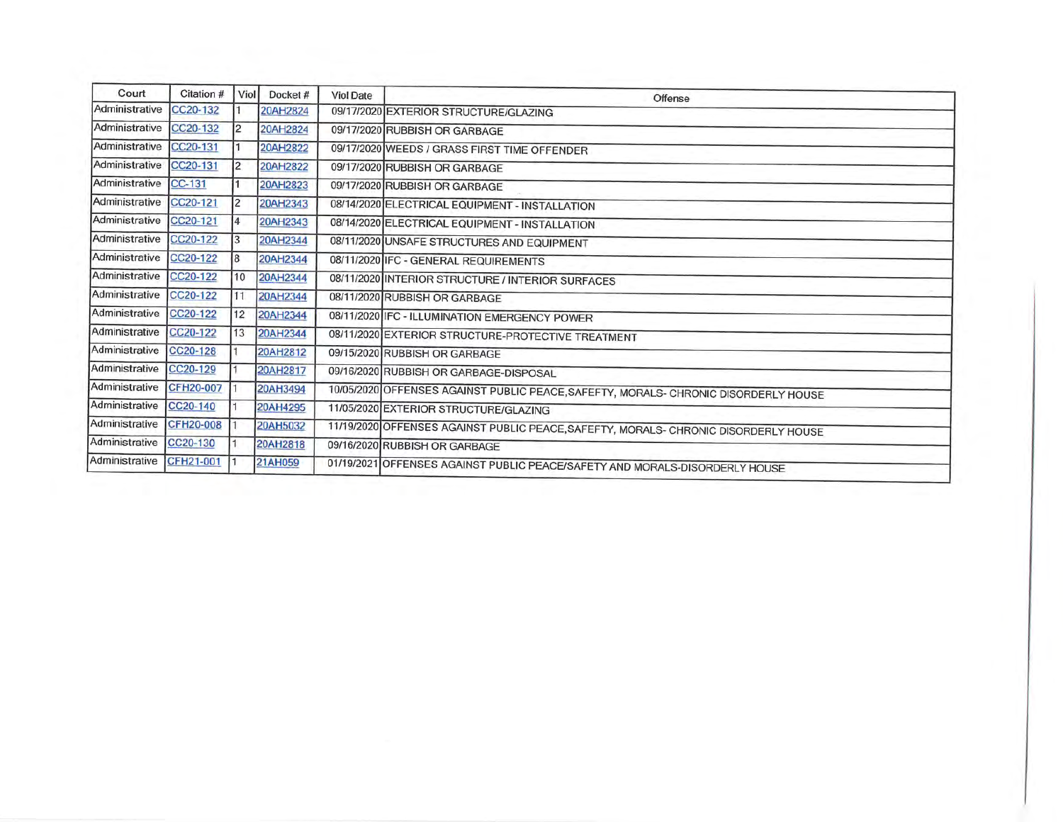| Court | Citation # | Viol | Docket # | Viol Date | Offense |
|---|---|---|---|---|---|
| Administrative | CC20-132 | 1 | 20AH2824 | 09/17/2020 | EXTERIOR STRUCTURE/GLAZING |
| Administrative | CC20-132 | 2 | 20AH2824 | 09/17/2020 | RUBBISH OR GARBAGE |
| Administrative | CC20-131 | 1 | 20AH2822 | 09/17/2020 | WEEDS / GRASS FIRST TIME OFFENDER |
| Administrative | CC20-131 | 2 | 20AH2822 | 09/17/2020 | RUBBISH OR GARBAGE |
| Administrative | CC-131 | 1 | 20AH2823 | 09/17/2020 | RUBBISH OR GARBAGE |
| Administrative | CC20-121 | 2 | 20AH2343 | 08/14/2020 | ELECTRICAL EQUIPMENT - INSTALLATION |
| Administrative | CC20-121 | 4 | 20AH2343 | 08/14/2020 | ELECTRICAL EQUIPMENT - INSTALLATION |
| Administrative | CC20-122 | 3 | 20AH2344 | 08/11/2020 | UNSAFE STRUCTURES AND EQUIPMENT |
| Administrative | CC20-122 | 8 | 20AH2344 | 08/11/2020 | IFC - GENERAL REQUIREMENTS |
| Administrative | CC20-122 | 10 | 20AH2344 | 08/11/2020 | INTERIOR STRUCTURE / INTERIOR SURFACES |
| Administrative | CC20-122 | 11 | 20AH2344 | 08/11/2020 | RUBBISH OR GARBAGE |
| Administrative | CC20-122 | 12 | 20AH2344 | 08/11/2020 | IFC - ILLUMINATION EMERGENCY POWER |
| Administrative | CC20-122 | 13 | 20AH2344 | 08/11/2020 | EXTERIOR STRUCTURE-PROTECTIVE TREATMENT |
| Administrative | CC20-128 | 1 | 20AH2812 | 09/15/2020 | RUBBISH OR GARBAGE |
| Administrative | CC20-129 | 1 | 20AH2817 | 09/16/2020 | RUBBISH OR GARBAGE-DISPOSAL |
| Administrative | CFH20-007 | 1 | 20AH3494 | 10/05/2020 | OFFENSES AGAINST PUBLIC PEACE,SAFEFTY, MORALS- CHRONIC DISORDERLY HOUSE |
| Administrative | CC20-140 | 1 | 20AH4295 | 11/05/2020 | EXTERIOR STRUCTURE/GLAZING |
| Administrative | CFH20-008 | 1 | 20AH5032 | 11/19/2020 | OFFENSES AGAINST PUBLIC PEACE,SAFEFTY, MORALS- CHRONIC DISORDERLY HOUSE |
| Administrative | CC20-130 | 1 | 20AH2818 | 09/16/2020 | RUBBISH OR GARBAGE |
| Administrative | CFH21-001 | 1 | 21AH059 | 01/19/2021 | OFFENSES AGAINST PUBLIC PEACE/SAFETY AND MORALS-DISORDERLY HOUSE |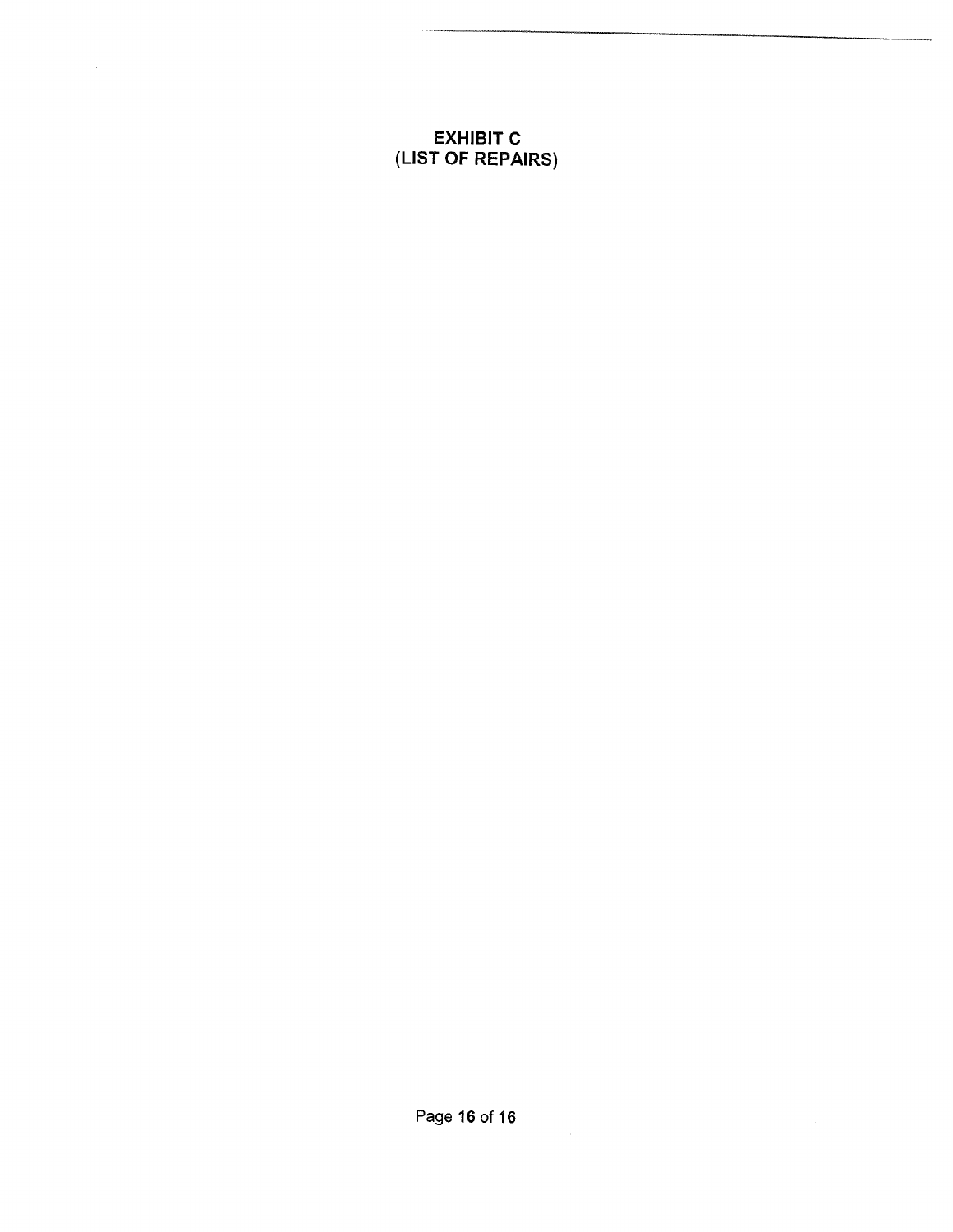# EXHIBIT C
# (LIST OF REPAIRS)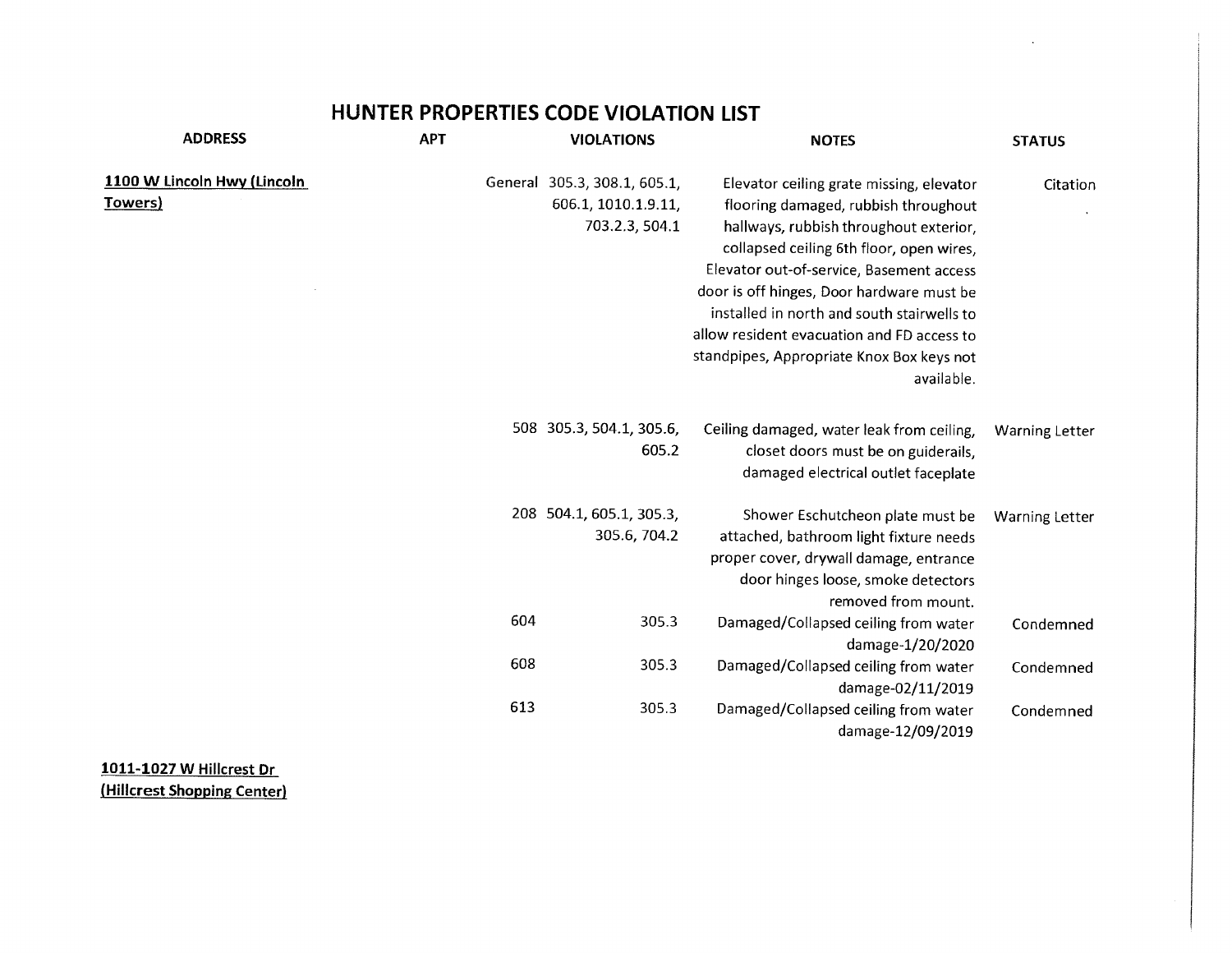# HUNTER PROPERTIES CODE VIOLATION LIST

| ADDRESS | APT | VIOLATIONS | NOTES | STATUS |
|---|---|---|---|---|
| **1100 W Lincoln Hwy (Lincoln Towers)** | General | 305.3, 308.1, 605.1, 606.1, 1010.1.9.11, 703.2.3, 504.1 | Elevator ceiling grate missing, elevator flooring damaged, rubbish throughout hallways, rubbish throughout exterior, collapsed ceiling 6th floor, open wires, Elevator out-of-service, Basement access door is off hinges, Door hardware must be installed in north and south stairwells to allow resident evacuation and FD access to standpipes, Appropriate Knox Box keys not available. | Citation |
| | 508 | 305.3, 504.1, 305.6, 605.2 | Ceiling damaged, water leak from ceiling, closet doors must be on guiderails, damaged electrical outlet faceplate | Warning Letter |
| | 208 | 504.1, 605.1, 305.3, 305.6, 704.2 | Shower Eschutcheon plate must be attached, bathroom light fixture needs proper cover, drywall damage, entrance door hinges loose, smoke detectors removed from mount. | Warning Letter |
| | 604 | 305.3 | Damaged/Collapsed ceiling from water damage-1/20/2020 | Condemned |
| | 608 | 305.3 | Damaged/Collapsed ceiling from water damage-02/11/2019 | Condemned |
| | 613 | 305.3 | Damaged/Collapsed ceiling from water damage-12/09/2019 | Condemned |
| **1011-1027 W Hillcrest Dr (Hillcrest Shopping Center)** | | | | |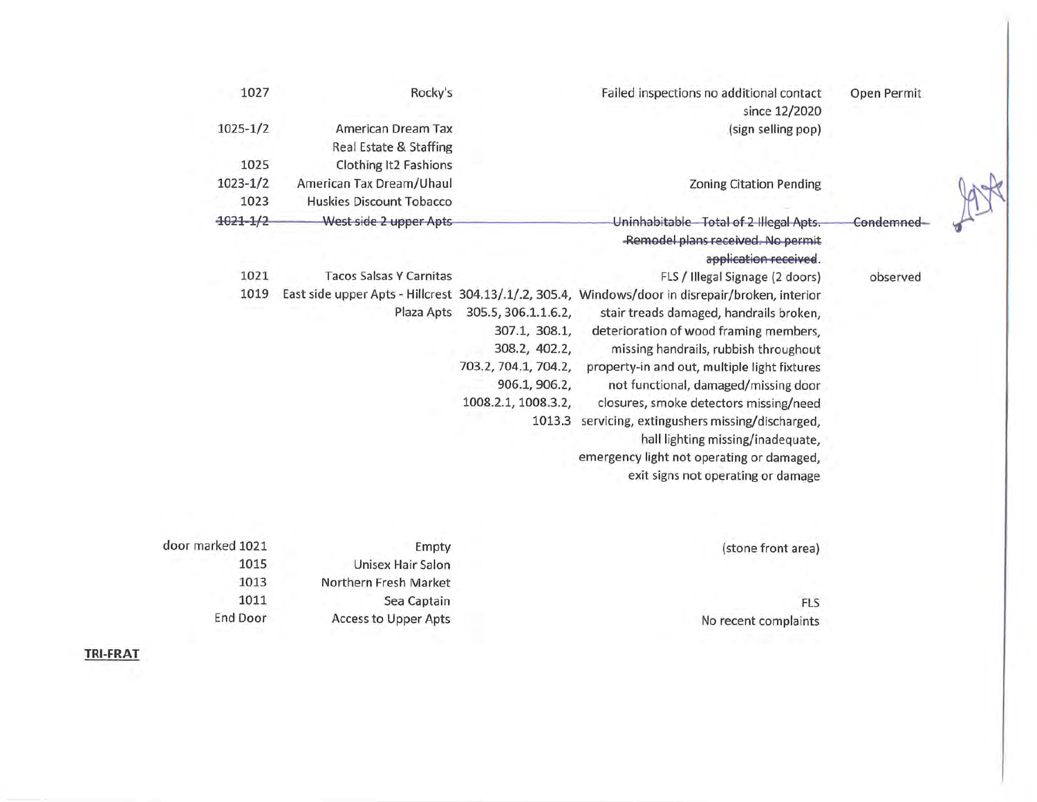| | | | | |
|---|---|---|---|---|
| 1027 | Rocky's | | Failed inspections no additional contact since 12/2020 | Open Permit |
| 1025-1/2 | American Dream Tax Real Estate & Staffing | | (sign selling pop) | |
| 1025 | Clothing It2 Fashions | | | |
| 1023-1/2 | American Tax Dream/Uhaul | | Zoning Citation Pending | |
| 1023 | Huskies Discount Tobacco | | | |
| ~~1021-1/2~~ | ~~West side 2 upper Apts~~ | | ~~Uninhabitable - Total of 2 Illegal Apts. Remodel plans received. No permit application received~~. | ~~Condemned~~ |
| 1021 | Tacos Salsas Y Carnitas | | FLS / Illegal Signage (2 doors) | observed |
| 1019 | East side upper Apts - Hillcrest Plaza Apts | 304.13/.1/.2, 305.4, 305.5, 306.1.1.6.2, 307.1, 308.1, 308.2, 402.2, 703.2, 704.1, 704.2, 906.1, 906.2, 1008.2.1, 1008.3.2, 1013.3 | Windows/door in disrepair/broken, interior stair treads damaged, handrails broken, deterioration of wood framing members, missing handrails, rubbish throughout property-in and out, multiple light fixtures not functional, damaged/missing door closures, smoke detectors missing/need servicing, extinguishers missing/discharged, hall lighting missing/inadequate, emergency light not operating or damaged, exit signs not operating or damage | |
| door marked 1021 | Empty | | (stone front area) | |
| 1015 | Unisex Hair Salon | | | |
| 1013 | Northern Fresh Market | | | |
| 1011 | Sea Captain | | FLS | |
| End Door | Access to Upper Apts | | No recent complaints | |

**TRI-FRAT**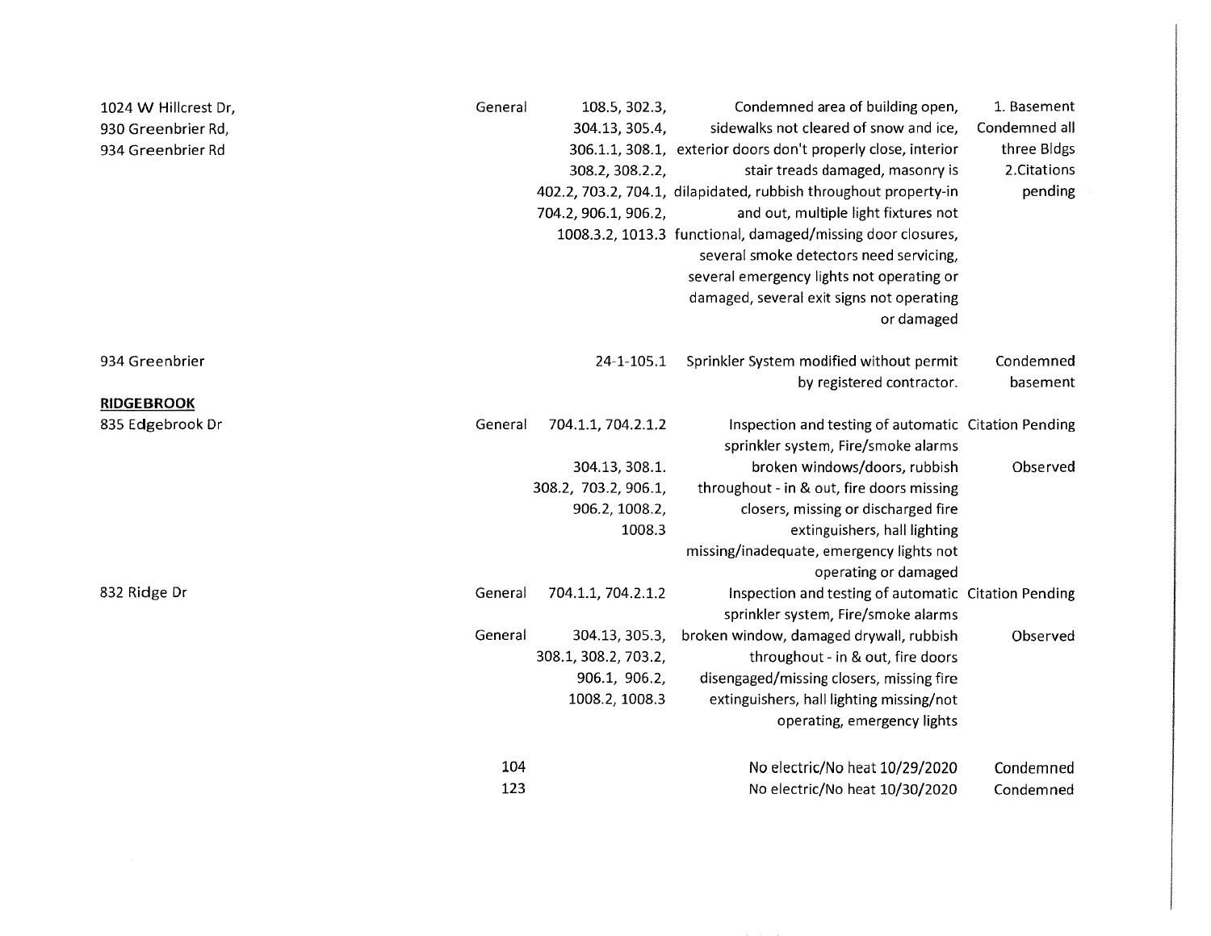| Address | Type | Code Sections | Violations | Status |
|---|---|---|---|---|
| 1024 W Hillcrest Dr, 930 Greenbrier Rd, 934 Greenbrier Rd | General | 108.5, 302.3, 304.13, 305.4, 306.1.1, 308.1, 308.2, 308.2.2, 402.2, 703.2, 704.1, 704.2, 906.1, 906.2, 1008.3.2, 1013.3 | Condemned area of building open, sidewalks not cleared of snow and ice, exterior doors don't properly close, interior stair treads damaged, masonry is dilapidated, rubbish throughout property-in and out, multiple light fixtures not functional, damaged/missing door closures, several smoke detectors need servicing, several emergency lights not operating or damaged, several exit signs not operating or damaged | 1. Basement Condemned all three Bldgs 2.Citations pending |
| 934 Greenbrier | | 24-1-105.1 | Sprinkler System modified without permit by registered contractor. | Condemned basement |
| **RIDGEBROOK** | | | | |
| 835 Edgebrook Dr | General | 704.1.1, 704.2.1.2 | Inspection and testing of automatic sprinkler system, Fire/smoke alarms | Citation Pending |
| | | 304.13, 308.1. 308.2, 703.2, 906.1, 906.2, 1008.2, 1008.3 | broken windows/doors, rubbish throughout - in & out, fire doors missing closers, missing or discharged fire extinguishers, hall lighting missing/inadequate, emergency lights not operating or damaged | Observed |
| 832 Ridge Dr | General | 704.1.1, 704.2.1.2 | Inspection and testing of automatic sprinkler system, Fire/smoke alarms | Citation Pending |
| | General | 304.13, 305.3, 308.1, 308.2, 703.2, 906.1, 906.2, 1008.2, 1008.3 | broken window, damaged drywall, rubbish throughout - in & out, fire doors disengaged/missing closers, missing fire extinguishers, hall lighting missing/not operating, emergency lights | Observed |
| | 104 | | No electric/No heat 10/29/2020 | Condemned |
| | 123 | | No electric/No heat 10/30/2020 | Condemned |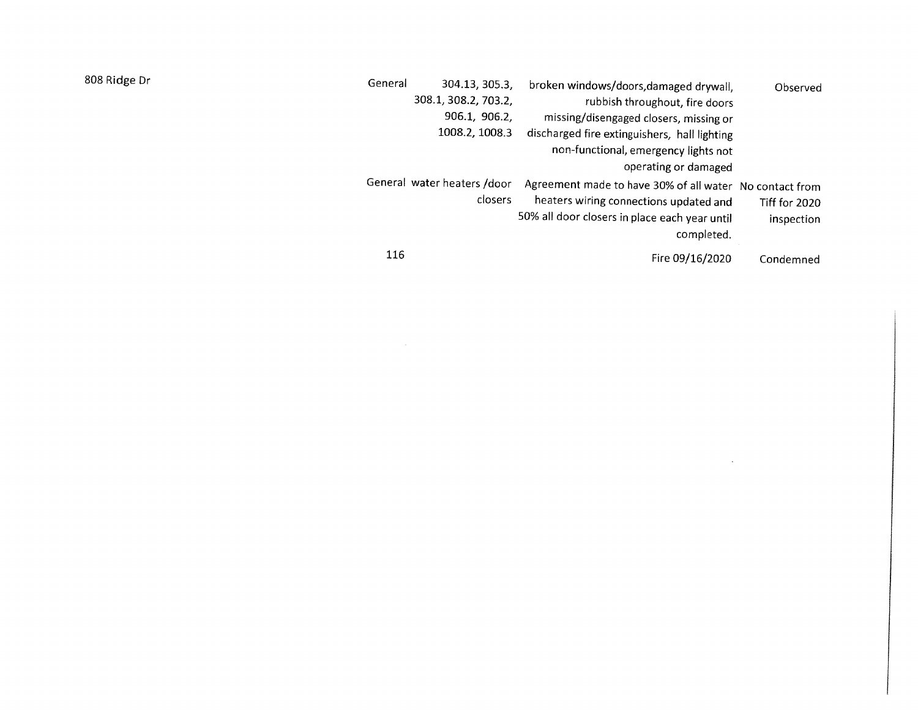| | | | | |
|---|---|---|---|---|
| 808 Ridge Dr | General | 304.13, 305.3, 308.1, 308.2, 703.2, 906.1, 906.2, 1008.2, 1008.3 | broken windows/doors,damaged drywall, rubbish throughout, fire doors missing/disengaged closers, missing or discharged fire extinguishers, hall lighting non-functional, emergency lights not operating or damaged | Observed |
| | General | water heaters /door closers | Agreement made to have 30% of all water heaters wiring connections updated and 50% all door closers in place each year until completed. | No contact from Tiff for 2020 inspection |
| | 116 | | Fire 09/16/2020 | Condemned |